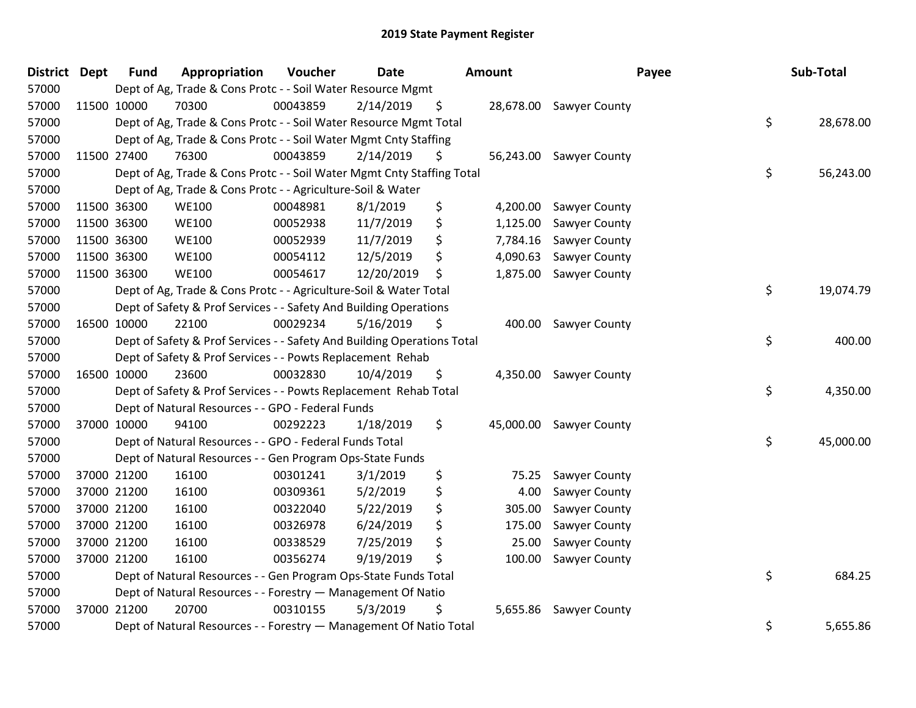# 2019 State Payment Register

| District | Dept | Fund | Appropriation | Voucher | Date | Amount | Payee | Sub-Total |
|---|---|---|---|---|---|---|---|---|
| 57000 | | Dept of Ag, Trade & Cons Protc - - Soil Water Resource Mgmt | | | | | | |
| 57000 | 11500 | 10000 | 70300 | 00043859 | 2/14/2019 | $ 28,678.00 | Sawyer County | |
| 57000 | | Dept of Ag, Trade & Cons Protc - - Soil Water Resource Mgmt Total | | | | | | $ 28,678.00 |
| 57000 | | Dept of Ag, Trade & Cons Protc - - Soil Water Mgmt Cnty Staffing | | | | | | |
| 57000 | 11500 | 27400 | 76300 | 00043859 | 2/14/2019 | $ 56,243.00 | Sawyer County | |
| 57000 | | Dept of Ag, Trade & Cons Protc - - Soil Water Mgmt Cnty Staffing Total | | | | | | $ 56,243.00 |
| 57000 | | Dept of Ag, Trade & Cons Protc - - Agriculture-Soil & Water | | | | | | |
| 57000 | 11500 | 36300 | WE100 | 00048981 | 8/1/2019 | $ 4,200.00 | Sawyer County | |
| 57000 | 11500 | 36300 | WE100 | 00052938 | 11/7/2019 | $ 1,125.00 | Sawyer County | |
| 57000 | 11500 | 36300 | WE100 | 00052939 | 11/7/2019 | $ 7,784.16 | Sawyer County | |
| 57000 | 11500 | 36300 | WE100 | 00054112 | 12/5/2019 | $ 4,090.63 | Sawyer County | |
| 57000 | 11500 | 36300 | WE100 | 00054617 | 12/20/2019 | $ 1,875.00 | Sawyer County | |
| 57000 | | Dept of Ag, Trade & Cons Protc - - Agriculture-Soil & Water Total | | | | | | $ 19,074.79 |
| 57000 | | Dept of Safety & Prof Services - - Safety And Building Operations | | | | | | |
| 57000 | 16500 | 10000 | 22100 | 00029234 | 5/16/2019 | $ 400.00 | Sawyer County | |
| 57000 | | Dept of Safety & Prof Services - - Safety And Building Operations Total | | | | | | $ 400.00 |
| 57000 | | Dept of Safety & Prof Services - - Powts Replacement Rehab | | | | | | |
| 57000 | 16500 | 10000 | 23600 | 00032830 | 10/4/2019 | $ 4,350.00 | Sawyer County | |
| 57000 | | Dept of Safety & Prof Services - - Powts Replacement Rehab Total | | | | | | $ 4,350.00 |
| 57000 | | Dept of Natural Resources - - GPO - Federal Funds | | | | | | |
| 57000 | 37000 | 10000 | 94100 | 00292223 | 1/18/2019 | $ 45,000.00 | Sawyer County | |
| 57000 | | Dept of Natural Resources - - GPO - Federal Funds Total | | | | | | $ 45,000.00 |
| 57000 | | Dept of Natural Resources - - Gen Program Ops-State Funds | | | | | | |
| 57000 | 37000 | 21200 | 16100 | 00301241 | 3/1/2019 | $ 75.25 | Sawyer County | |
| 57000 | 37000 | 21200 | 16100 | 00309361 | 5/2/2019 | $ 4.00 | Sawyer County | |
| 57000 | 37000 | 21200 | 16100 | 00322040 | 5/22/2019 | $ 305.00 | Sawyer County | |
| 57000 | 37000 | 21200 | 16100 | 00326978 | 6/24/2019 | $ 175.00 | Sawyer County | |
| 57000 | 37000 | 21200 | 16100 | 00338529 | 7/25/2019 | $ 25.00 | Sawyer County | |
| 57000 | 37000 | 21200 | 16100 | 00356274 | 9/19/2019 | $ 100.00 | Sawyer County | |
| 57000 | | Dept of Natural Resources - - Gen Program Ops-State Funds Total | | | | | | $ 684.25 |
| 57000 | | Dept of Natural Resources - - Forestry — Management Of Natio | | | | | | |
| 57000 | 37000 | 21200 | 20700 | 00310155 | 5/3/2019 | $ 5,655.86 | Sawyer County | |
| 57000 | | Dept of Natural Resources - - Forestry — Management Of Natio Total | | | | | | $ 5,655.86 |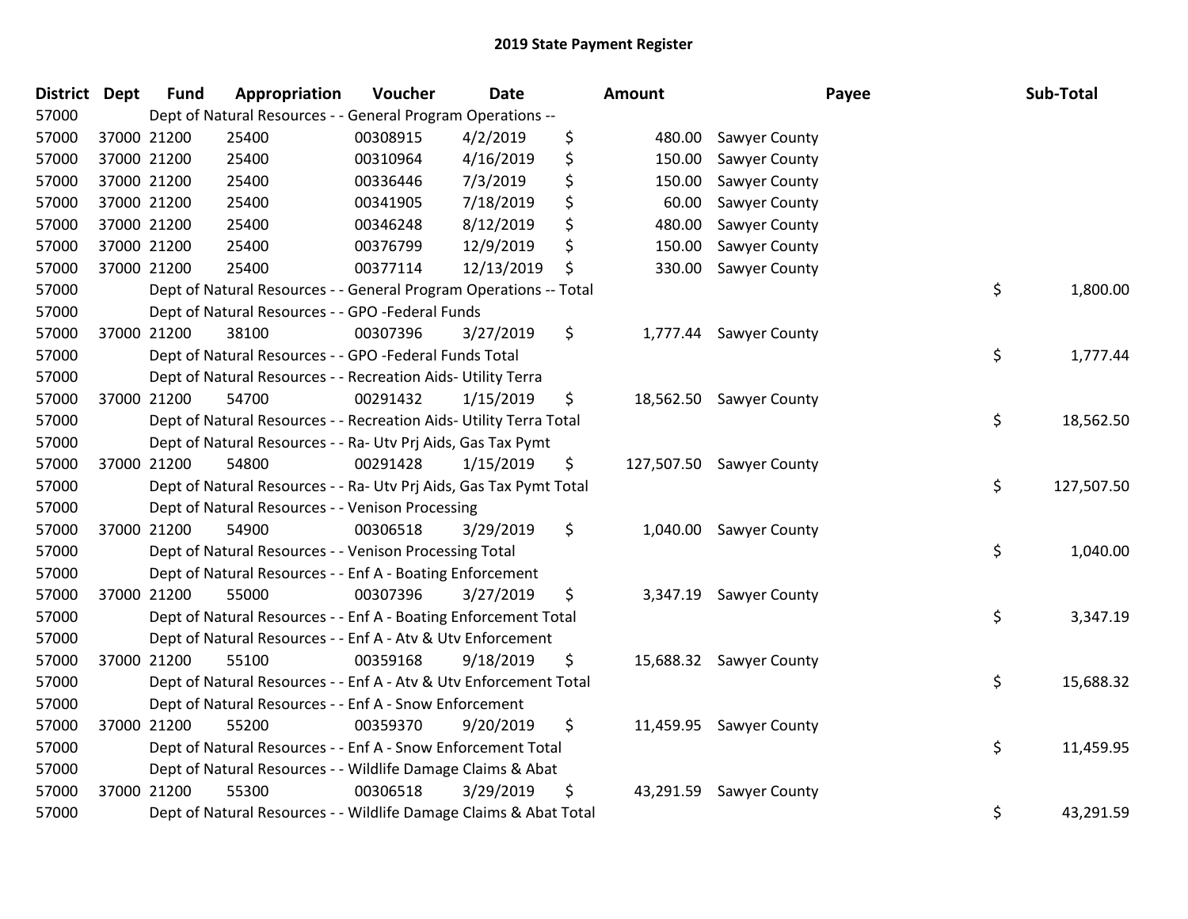# 2019 State Payment Register

| District | Dept | Fund | Appropriation | Voucher | Date | Amount | Payee | Sub-Total |
|---|---|---|---|---|---|---|---|---|
| 57000 | | Dept of Natural Resources - - General Program Operations -- | | | | | | |
| 57000 | 37000 | 21200 | 25400 | 00308915 | 4/2/2019 | $ 480.00 | Sawyer County | |
| 57000 | 37000 | 21200 | 25400 | 00310964 | 4/16/2019 | $ 150.00 | Sawyer County | |
| 57000 | 37000 | 21200 | 25400 | 00336446 | 7/3/2019 | $ 150.00 | Sawyer County | |
| 57000 | 37000 | 21200 | 25400 | 00341905 | 7/18/2019 | $ 60.00 | Sawyer County | |
| 57000 | 37000 | 21200 | 25400 | 00346248 | 8/12/2019 | $ 480.00 | Sawyer County | |
| 57000 | 37000 | 21200 | 25400 | 00376799 | 12/9/2019 | $ 150.00 | Sawyer County | |
| 57000 | 37000 | 21200 | 25400 | 00377114 | 12/13/2019 | $ 330.00 | Sawyer County | |
| 57000 | | Dept of Natural Resources - - General Program Operations -- Total | | | | | | $ 1,800.00 |
| 57000 | | Dept of Natural Resources - - GPO -Federal Funds | | | | | | |
| 57000 | 37000 | 21200 | 38100 | 00307396 | 3/27/2019 | $ 1,777.44 | Sawyer County | |
| 57000 | | Dept of Natural Resources - - GPO -Federal Funds Total | | | | | | $ 1,777.44 |
| 57000 | | Dept of Natural Resources - - Recreation Aids- Utility Terra | | | | | | |
| 57000 | 37000 | 21200 | 54700 | 00291432 | 1/15/2019 | $ 18,562.50 | Sawyer County | |
| 57000 | | Dept of Natural Resources - - Recreation Aids- Utility Terra Total | | | | | | $ 18,562.50 |
| 57000 | | Dept of Natural Resources - - Ra- Utv Prj Aids, Gas Tax Pymt | | | | | | |
| 57000 | 37000 | 21200 | 54800 | 00291428 | 1/15/2019 | $ 127,507.50 | Sawyer County | |
| 57000 | | Dept of Natural Resources - - Ra- Utv Prj Aids, Gas Tax Pymt Total | | | | | | $ 127,507.50 |
| 57000 | | Dept of Natural Resources - - Venison Processing | | | | | | |
| 57000 | 37000 | 21200 | 54900 | 00306518 | 3/29/2019 | $ 1,040.00 | Sawyer County | |
| 57000 | | Dept of Natural Resources - - Venison Processing Total | | | | | | $ 1,040.00 |
| 57000 | | Dept of Natural Resources - - Enf A - Boating Enforcement | | | | | | |
| 57000 | 37000 | 21200 | 55000 | 00307396 | 3/27/2019 | $ 3,347.19 | Sawyer County | |
| 57000 | | Dept of Natural Resources - - Enf A - Boating Enforcement Total | | | | | | $ 3,347.19 |
| 57000 | | Dept of Natural Resources - - Enf A - Atv & Utv Enforcement | | | | | | |
| 57000 | 37000 | 21200 | 55100 | 00359168 | 9/18/2019 | $ 15,688.32 | Sawyer County | |
| 57000 | | Dept of Natural Resources - - Enf A - Atv & Utv Enforcement Total | | | | | | $ 15,688.32 |
| 57000 | | Dept of Natural Resources - - Enf A - Snow Enforcement | | | | | | |
| 57000 | 37000 | 21200 | 55200 | 00359370 | 9/20/2019 | $ 11,459.95 | Sawyer County | |
| 57000 | | Dept of Natural Resources - - Enf A - Snow Enforcement Total | | | | | | $ 11,459.95 |
| 57000 | | Dept of Natural Resources - - Wildlife Damage Claims & Abat | | | | | | |
| 57000 | 37000 | 21200 | 55300 | 00306518 | 3/29/2019 | $ 43,291.59 | Sawyer County | |
| 57000 | | Dept of Natural Resources - - Wildlife Damage Claims & Abat Total | | | | | | $ 43,291.59 |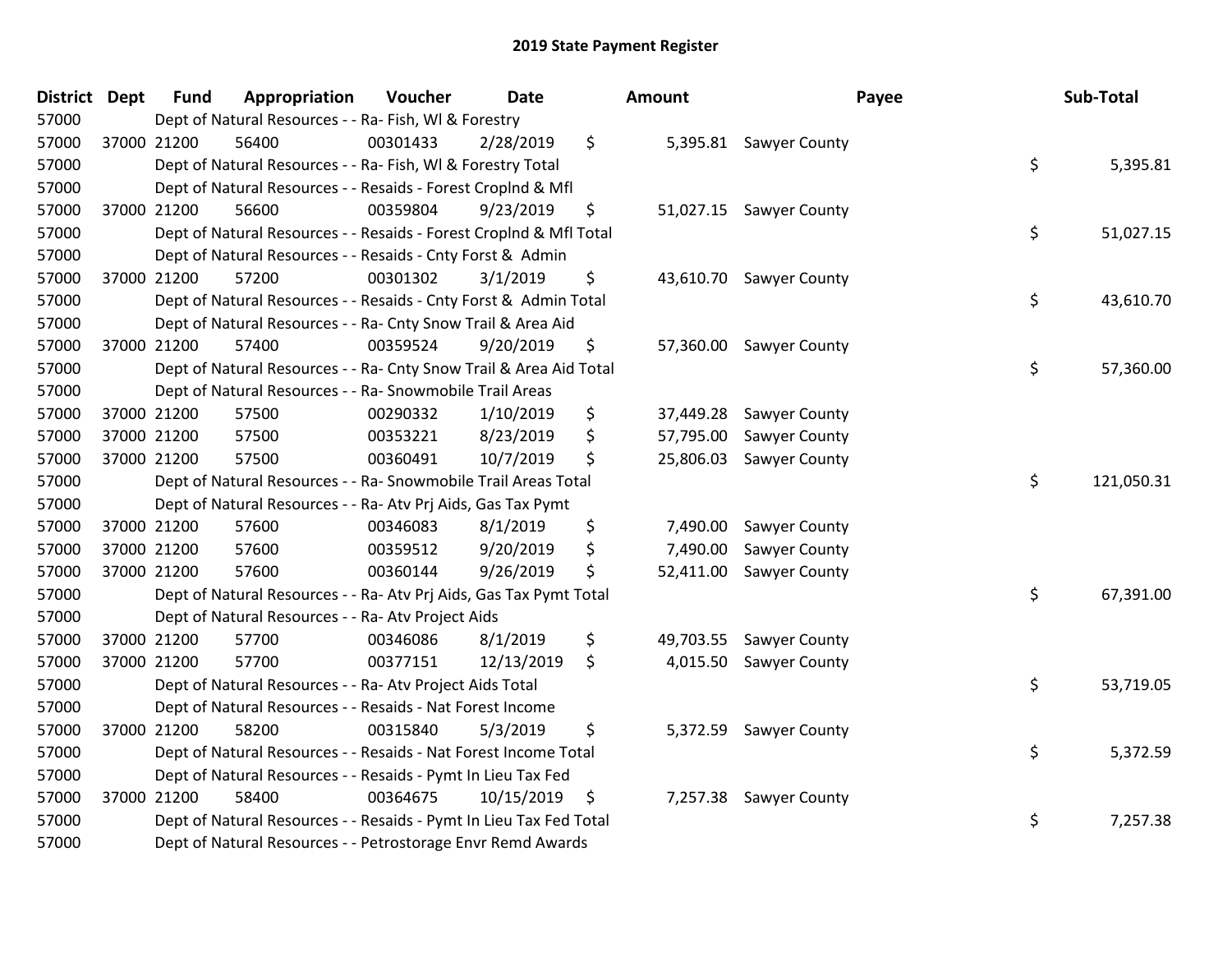# 2019 State Payment Register

| District | Dept | Fund | Appropriation | Voucher | Date | Amount | Payee | Sub-Total |
|---|---|---|---|---|---|---|---|---|
| 57000 | | Dept of Natural Resources - - Ra- Fish, Wl & Forestry | | | | | | |
| 57000 | 37000 | 21200 | 56400 | 00301433 | 2/28/2019 | $ 5,395.81 | Sawyer County | |
| 57000 | | Dept of Natural Resources - - Ra- Fish, Wl & Forestry Total | | | | | | $ 5,395.81 |
| 57000 | | Dept of Natural Resources - - Resaids - Forest Croplnd & Mfl | | | | | | |
| 57000 | 37000 | 21200 | 56600 | 00359804 | 9/23/2019 | $ 51,027.15 | Sawyer County | |
| 57000 | | Dept of Natural Resources - - Resaids - Forest Croplnd & Mfl Total | | | | | | $ 51,027.15 |
| 57000 | | Dept of Natural Resources - - Resaids - Cnty Forst & Admin | | | | | | |
| 57000 | 37000 | 21200 | 57200 | 00301302 | 3/1/2019 | $ 43,610.70 | Sawyer County | |
| 57000 | | Dept of Natural Resources - - Resaids - Cnty Forst & Admin Total | | | | | | $ 43,610.70 |
| 57000 | | Dept of Natural Resources - - Ra- Cnty Snow Trail & Area Aid | | | | | | |
| 57000 | 37000 | 21200 | 57400 | 00359524 | 9/20/2019 | $ 57,360.00 | Sawyer County | |
| 57000 | | Dept of Natural Resources - - Ra- Cnty Snow Trail & Area Aid Total | | | | | | $ 57,360.00 |
| 57000 | | Dept of Natural Resources - - Ra- Snowmobile Trail Areas | | | | | | |
| 57000 | 37000 | 21200 | 57500 | 00290332 | 1/10/2019 | $ 37,449.28 | Sawyer County | |
| 57000 | 37000 | 21200 | 57500 | 00353221 | 8/23/2019 | $ 57,795.00 | Sawyer County | |
| 57000 | 37000 | 21200 | 57500 | 00360491 | 10/7/2019 | $ 25,806.03 | Sawyer County | |
| 57000 | | Dept of Natural Resources - - Ra- Snowmobile Trail Areas Total | | | | | | $ 121,050.31 |
| 57000 | | Dept of Natural Resources - - Ra- Atv Prj Aids, Gas Tax Pymt | | | | | | |
| 57000 | 37000 | 21200 | 57600 | 00346083 | 8/1/2019 | $ 7,490.00 | Sawyer County | |
| 57000 | 37000 | 21200 | 57600 | 00359512 | 9/20/2019 | $ 7,490.00 | Sawyer County | |
| 57000 | 37000 | 21200 | 57600 | 00360144 | 9/26/2019 | $ 52,411.00 | Sawyer County | |
| 57000 | | Dept of Natural Resources - - Ra- Atv Prj Aids, Gas Tax Pymt Total | | | | | | $ 67,391.00 |
| 57000 | | Dept of Natural Resources - - Ra- Atv Project Aids | | | | | | |
| 57000 | 37000 | 21200 | 57700 | 00346086 | 8/1/2019 | $ 49,703.55 | Sawyer County | |
| 57000 | 37000 | 21200 | 57700 | 00377151 | 12/13/2019 | $ 4,015.50 | Sawyer County | |
| 57000 | | Dept of Natural Resources - - Ra- Atv Project Aids Total | | | | | | $ 53,719.05 |
| 57000 | | Dept of Natural Resources - - Resaids - Nat Forest Income | | | | | | |
| 57000 | 37000 | 21200 | 58200 | 00315840 | 5/3/2019 | $ 5,372.59 | Sawyer County | |
| 57000 | | Dept of Natural Resources - - Resaids - Nat Forest Income Total | | | | | | $ 5,372.59 |
| 57000 | | Dept of Natural Resources - - Resaids - Pymt In Lieu Tax Fed | | | | | | |
| 57000 | 37000 | 21200 | 58400 | 00364675 | 10/15/2019 | $ 7,257.38 | Sawyer County | |
| 57000 | | Dept of Natural Resources - - Resaids - Pymt In Lieu Tax Fed Total | | | | | | $ 7,257.38 |
| 57000 | | Dept of Natural Resources - - Petrostorage Envr Remd Awards | | | | | | |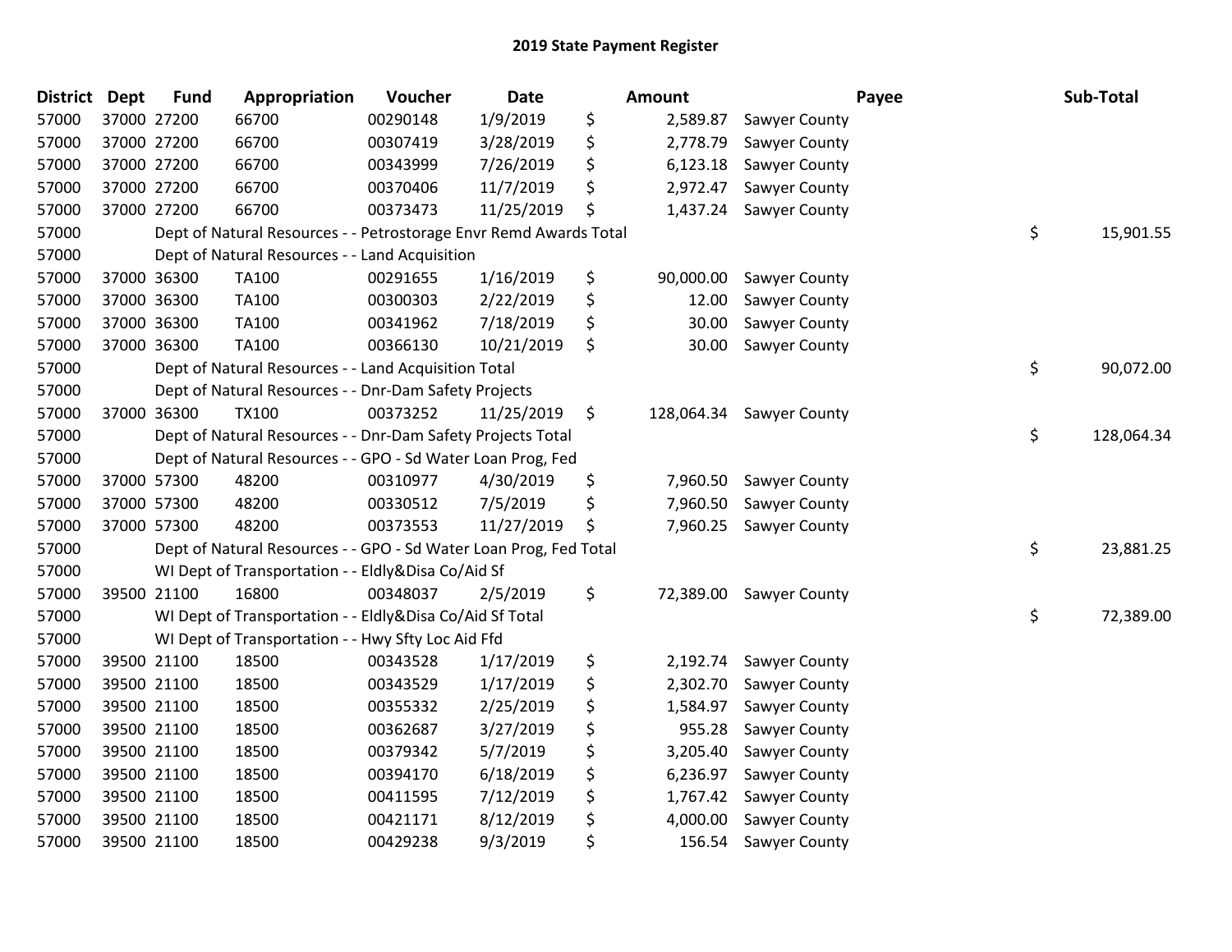## 2019 State Payment Register

| District | Dept | Fund | Appropriation | Voucher | Date | Amount | Payee | Sub-Total |
|---|---|---|---|---|---|---|---|---|
| 57000 | 37000 | 27200 | 66700 | 00290148 | 1/9/2019 | $ 2,589.87 | Sawyer County | |
| 57000 | 37000 | 27200 | 66700 | 00307419 | 3/28/2019 | $ 2,778.79 | Sawyer County | |
| 57000 | 37000 | 27200 | 66700 | 00343999 | 7/26/2019 | $ 6,123.18 | Sawyer County | |
| 57000 | 37000 | 27200 | 66700 | 00370406 | 11/7/2019 | $ 2,972.47 | Sawyer County | |
| 57000 | 37000 | 27200 | 66700 | 00373473 | 11/25/2019 | $ 1,437.24 | Sawyer County | |
| 57000 | | Dept of Natural Resources - - Petrostorage Envr Remd Awards Total | | | | | | $ 15,901.55 |
| 57000 | | Dept of Natural Resources - - Land Acquisition | | | | | | |
| 57000 | 37000 | 36300 | TA100 | 00291655 | 1/16/2019 | $ 90,000.00 | Sawyer County | |
| 57000 | 37000 | 36300 | TA100 | 00300303 | 2/22/2019 | $ 12.00 | Sawyer County | |
| 57000 | 37000 | 36300 | TA100 | 00341962 | 7/18/2019 | $ 30.00 | Sawyer County | |
| 57000 | 37000 | 36300 | TA100 | 00366130 | 10/21/2019 | $ 30.00 | Sawyer County | |
| 57000 | | Dept of Natural Resources - - Land Acquisition Total | | | | | | $ 90,072.00 |
| 57000 | | Dept of Natural Resources - - Dnr-Dam Safety Projects | | | | | | |
| 57000 | 37000 | 36300 | TX100 | 00373252 | 11/25/2019 | $ 128,064.34 | Sawyer County | |
| 57000 | | Dept of Natural Resources - - Dnr-Dam Safety Projects Total | | | | | | $ 128,064.34 |
| 57000 | | Dept of Natural Resources - - GPO - Sd Water Loan Prog, Fed | | | | | | |
| 57000 | 37000 | 57300 | 48200 | 00310977 | 4/30/2019 | $ 7,960.50 | Sawyer County | |
| 57000 | 37000 | 57300 | 48200 | 00330512 | 7/5/2019 | $ 7,960.50 | Sawyer County | |
| 57000 | 37000 | 57300 | 48200 | 00373553 | 11/27/2019 | $ 7,960.25 | Sawyer County | |
| 57000 | | Dept of Natural Resources - - GPO - Sd Water Loan Prog, Fed Total | | | | | | $ 23,881.25 |
| 57000 | | WI Dept of Transportation - - Eldly&Disa Co/Aid Sf | | | | | | |
| 57000 | 39500 | 21100 | 16800 | 00348037 | 2/5/2019 | $ 72,389.00 | Sawyer County | |
| 57000 | | WI Dept of Transportation - - Eldly&Disa Co/Aid Sf Total | | | | | | $ 72,389.00 |
| 57000 | | WI Dept of Transportation - - Hwy Sfty Loc Aid Ffd | | | | | | |
| 57000 | 39500 | 21100 | 18500 | 00343528 | 1/17/2019 | $ 2,192.74 | Sawyer County | |
| 57000 | 39500 | 21100 | 18500 | 00343529 | 1/17/2019 | $ 2,302.70 | Sawyer County | |
| 57000 | 39500 | 21100 | 18500 | 00355332 | 2/25/2019 | $ 1,584.97 | Sawyer County | |
| 57000 | 39500 | 21100 | 18500 | 00362687 | 3/27/2019 | $ 955.28 | Sawyer County | |
| 57000 | 39500 | 21100 | 18500 | 00379342 | 5/7/2019 | $ 3,205.40 | Sawyer County | |
| 57000 | 39500 | 21100 | 18500 | 00394170 | 6/18/2019 | $ 6,236.97 | Sawyer County | |
| 57000 | 39500 | 21100 | 18500 | 00411595 | 7/12/2019 | $ 1,767.42 | Sawyer County | |
| 57000 | 39500 | 21100 | 18500 | 00421171 | 8/12/2019 | $ 4,000.00 | Sawyer County | |
| 57000 | 39500 | 21100 | 18500 | 00429238 | 9/3/2019 | $ 156.54 | Sawyer County | |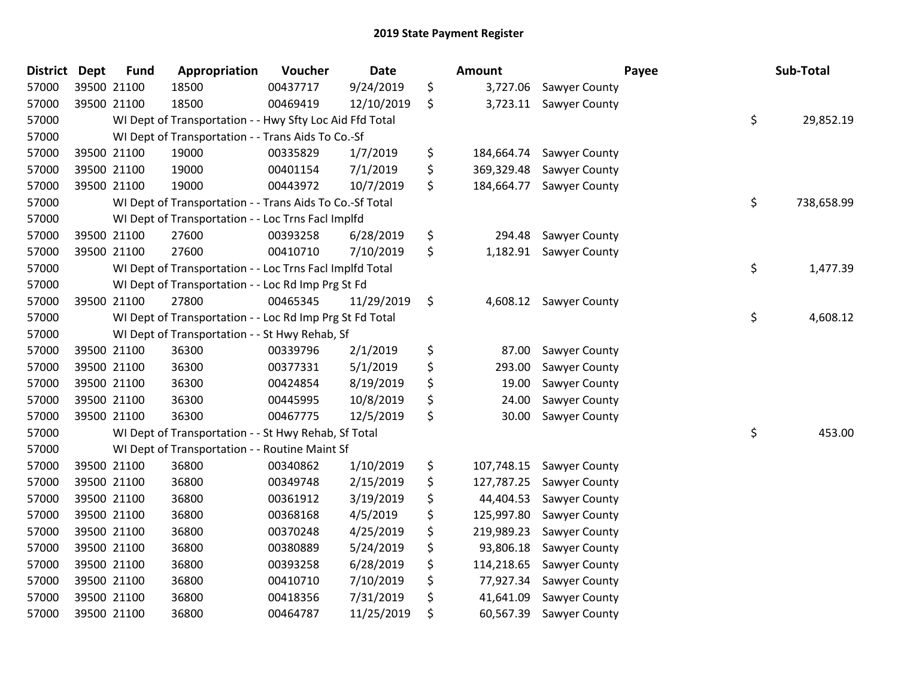## 2019 State Payment Register

| District | Dept | Fund | Appropriation | Voucher | Date | | Amount | Payee | | Sub-Total |
|---|---|---|---|---|---|---|---|---|---|---|
| 57000 | 39500 | 21100 | 18500 | 00437717 | 9/24/2019 | $ | 3,727.06 | Sawyer County | | |
| 57000 | 39500 | 21100 | 18500 | 00469419 | 12/10/2019 | $ | 3,723.11 | Sawyer County | | |
| 57000 | | WI Dept of Transportation - - Hwy Sfty Loc Aid Ffd Total | | | | | | | $ | 29,852.19 |
| 57000 | | WI Dept of Transportation - - Trans Aids To Co.-Sf | | | | | | | | |
| 57000 | 39500 | 21100 | 19000 | 00335829 | 1/7/2019 | $ | 184,664.74 | Sawyer County | | |
| 57000 | 39500 | 21100 | 19000 | 00401154 | 7/1/2019 | $ | 369,329.48 | Sawyer County | | |
| 57000 | 39500 | 21100 | 19000 | 00443972 | 10/7/2019 | $ | 184,664.77 | Sawyer County | | |
| 57000 | | WI Dept of Transportation - - Trans Aids To Co.-Sf Total | | | | | | | $ | 738,658.99 |
| 57000 | | WI Dept of Transportation - - Loc Trns Facl Implfd | | | | | | | | |
| 57000 | 39500 | 21100 | 27600 | 00393258 | 6/28/2019 | $ | 294.48 | Sawyer County | | |
| 57000 | 39500 | 21100 | 27600 | 00410710 | 7/10/2019 | $ | 1,182.91 | Sawyer County | | |
| 57000 | | WI Dept of Transportation - - Loc Trns Facl Implfd Total | | | | | | | $ | 1,477.39 |
| 57000 | | WI Dept of Transportation - - Loc Rd Imp Prg St Fd | | | | | | | | |
| 57000 | 39500 | 21100 | 27800 | 00465345 | 11/29/2019 | $ | 4,608.12 | Sawyer County | | |
| 57000 | | WI Dept of Transportation - - Loc Rd Imp Prg St Fd Total | | | | | | | $ | 4,608.12 |
| 57000 | | WI Dept of Transportation - - St Hwy Rehab, Sf | | | | | | | | |
| 57000 | 39500 | 21100 | 36300 | 00339796 | 2/1/2019 | $ | 87.00 | Sawyer County | | |
| 57000 | 39500 | 21100 | 36300 | 00377331 | 5/1/2019 | $ | 293.00 | Sawyer County | | |
| 57000 | 39500 | 21100 | 36300 | 00424854 | 8/19/2019 | $ | 19.00 | Sawyer County | | |
| 57000 | 39500 | 21100 | 36300 | 00445995 | 10/8/2019 | $ | 24.00 | Sawyer County | | |
| 57000 | 39500 | 21100 | 36300 | 00467775 | 12/5/2019 | $ | 30.00 | Sawyer County | | |
| 57000 | | WI Dept of Transportation - - St Hwy Rehab, Sf Total | | | | | | | $ | 453.00 |
| 57000 | | WI Dept of Transportation - - Routine Maint Sf | | | | | | | | |
| 57000 | 39500 | 21100 | 36800 | 00340862 | 1/10/2019 | $ | 107,748.15 | Sawyer County | | |
| 57000 | 39500 | 21100 | 36800 | 00349748 | 2/15/2019 | $ | 127,787.25 | Sawyer County | | |
| 57000 | 39500 | 21100 | 36800 | 00361912 | 3/19/2019 | $ | 44,404.53 | Sawyer County | | |
| 57000 | 39500 | 21100 | 36800 | 00368168 | 4/5/2019 | $ | 125,997.80 | Sawyer County | | |
| 57000 | 39500 | 21100 | 36800 | 00370248 | 4/25/2019 | $ | 219,989.23 | Sawyer County | | |
| 57000 | 39500 | 21100 | 36800 | 00380889 | 5/24/2019 | $ | 93,806.18 | Sawyer County | | |
| 57000 | 39500 | 21100 | 36800 | 00393258 | 6/28/2019 | $ | 114,218.65 | Sawyer County | | |
| 57000 | 39500 | 21100 | 36800 | 00410710 | 7/10/2019 | $ | 77,927.34 | Sawyer County | | |
| 57000 | 39500 | 21100 | 36800 | 00418356 | 7/31/2019 | $ | 41,641.09 | Sawyer County | | |
| 57000 | 39500 | 21100 | 36800 | 00464787 | 11/25/2019 | $ | 60,567.39 | Sawyer County | | |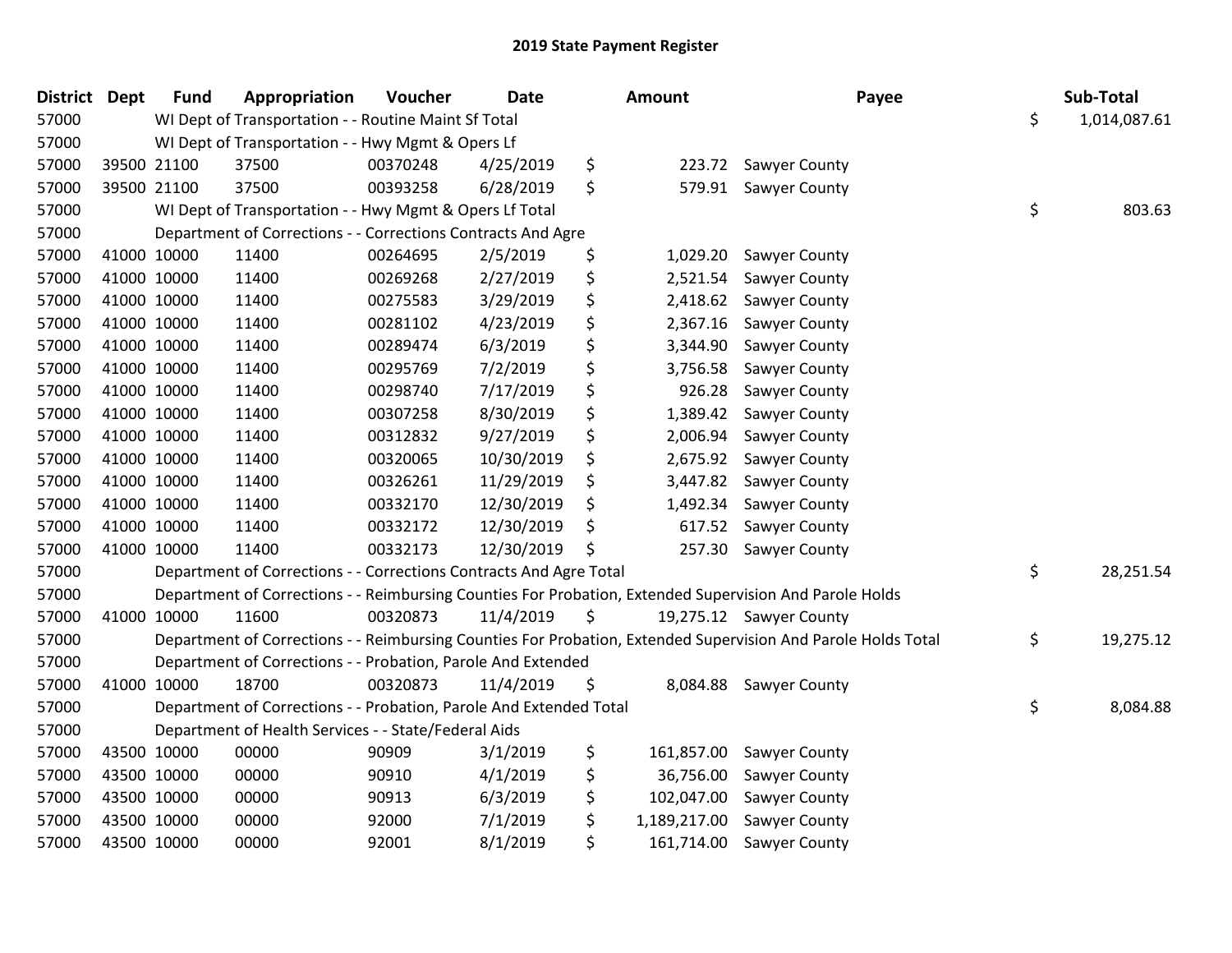# 2019 State Payment Register

| District | Dept | Fund | Appropriation | Voucher | Date | Amount | Payee | Sub-Total |
|---|---|---|---|---|---|---|---|---|
| 57000 | | WI Dept of Transportation - - Routine Maint Sf Total | | | | | | $ 1,014,087.61 |
| 57000 | | WI Dept of Transportation - - Hwy Mgmt & Opers Lf | | | | | | |
| 57000 | 39500 | 21100 | 37500 | 00370248 | 4/25/2019 | $ 223.72 | Sawyer County | |
| 57000 | 39500 | 21100 | 37500 | 00393258 | 6/28/2019 | $ 579.91 | Sawyer County | |
| 57000 | | WI Dept of Transportation - - Hwy Mgmt & Opers Lf Total | | | | | | $ 803.63 |
| 57000 | | Department of Corrections - - Corrections Contracts And Agre | | | | | | |
| 57000 | 41000 | 10000 | 11400 | 00264695 | 2/5/2019 | $ 1,029.20 | Sawyer County | |
| 57000 | 41000 | 10000 | 11400 | 00269268 | 2/27/2019 | $ 2,521.54 | Sawyer County | |
| 57000 | 41000 | 10000 | 11400 | 00275583 | 3/29/2019 | $ 2,418.62 | Sawyer County | |
| 57000 | 41000 | 10000 | 11400 | 00281102 | 4/23/2019 | $ 2,367.16 | Sawyer County | |
| 57000 | 41000 | 10000 | 11400 | 00289474 | 6/3/2019 | $ 3,344.90 | Sawyer County | |
| 57000 | 41000 | 10000 | 11400 | 00295769 | 7/2/2019 | $ 3,756.58 | Sawyer County | |
| 57000 | 41000 | 10000 | 11400 | 00298740 | 7/17/2019 | $ 926.28 | Sawyer County | |
| 57000 | 41000 | 10000 | 11400 | 00307258 | 8/30/2019 | $ 1,389.42 | Sawyer County | |
| 57000 | 41000 | 10000 | 11400 | 00312832 | 9/27/2019 | $ 2,006.94 | Sawyer County | |
| 57000 | 41000 | 10000 | 11400 | 00320065 | 10/30/2019 | $ 2,675.92 | Sawyer County | |
| 57000 | 41000 | 10000 | 11400 | 00326261 | 11/29/2019 | $ 3,447.82 | Sawyer County | |
| 57000 | 41000 | 10000 | 11400 | 00332170 | 12/30/2019 | $ 1,492.34 | Sawyer County | |
| 57000 | 41000 | 10000 | 11400 | 00332172 | 12/30/2019 | $ 617.52 | Sawyer County | |
| 57000 | 41000 | 10000 | 11400 | 00332173 | 12/30/2019 | $ 257.30 | Sawyer County | |
| 57000 | | Department of Corrections - - Corrections Contracts And Agre Total | | | | | | $ 28,251.54 |
| 57000 | | Department of Corrections - - Reimbursing Counties For Probation, Extended Supervision And Parole Holds | | | | | | |
| 57000 | 41000 | 10000 | 11600 | 00320873 | 11/4/2019 | $ 19,275.12 | Sawyer County | |
| 57000 | | Department of Corrections - - Reimbursing Counties For Probation, Extended Supervision And Parole Holds Total | | | | | | $ 19,275.12 |
| 57000 | | Department of Corrections - - Probation, Parole And Extended | | | | | | |
| 57000 | 41000 | 10000 | 18700 | 00320873 | 11/4/2019 | $ 8,084.88 | Sawyer County | |
| 57000 | | Department of Corrections - - Probation, Parole And Extended Total | | | | | | $ 8,084.88 |
| 57000 | | Department of Health Services - - State/Federal Aids | | | | | | |
| 57000 | 43500 | 10000 | 00000 | 90909 | 3/1/2019 | $ 161,857.00 | Sawyer County | |
| 57000 | 43500 | 10000 | 00000 | 90910 | 4/1/2019 | $ 36,756.00 | Sawyer County | |
| 57000 | 43500 | 10000 | 00000 | 90913 | 6/3/2019 | $ 102,047.00 | Sawyer County | |
| 57000 | 43500 | 10000 | 00000 | 92000 | 7/1/2019 | $ 1,189,217.00 | Sawyer County | |
| 57000 | 43500 | 10000 | 00000 | 92001 | 8/1/2019 | $ 161,714.00 | Sawyer County | |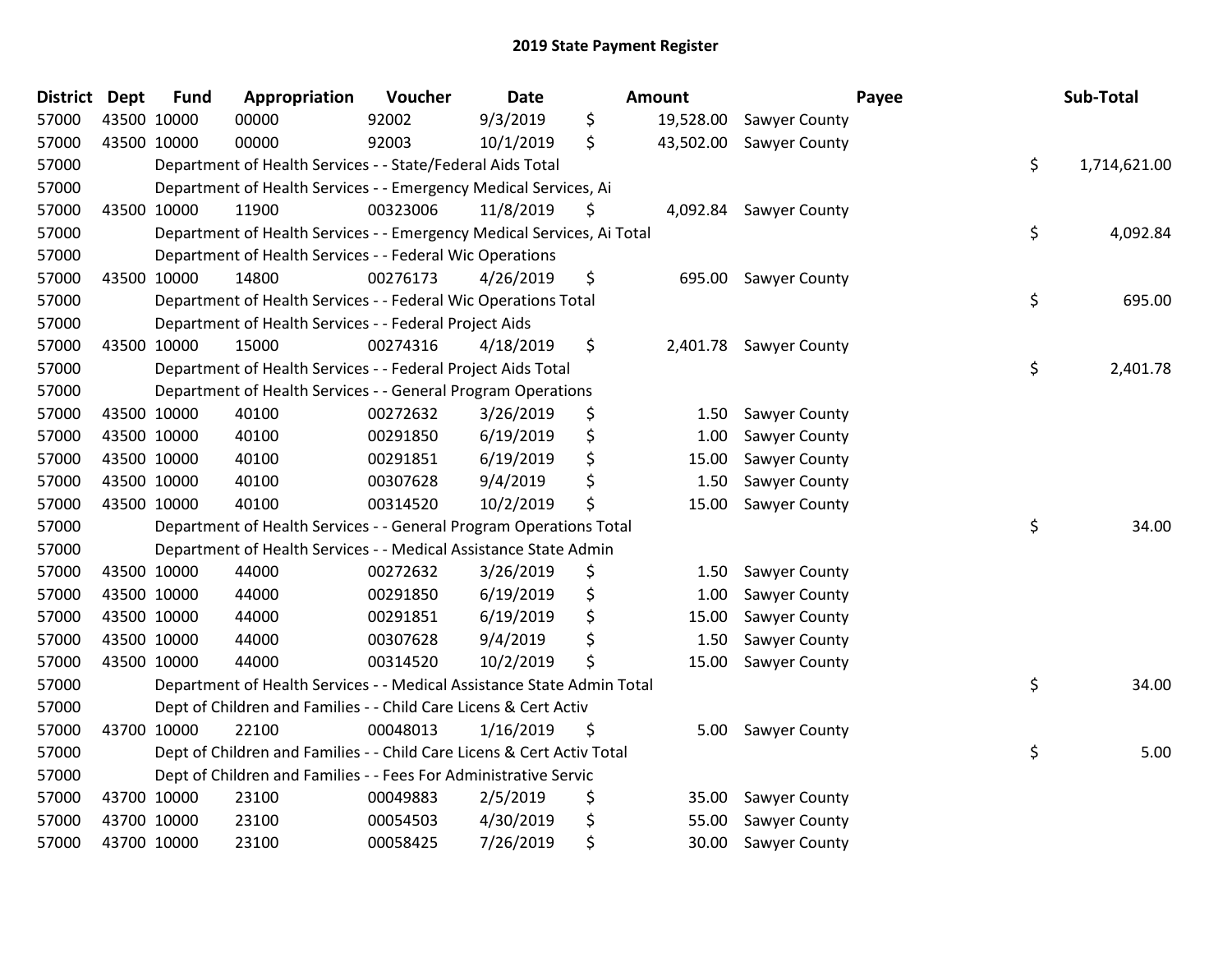# 2019 State Payment Register

| District | Dept | Fund | Appropriation | Voucher | Date | Amount | Payee | Sub-Total |
|---|---|---|---|---|---|---|---|---|
| 57000 | 43500 | 10000 | 00000 | 92002 | 9/3/2019 | $ 19,528.00 | Sawyer County | |
| 57000 | 43500 | 10000 | 00000 | 92003 | 10/1/2019 | $ 43,502.00 | Sawyer County | |
| 57000 | | Department of Health Services - - State/Federal Aids Total | | | | | | $ 1,714,621.00 |
| 57000 | | Department of Health Services - - Emergency Medical Services, Ai | | | | | | |
| 57000 | 43500 | 10000 | 11900 | 00323006 | 11/8/2019 | $ 4,092.84 | Sawyer County | |
| 57000 | | Department of Health Services - - Emergency Medical Services, Ai Total | | | | | | $ 4,092.84 |
| 57000 | | Department of Health Services - - Federal Wic Operations | | | | | | |
| 57000 | 43500 | 10000 | 14800 | 00276173 | 4/26/2019 | $ 695.00 | Sawyer County | |
| 57000 | | Department of Health Services - - Federal Wic Operations Total | | | | | | $ 695.00 |
| 57000 | | Department of Health Services - - Federal Project Aids | | | | | | |
| 57000 | 43500 | 10000 | 15000 | 00274316 | 4/18/2019 | $ 2,401.78 | Sawyer County | |
| 57000 | | Department of Health Services - - Federal Project Aids Total | | | | | | $ 2,401.78 |
| 57000 | | Department of Health Services - - General Program Operations | | | | | | |
| 57000 | 43500 | 10000 | 40100 | 00272632 | 3/26/2019 | $ 1.50 | Sawyer County | |
| 57000 | 43500 | 10000 | 40100 | 00291850 | 6/19/2019 | $ 1.00 | Sawyer County | |
| 57000 | 43500 | 10000 | 40100 | 00291851 | 6/19/2019 | $ 15.00 | Sawyer County | |
| 57000 | 43500 | 10000 | 40100 | 00307628 | 9/4/2019 | $ 1.50 | Sawyer County | |
| 57000 | 43500 | 10000 | 40100 | 00314520 | 10/2/2019 | $ 15.00 | Sawyer County | |
| 57000 | | Department of Health Services - - General Program Operations Total | | | | | | $ 34.00 |
| 57000 | | Department of Health Services - - Medical Assistance State Admin | | | | | | |
| 57000 | 43500 | 10000 | 44000 | 00272632 | 3/26/2019 | $ 1.50 | Sawyer County | |
| 57000 | 43500 | 10000 | 44000 | 00291850 | 6/19/2019 | $ 1.00 | Sawyer County | |
| 57000 | 43500 | 10000 | 44000 | 00291851 | 6/19/2019 | $ 15.00 | Sawyer County | |
| 57000 | 43500 | 10000 | 44000 | 00307628 | 9/4/2019 | $ 1.50 | Sawyer County | |
| 57000 | 43500 | 10000 | 44000 | 00314520 | 10/2/2019 | $ 15.00 | Sawyer County | |
| 57000 | | Department of Health Services - - Medical Assistance State Admin Total | | | | | | $ 34.00 |
| 57000 | | Dept of Children and Families - - Child Care Licens & Cert Activ | | | | | | |
| 57000 | 43700 | 10000 | 22100 | 00048013 | 1/16/2019 | $ 5.00 | Sawyer County | |
| 57000 | | Dept of Children and Families - - Child Care Licens & Cert Activ Total | | | | | | $ 5.00 |
| 57000 | | Dept of Children and Families - - Fees For Administrative Servic | | | | | | |
| 57000 | 43700 | 10000 | 23100 | 00049883 | 2/5/2019 | $ 35.00 | Sawyer County | |
| 57000 | 43700 | 10000 | 23100 | 00054503 | 4/30/2019 | $ 55.00 | Sawyer County | |
| 57000 | 43700 | 10000 | 23100 | 00058425 | 7/26/2019 | $ 30.00 | Sawyer County | |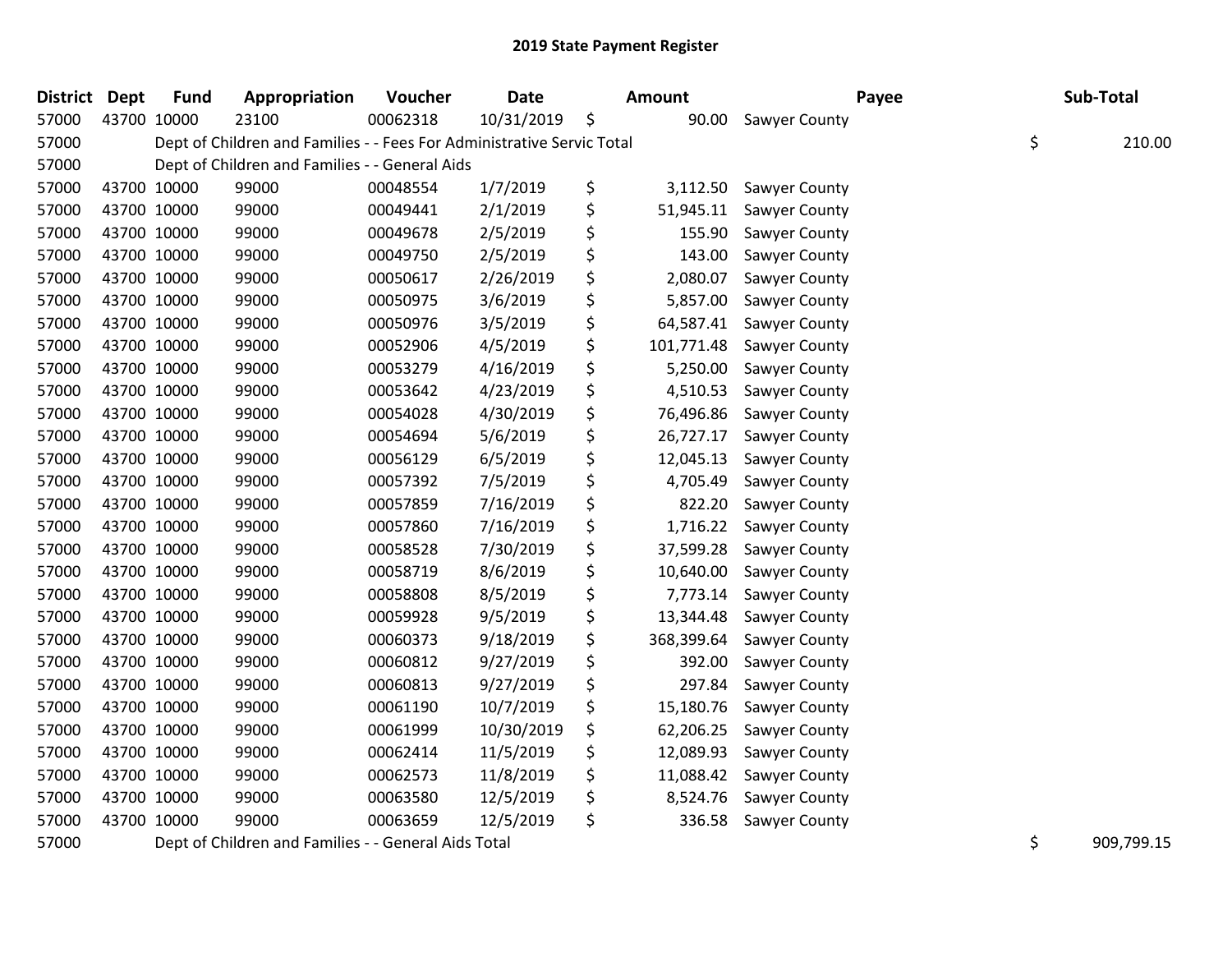## 2019 State Payment Register

| District | Dept | Fund | Appropriation | Voucher | Date | Amount | Payee | Sub-Total |
|---|---|---|---|---|---|---|---|---|
| 57000 | 43700 | 10000 | 23100 | 00062318 | 10/31/2019 | $ 90.00 | Sawyer County | |
| 57000 | | Dept of Children and Families - - Fees For Administrative Servic Total | | | | | | $ 210.00 |
| 57000 | | Dept of Children and Families - - General Aids | | | | | | |
| 57000 | 43700 | 10000 | 99000 | 00048554 | 1/7/2019 | $ 3,112.50 | Sawyer County | |
| 57000 | 43700 | 10000 | 99000 | 00049441 | 2/1/2019 | $ 51,945.11 | Sawyer County | |
| 57000 | 43700 | 10000 | 99000 | 00049678 | 2/5/2019 | $ 155.90 | Sawyer County | |
| 57000 | 43700 | 10000 | 99000 | 00049750 | 2/5/2019 | $ 143.00 | Sawyer County | |
| 57000 | 43700 | 10000 | 99000 | 00050617 | 2/26/2019 | $ 2,080.07 | Sawyer County | |
| 57000 | 43700 | 10000 | 99000 | 00050975 | 3/6/2019 | $ 5,857.00 | Sawyer County | |
| 57000 | 43700 | 10000 | 99000 | 00050976 | 3/5/2019 | $ 64,587.41 | Sawyer County | |
| 57000 | 43700 | 10000 | 99000 | 00052906 | 4/5/2019 | $ 101,771.48 | Sawyer County | |
| 57000 | 43700 | 10000 | 99000 | 00053279 | 4/16/2019 | $ 5,250.00 | Sawyer County | |
| 57000 | 43700 | 10000 | 99000 | 00053642 | 4/23/2019 | $ 4,510.53 | Sawyer County | |
| 57000 | 43700 | 10000 | 99000 | 00054028 | 4/30/2019 | $ 76,496.86 | Sawyer County | |
| 57000 | 43700 | 10000 | 99000 | 00054694 | 5/6/2019 | $ 26,727.17 | Sawyer County | |
| 57000 | 43700 | 10000 | 99000 | 00056129 | 6/5/2019 | $ 12,045.13 | Sawyer County | |
| 57000 | 43700 | 10000 | 99000 | 00057392 | 7/5/2019 | $ 4,705.49 | Sawyer County | |
| 57000 | 43700 | 10000 | 99000 | 00057859 | 7/16/2019 | $ 822.20 | Sawyer County | |
| 57000 | 43700 | 10000 | 99000 | 00057860 | 7/16/2019 | $ 1,716.22 | Sawyer County | |
| 57000 | 43700 | 10000 | 99000 | 00058528 | 7/30/2019 | $ 37,599.28 | Sawyer County | |
| 57000 | 43700 | 10000 | 99000 | 00058719 | 8/6/2019 | $ 10,640.00 | Sawyer County | |
| 57000 | 43700 | 10000 | 99000 | 00058808 | 8/5/2019 | $ 7,773.14 | Sawyer County | |
| 57000 | 43700 | 10000 | 99000 | 00059928 | 9/5/2019 | $ 13,344.48 | Sawyer County | |
| 57000 | 43700 | 10000 | 99000 | 00060373 | 9/18/2019 | $ 368,399.64 | Sawyer County | |
| 57000 | 43700 | 10000 | 99000 | 00060812 | 9/27/2019 | $ 392.00 | Sawyer County | |
| 57000 | 43700 | 10000 | 99000 | 00060813 | 9/27/2019 | $ 297.84 | Sawyer County | |
| 57000 | 43700 | 10000 | 99000 | 00061190 | 10/7/2019 | $ 15,180.76 | Sawyer County | |
| 57000 | 43700 | 10000 | 99000 | 00061999 | 10/30/2019 | $ 62,206.25 | Sawyer County | |
| 57000 | 43700 | 10000 | 99000 | 00062414 | 11/5/2019 | $ 12,089.93 | Sawyer County | |
| 57000 | 43700 | 10000 | 99000 | 00062573 | 11/8/2019 | $ 11,088.42 | Sawyer County | |
| 57000 | 43700 | 10000 | 99000 | 00063580 | 12/5/2019 | $ 8,524.76 | Sawyer County | |
| 57000 | 43700 | 10000 | 99000 | 00063659 | 12/5/2019 | $ 336.58 | Sawyer County | |
| 57000 | | Dept of Children and Families - - General Aids Total | | | | | | $ 909,799.15 |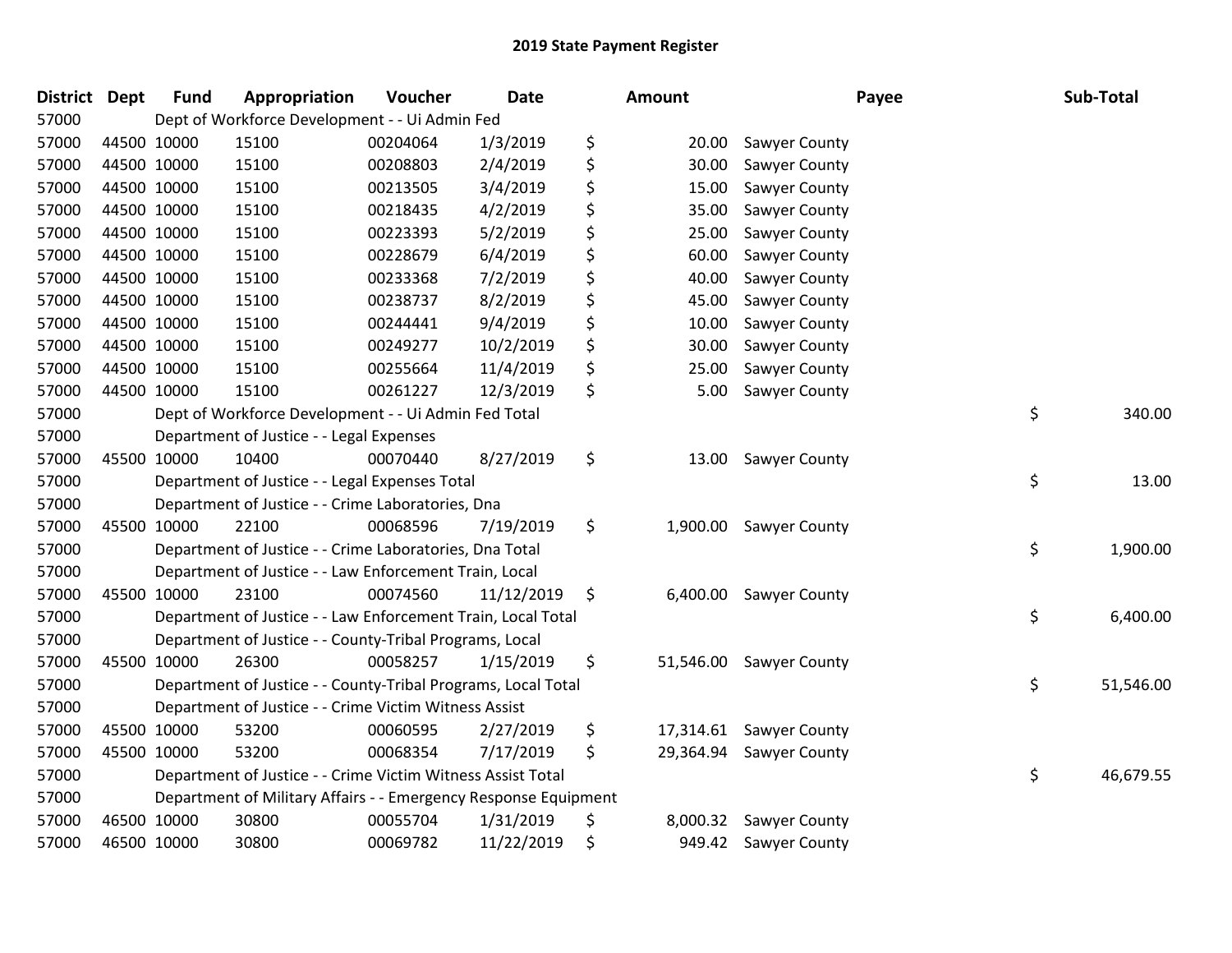# 2019 State Payment Register

| District | Dept | Fund | Appropriation | Voucher | Date | Amount | Payee | Sub-Total |
|---|---|---|---|---|---|---|---|---|
| 57000 | Dept of Workforce Development - - Ui Admin Fed | | | | | | | |
| 57000 | 44500 | 10000 | 15100 | 00204064 | 1/3/2019 | $ 20.00 | Sawyer County | |
| 57000 | 44500 | 10000 | 15100 | 00208803 | 2/4/2019 | $ 30.00 | Sawyer County | |
| 57000 | 44500 | 10000 | 15100 | 00213505 | 3/4/2019 | $ 15.00 | Sawyer County | |
| 57000 | 44500 | 10000 | 15100 | 00218435 | 4/2/2019 | $ 35.00 | Sawyer County | |
| 57000 | 44500 | 10000 | 15100 | 00223393 | 5/2/2019 | $ 25.00 | Sawyer County | |
| 57000 | 44500 | 10000 | 15100 | 00228679 | 6/4/2019 | $ 60.00 | Sawyer County | |
| 57000 | 44500 | 10000 | 15100 | 00233368 | 7/2/2019 | $ 40.00 | Sawyer County | |
| 57000 | 44500 | 10000 | 15100 | 00238737 | 8/2/2019 | $ 45.00 | Sawyer County | |
| 57000 | 44500 | 10000 | 15100 | 00244441 | 9/4/2019 | $ 10.00 | Sawyer County | |
| 57000 | 44500 | 10000 | 15100 | 00249277 | 10/2/2019 | $ 30.00 | Sawyer County | |
| 57000 | 44500 | 10000 | 15100 | 00255664 | 11/4/2019 | $ 25.00 | Sawyer County | |
| 57000 | 44500 | 10000 | 15100 | 00261227 | 12/3/2019 | $ 5.00 | Sawyer County | |
| 57000 | Dept of Workforce Development - - Ui Admin Fed Total | | | | | | | $ 340.00 |
| 57000 | Department of Justice - - Legal Expenses | | | | | | | |
| 57000 | 45500 | 10000 | 10400 | 00070440 | 8/27/2019 | $ 13.00 | Sawyer County | |
| 57000 | Department of Justice - - Legal Expenses Total | | | | | | | $ 13.00 |
| 57000 | Department of Justice - - Crime Laboratories, Dna | | | | | | | |
| 57000 | 45500 | 10000 | 22100 | 00068596 | 7/19/2019 | $ 1,900.00 | Sawyer County | |
| 57000 | Department of Justice - - Crime Laboratories, Dna Total | | | | | | | $ 1,900.00 |
| 57000 | Department of Justice - - Law Enforcement Train, Local | | | | | | | |
| 57000 | 45500 | 10000 | 23100 | 00074560 | 11/12/2019 | $ 6,400.00 | Sawyer County | |
| 57000 | Department of Justice - - Law Enforcement Train, Local Total | | | | | | | $ 6,400.00 |
| 57000 | Department of Justice - - County-Tribal Programs, Local | | | | | | | |
| 57000 | 45500 | 10000 | 26300 | 00058257 | 1/15/2019 | $ 51,546.00 | Sawyer County | |
| 57000 | Department of Justice - - County-Tribal Programs, Local Total | | | | | | | $ 51,546.00 |
| 57000 | Department of Justice - - Crime Victim Witness Assist | | | | | | | |
| 57000 | 45500 | 10000 | 53200 | 00060595 | 2/27/2019 | $ 17,314.61 | Sawyer County | |
| 57000 | 45500 | 10000 | 53200 | 00068354 | 7/17/2019 | $ 29,364.94 | Sawyer County | |
| 57000 | Department of Justice - - Crime Victim Witness Assist Total | | | | | | | $ 46,679.55 |
| 57000 | Department of Military Affairs - - Emergency Response Equipment | | | | | | | |
| 57000 | 46500 | 10000 | 30800 | 00055704 | 1/31/2019 | $ 8,000.32 | Sawyer County | |
| 57000 | 46500 | 10000 | 30800 | 00069782 | 11/22/2019 | $ 949.42 | Sawyer County | |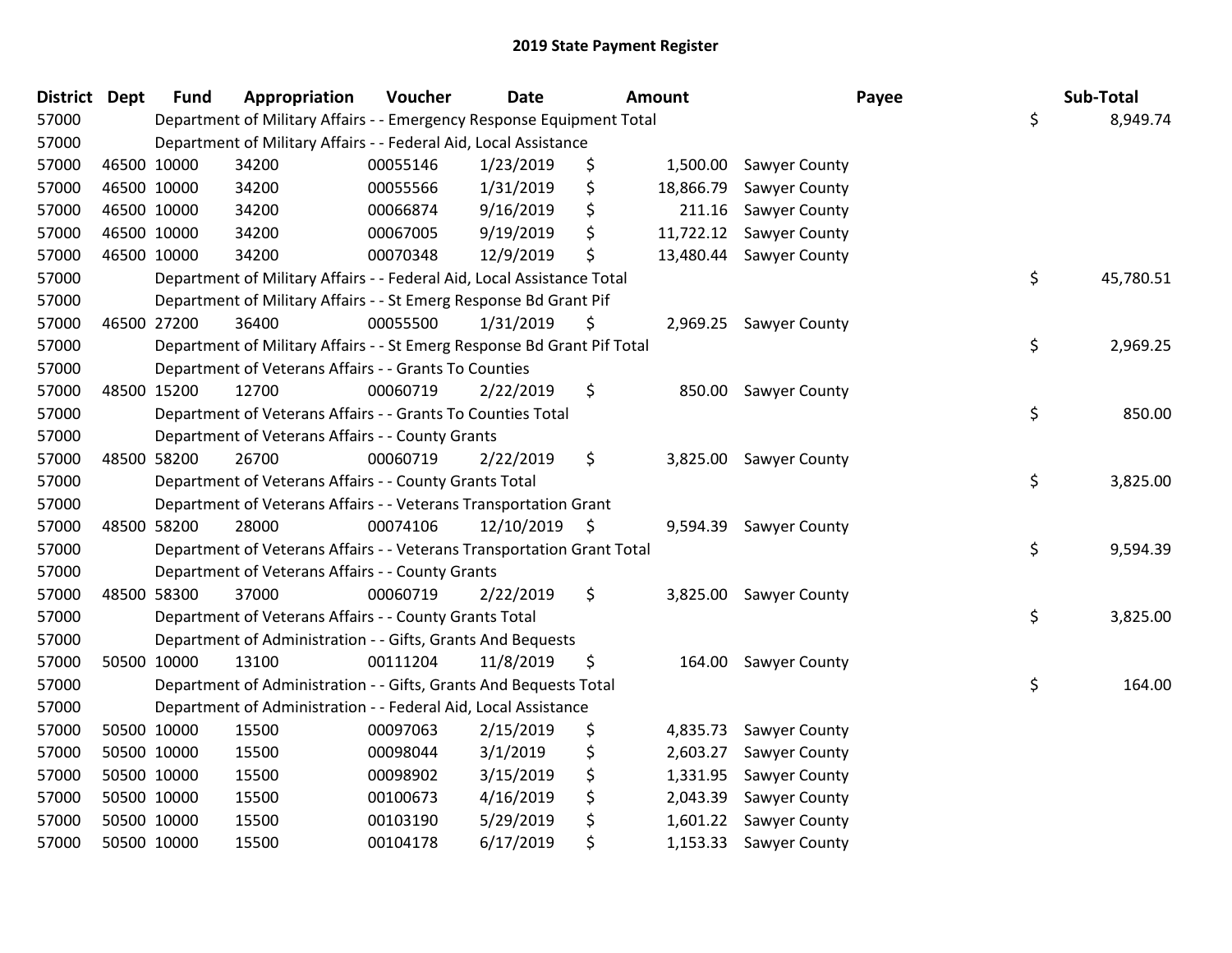# 2019 State Payment Register

| District | Dept | Fund | Appropriation | Voucher | Date | Amount | Payee | Sub-Total |
|---|---|---|---|---|---|---|---|---|
| 57000 | Department of Military Affairs - - Emergency Response Equipment Total | | | | | | | $ 8,949.74 |
| 57000 | Department of Military Affairs - - Federal Aid, Local Assistance | | | | | | | |
| 57000 | 46500 | 10000 | 34200 | 00055146 | 1/23/2019 | $ 1,500.00 | Sawyer County | |
| 57000 | 46500 | 10000 | 34200 | 00055566 | 1/31/2019 | $ 18,866.79 | Sawyer County | |
| 57000 | 46500 | 10000 | 34200 | 00066874 | 9/16/2019 | $ 211.16 | Sawyer County | |
| 57000 | 46500 | 10000 | 34200 | 00067005 | 9/19/2019 | $ 11,722.12 | Sawyer County | |
| 57000 | 46500 | 10000 | 34200 | 00070348 | 12/9/2019 | $ 13,480.44 | Sawyer County | |
| 57000 | Department of Military Affairs - - Federal Aid, Local Assistance Total | | | | | | | $ 45,780.51 |
| 57000 | Department of Military Affairs - - St Emerg Response Bd Grant Pif | | | | | | | |
| 57000 | 46500 | 27200 | 36400 | 00055500 | 1/31/2019 | $ 2,969.25 | Sawyer County | |
| 57000 | Department of Military Affairs - - St Emerg Response Bd Grant Pif Total | | | | | | | $ 2,969.25 |
| 57000 | Department of Veterans Affairs - - Grants To Counties | | | | | | | |
| 57000 | 48500 | 15200 | 12700 | 00060719 | 2/22/2019 | $ 850.00 | Sawyer County | |
| 57000 | Department of Veterans Affairs - - Grants To Counties Total | | | | | | | $ 850.00 |
| 57000 | Department of Veterans Affairs - - County Grants | | | | | | | |
| 57000 | 48500 | 58200 | 26700 | 00060719 | 2/22/2019 | $ 3,825.00 | Sawyer County | |
| 57000 | Department of Veterans Affairs - - County Grants Total | | | | | | | $ 3,825.00 |
| 57000 | Department of Veterans Affairs - - Veterans Transportation Grant | | | | | | | |
| 57000 | 48500 | 58200 | 28000 | 00074106 | 12/10/2019 | $ 9,594.39 | Sawyer County | |
| 57000 | Department of Veterans Affairs - - Veterans Transportation Grant Total | | | | | | | $ 9,594.39 |
| 57000 | Department of Veterans Affairs - - County Grants | | | | | | | |
| 57000 | 48500 | 58300 | 37000 | 00060719 | 2/22/2019 | $ 3,825.00 | Sawyer County | |
| 57000 | Department of Veterans Affairs - - County Grants Total | | | | | | | $ 3,825.00 |
| 57000 | Department of Administration - - Gifts, Grants And Bequests | | | | | | | |
| 57000 | 50500 | 10000 | 13100 | 00111204 | 11/8/2019 | $ 164.00 | Sawyer County | |
| 57000 | Department of Administration - - Gifts, Grants And Bequests Total | | | | | | | $ 164.00 |
| 57000 | Department of Administration - - Federal Aid, Local Assistance | | | | | | | |
| 57000 | 50500 | 10000 | 15500 | 00097063 | 2/15/2019 | $ 4,835.73 | Sawyer County | |
| 57000 | 50500 | 10000 | 15500 | 00098044 | 3/1/2019 | $ 2,603.27 | Sawyer County | |
| 57000 | 50500 | 10000 | 15500 | 00098902 | 3/15/2019 | $ 1,331.95 | Sawyer County | |
| 57000 | 50500 | 10000 | 15500 | 00100673 | 4/16/2019 | $ 2,043.39 | Sawyer County | |
| 57000 | 50500 | 10000 | 15500 | 00103190 | 5/29/2019 | $ 1,601.22 | Sawyer County | |
| 57000 | 50500 | 10000 | 15500 | 00104178 | 6/17/2019 | $ 1,153.33 | Sawyer County | |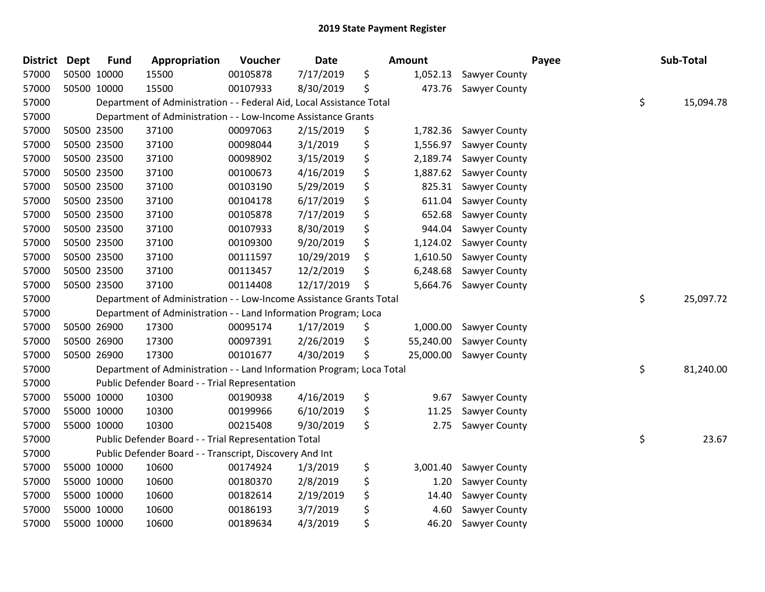## 2019 State Payment Register

| District | Dept | Fund | Appropriation | Voucher | Date | Amount | Payee | Sub-Total |
|---|---|---|---|---|---|---|---|---|
| 57000 | 50500 | 10000 | 15500 | 00105878 | 7/17/2019 | $ 1,052.13 | Sawyer County | |
| 57000 | 50500 | 10000 | 15500 | 00107933 | 8/30/2019 | $ 473.76 | Sawyer County | |
| 57000 | | Department of Administration - - Federal Aid, Local Assistance Total | | | | | | $ 15,094.78 |
| 57000 | | Department of Administration - - Low-Income Assistance Grants | | | | | | |
| 57000 | 50500 | 23500 | 37100 | 00097063 | 2/15/2019 | $ 1,782.36 | Sawyer County | |
| 57000 | 50500 | 23500 | 37100 | 00098044 | 3/1/2019 | $ 1,556.97 | Sawyer County | |
| 57000 | 50500 | 23500 | 37100 | 00098902 | 3/15/2019 | $ 2,189.74 | Sawyer County | |
| 57000 | 50500 | 23500 | 37100 | 00100673 | 4/16/2019 | $ 1,887.62 | Sawyer County | |
| 57000 | 50500 | 23500 | 37100 | 00103190 | 5/29/2019 | $ 825.31 | Sawyer County | |
| 57000 | 50500 | 23500 | 37100 | 00104178 | 6/17/2019 | $ 611.04 | Sawyer County | |
| 57000 | 50500 | 23500 | 37100 | 00105878 | 7/17/2019 | $ 652.68 | Sawyer County | |
| 57000 | 50500 | 23500 | 37100 | 00107933 | 8/30/2019 | $ 944.04 | Sawyer County | |
| 57000 | 50500 | 23500 | 37100 | 00109300 | 9/20/2019 | $ 1,124.02 | Sawyer County | |
| 57000 | 50500 | 23500 | 37100 | 00111597 | 10/29/2019 | $ 1,610.50 | Sawyer County | |
| 57000 | 50500 | 23500 | 37100 | 00113457 | 12/2/2019 | $ 6,248.68 | Sawyer County | |
| 57000 | 50500 | 23500 | 37100 | 00114408 | 12/17/2019 | $ 5,664.76 | Sawyer County | |
| 57000 | | Department of Administration - - Low-Income Assistance Grants Total | | | | | | $ 25,097.72 |
| 57000 | | Department of Administration - - Land Information Program; Loca | | | | | | |
| 57000 | 50500 | 26900 | 17300 | 00095174 | 1/17/2019 | $ 1,000.00 | Sawyer County | |
| 57000 | 50500 | 26900 | 17300 | 00097391 | 2/26/2019 | $ 55,240.00 | Sawyer County | |
| 57000 | 50500 | 26900 | 17300 | 00101677 | 4/30/2019 | $ 25,000.00 | Sawyer County | |
| 57000 | | Department of Administration - - Land Information Program; Loca Total | | | | | | $ 81,240.00 |
| 57000 | | Public Defender Board - - Trial Representation | | | | | | |
| 57000 | 55000 | 10000 | 10300 | 00190938 | 4/16/2019 | $ 9.67 | Sawyer County | |
| 57000 | 55000 | 10000 | 10300 | 00199966 | 6/10/2019 | $ 11.25 | Sawyer County | |
| 57000 | 55000 | 10000 | 10300 | 00215408 | 9/30/2019 | $ 2.75 | Sawyer County | |
| 57000 | | Public Defender Board - - Trial Representation Total | | | | | | $ 23.67 |
| 57000 | | Public Defender Board - - Transcript, Discovery And Int | | | | | | |
| 57000 | 55000 | 10000 | 10600 | 00174924 | 1/3/2019 | $ 3,001.40 | Sawyer County | |
| 57000 | 55000 | 10000 | 10600 | 00180370 | 2/8/2019 | $ 1.20 | Sawyer County | |
| 57000 | 55000 | 10000 | 10600 | 00182614 | 2/19/2019 | $ 14.40 | Sawyer County | |
| 57000 | 55000 | 10000 | 10600 | 00186193 | 3/7/2019 | $ 4.60 | Sawyer County | |
| 57000 | 55000 | 10000 | 10600 | 00189634 | 4/3/2019 | $ 46.20 | Sawyer County | |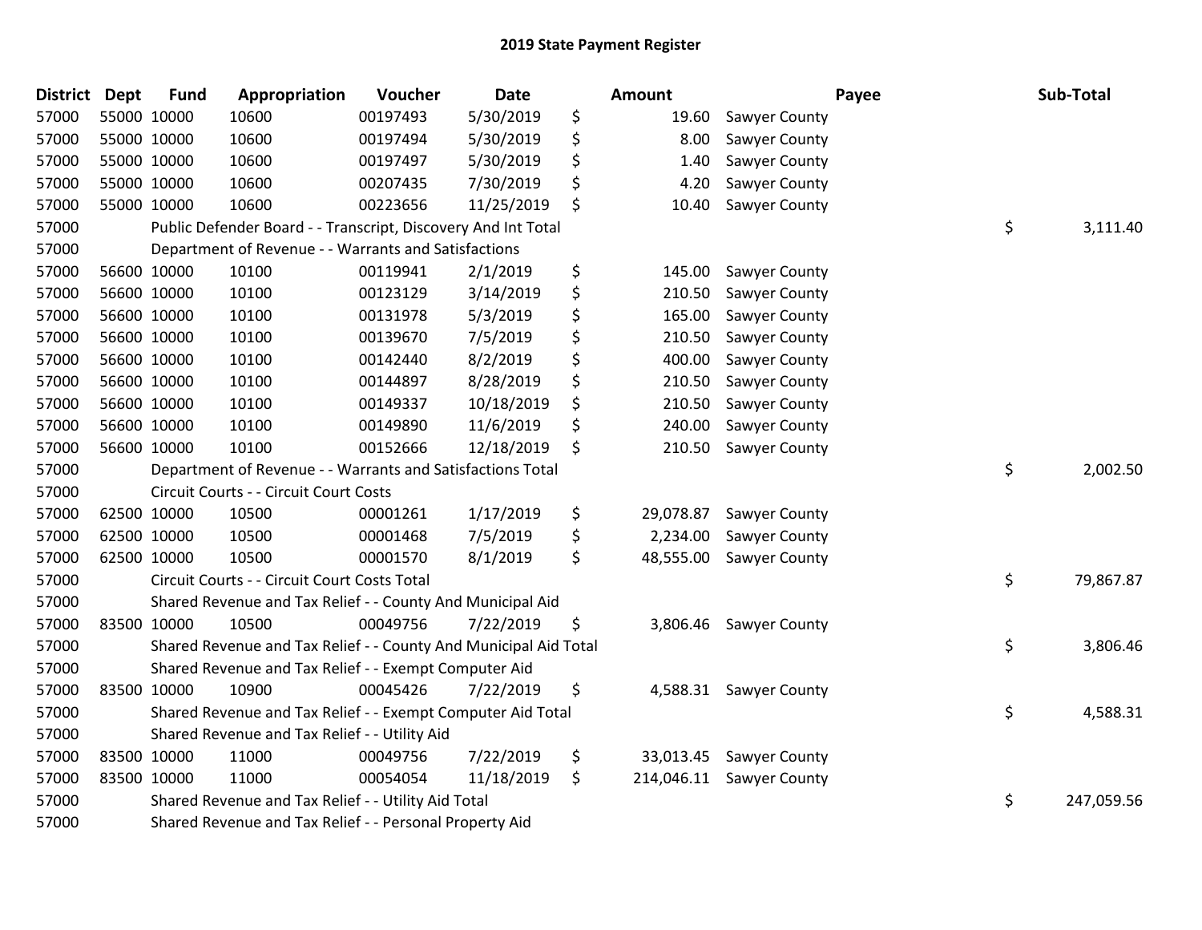## 2019 State Payment Register

| District | Dept | Fund | Appropriation | Voucher | Date | | Amount | Payee | | Sub-Total |
|---|---|---|---|---|---|---|---|---|---|---|
| 57000 | 55000 | 10000 | 10600 | 00197493 | 5/30/2019 | $ | 19.60 | Sawyer County | | |
| 57000 | 55000 | 10000 | 10600 | 00197494 | 5/30/2019 | $ | 8.00 | Sawyer County | | |
| 57000 | 55000 | 10000 | 10600 | 00197497 | 5/30/2019 | $ | 1.40 | Sawyer County | | |
| 57000 | 55000 | 10000 | 10600 | 00207435 | 7/30/2019 | $ | 4.20 | Sawyer County | | |
| 57000 | 55000 | 10000 | 10600 | 00223656 | 11/25/2019 | $ | 10.40 | Sawyer County | | |
| 57000 | | Public Defender Board - - Transcript, Discovery And Int Total | | | | | | | $ | 3,111.40 |
| 57000 | | Department of Revenue - - Warrants and Satisfactions | | | | | | | | |
| 57000 | 56600 | 10000 | 10100 | 00119941 | 2/1/2019 | $ | 145.00 | Sawyer County | | |
| 57000 | 56600 | 10000 | 10100 | 00123129 | 3/14/2019 | $ | 210.50 | Sawyer County | | |
| 57000 | 56600 | 10000 | 10100 | 00131978 | 5/3/2019 | $ | 165.00 | Sawyer County | | |
| 57000 | 56600 | 10000 | 10100 | 00139670 | 7/5/2019 | $ | 210.50 | Sawyer County | | |
| 57000 | 56600 | 10000 | 10100 | 00142440 | 8/2/2019 | $ | 400.00 | Sawyer County | | |
| 57000 | 56600 | 10000 | 10100 | 00144897 | 8/28/2019 | $ | 210.50 | Sawyer County | | |
| 57000 | 56600 | 10000 | 10100 | 00149337 | 10/18/2019 | $ | 210.50 | Sawyer County | | |
| 57000 | 56600 | 10000 | 10100 | 00149890 | 11/6/2019 | $ | 240.00 | Sawyer County | | |
| 57000 | 56600 | 10000 | 10100 | 00152666 | 12/18/2019 | $ | 210.50 | Sawyer County | | |
| 57000 | | Department of Revenue - - Warrants and Satisfactions Total | | | | | | | $ | 2,002.50 |
| 57000 | | Circuit Courts - - Circuit Court Costs | | | | | | | | |
| 57000 | 62500 | 10000 | 10500 | 00001261 | 1/17/2019 | $ | 29,078.87 | Sawyer County | | |
| 57000 | 62500 | 10000 | 10500 | 00001468 | 7/5/2019 | $ | 2,234.00 | Sawyer County | | |
| 57000 | 62500 | 10000 | 10500 | 00001570 | 8/1/2019 | $ | 48,555.00 | Sawyer County | | |
| 57000 | | Circuit Courts - - Circuit Court Costs Total | | | | | | | $ | 79,867.87 |
| 57000 | | Shared Revenue and Tax Relief - - County And Municipal Aid | | | | | | | | |
| 57000 | 83500 | 10000 | 10500 | 00049756 | 7/22/2019 | $ | 3,806.46 | Sawyer County | | |
| 57000 | | Shared Revenue and Tax Relief - - County And Municipal Aid Total | | | | | | | $ | 3,806.46 |
| 57000 | | Shared Revenue and Tax Relief - - Exempt Computer Aid | | | | | | | | |
| 57000 | 83500 | 10000 | 10900 | 00045426 | 7/22/2019 | $ | 4,588.31 | Sawyer County | | |
| 57000 | | Shared Revenue and Tax Relief - - Exempt Computer Aid Total | | | | | | | $ | 4,588.31 |
| 57000 | | Shared Revenue and Tax Relief - - Utility Aid | | | | | | | | |
| 57000 | 83500 | 10000 | 11000 | 00049756 | 7/22/2019 | $ | 33,013.45 | Sawyer County | | |
| 57000 | 83500 | 10000 | 11000 | 00054054 | 11/18/2019 | $ | 214,046.11 | Sawyer County | | |
| 57000 | | Shared Revenue and Tax Relief - - Utility Aid Total | | | | | | | $ | 247,059.56 |
| 57000 | | Shared Revenue and Tax Relief - - Personal Property Aid | | | | | | | | |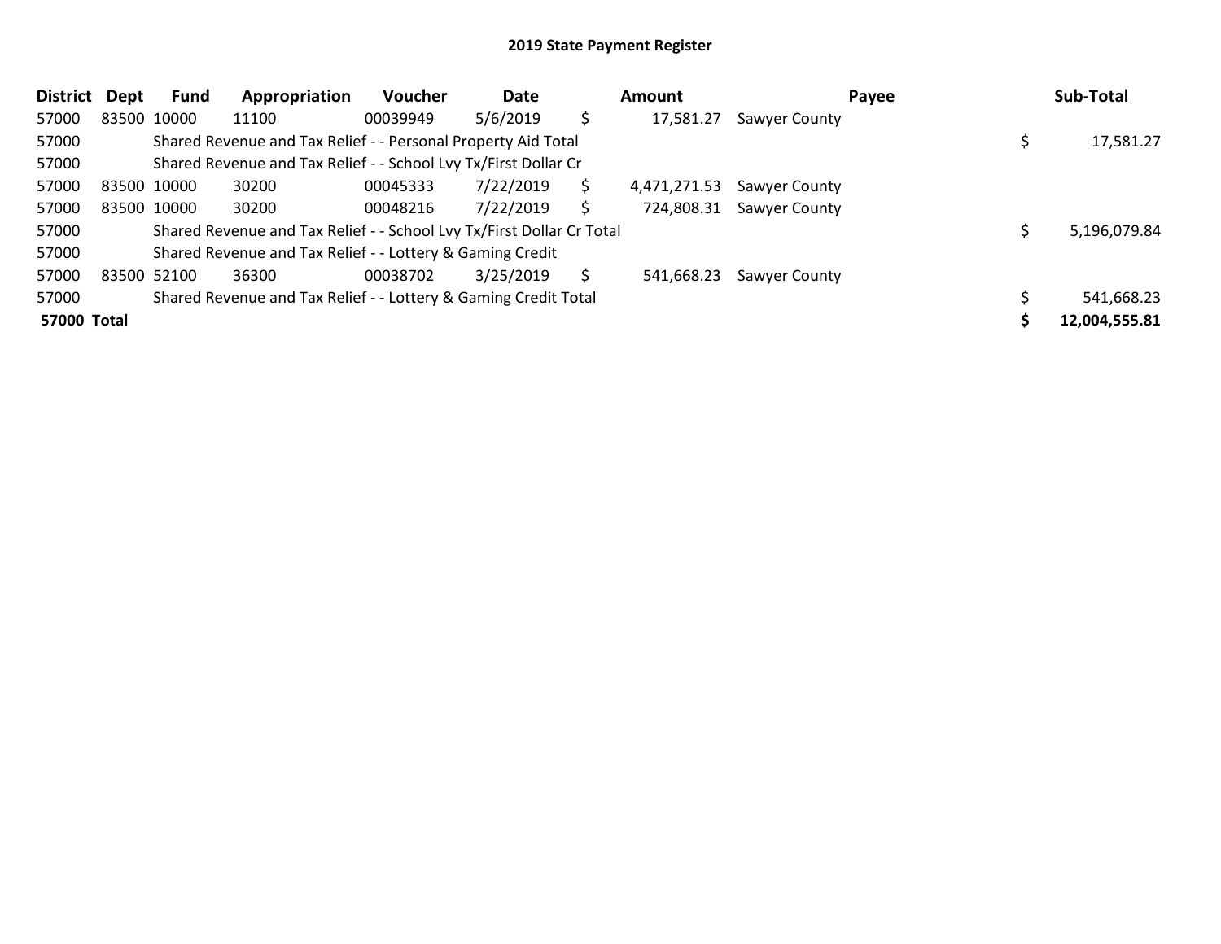## 2019 State Payment Register

| District | Dept | Fund | Appropriation | Voucher | Date | | Amount | Payee | | Sub-Total |
|---|---|---|---|---|---|---|---|---|---|---|
| 57000 | 83500 | 10000 | 11100 | 00039949 | 5/6/2019 | $ | 17,581.27 | Sawyer County | | |
| 57000 | | Shared Revenue and Tax Relief - - Personal Property Aid Total | | | | | | | $ | 17,581.27 |
| 57000 | | Shared Revenue and Tax Relief - - School Lvy Tx/First Dollar Cr | | | | | | | | |
| 57000 | 83500 | 10000 | 30200 | 00045333 | 7/22/2019 | $ | 4,471,271.53 | Sawyer County | | |
| 57000 | 83500 | 10000 | 30200 | 00048216 | 7/22/2019 | $ | 724,808.31 | Sawyer County | | |
| 57000 | | Shared Revenue and Tax Relief - - School Lvy Tx/First Dollar Cr Total | | | | | | | $ | 5,196,079.84 |
| 57000 | | Shared Revenue and Tax Relief - - Lottery & Gaming Credit | | | | | | | | |
| 57000 | 83500 | 52100 | 36300 | 00038702 | 3/25/2019 | $ | 541,668.23 | Sawyer County | | |
| 57000 | | Shared Revenue and Tax Relief - - Lottery & Gaming Credit Total | | | | | | | $ | 541,668.23 |
| **57000 Total** | | | | | | | | | **$** | **12,004,555.81** |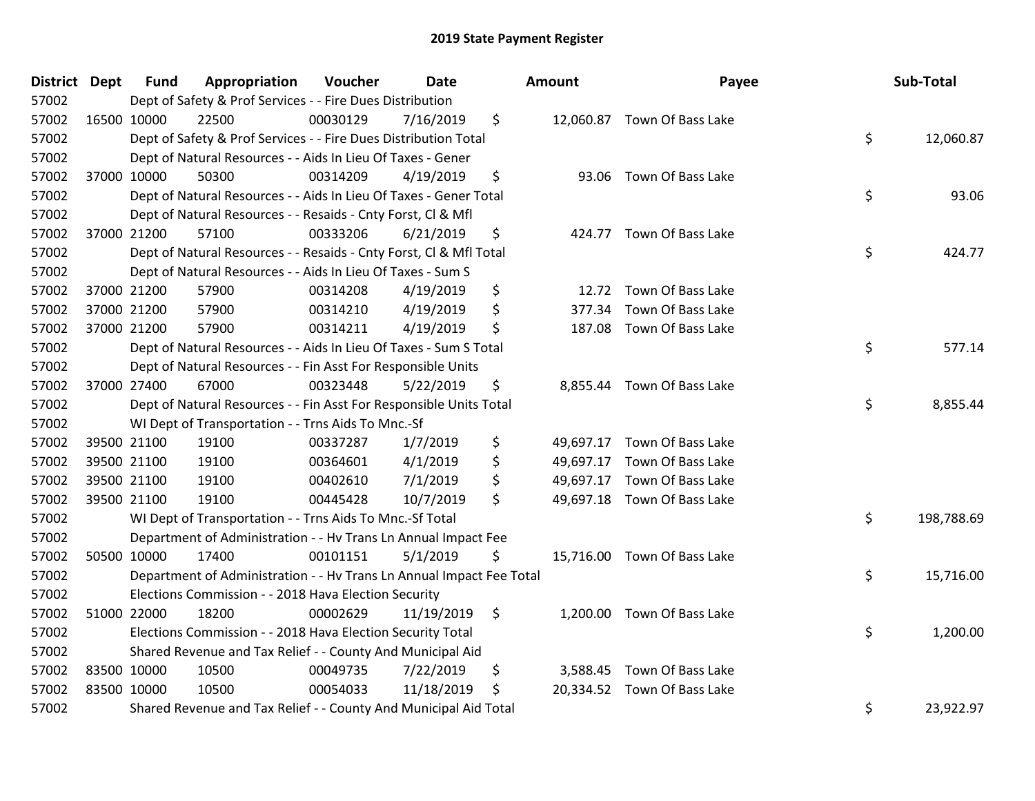# 2019 State Payment Register

| District | Dept | Fund | Appropriation | Voucher | Date | Amount | Payee | Sub-Total |
|---|---|---|---|---|---|---|---|---|
| 57002 | | Dept of Safety & Prof Services - - Fire Dues Distribution | | | | | | |
| 57002 | 16500 | 10000 | 22500 | 00030129 | 7/16/2019 | $ 12,060.87 | Town Of Bass Lake | |
| 57002 | | Dept of Safety & Prof Services - - Fire Dues Distribution Total | | | | | | $ 12,060.87 |
| 57002 | | Dept of Natural Resources - - Aids In Lieu Of Taxes - Gener | | | | | | |
| 57002 | 37000 | 10000 | 50300 | 00314209 | 4/19/2019 | $ 93.06 | Town Of Bass Lake | |
| 57002 | | Dept of Natural Resources - - Aids In Lieu Of Taxes - Gener Total | | | | | | $ 93.06 |
| 57002 | | Dept of Natural Resources - - Resaids - Cnty Forst, Cl & Mfl | | | | | | |
| 57002 | 37000 | 21200 | 57100 | 00333206 | 6/21/2019 | $ 424.77 | Town Of Bass Lake | |
| 57002 | | Dept of Natural Resources - - Resaids - Cnty Forst, Cl & Mfl Total | | | | | | $ 424.77 |
| 57002 | | Dept of Natural Resources - - Aids In Lieu Of Taxes - Sum S | | | | | | |
| 57002 | 37000 | 21200 | 57900 | 00314208 | 4/19/2019 | $ 12.72 | Town Of Bass Lake | |
| 57002 | 37000 | 21200 | 57900 | 00314210 | 4/19/2019 | $ 377.34 | Town Of Bass Lake | |
| 57002 | 37000 | 21200 | 57900 | 00314211 | 4/19/2019 | $ 187.08 | Town Of Bass Lake | |
| 57002 | | Dept of Natural Resources - - Aids In Lieu Of Taxes - Sum S Total | | | | | | $ 577.14 |
| 57002 | | Dept of Natural Resources - - Fin Asst For Responsible Units | | | | | | |
| 57002 | 37000 | 27400 | 67000 | 00323448 | 5/22/2019 | $ 8,855.44 | Town Of Bass Lake | |
| 57002 | | Dept of Natural Resources - - Fin Asst For Responsible Units Total | | | | | | $ 8,855.44 |
| 57002 | | WI Dept of Transportation - - Trns Aids To Mnc.-Sf | | | | | | |
| 57002 | 39500 | 21100 | 19100 | 00337287 | 1/7/2019 | $ 49,697.17 | Town Of Bass Lake | |
| 57002 | 39500 | 21100 | 19100 | 00364601 | 4/1/2019 | $ 49,697.17 | Town Of Bass Lake | |
| 57002 | 39500 | 21100 | 19100 | 00402610 | 7/1/2019 | $ 49,697.17 | Town Of Bass Lake | |
| 57002 | 39500 | 21100 | 19100 | 00445428 | 10/7/2019 | $ 49,697.18 | Town Of Bass Lake | |
| 57002 | | WI Dept of Transportation - - Trns Aids To Mnc.-Sf Total | | | | | | $ 198,788.69 |
| 57002 | | Department of Administration - - Hv Trans Ln Annual Impact Fee | | | | | | |
| 57002 | 50500 | 10000 | 17400 | 00101151 | 5/1/2019 | $ 15,716.00 | Town Of Bass Lake | |
| 57002 | | Department of Administration - - Hv Trans Ln Annual Impact Fee Total | | | | | | $ 15,716.00 |
| 57002 | | Elections Commission - - 2018 Hava Election Security | | | | | | |
| 57002 | 51000 | 22000 | 18200 | 00002629 | 11/19/2019 | $ 1,200.00 | Town Of Bass Lake | |
| 57002 | | Elections Commission - - 2018 Hava Election Security Total | | | | | | $ 1,200.00 |
| 57002 | | Shared Revenue and Tax Relief - - County And Municipal Aid | | | | | | |
| 57002 | 83500 | 10000 | 10500 | 00049735 | 7/22/2019 | $ 3,588.45 | Town Of Bass Lake | |
| 57002 | 83500 | 10000 | 10500 | 00054033 | 11/18/2019 | $ 20,334.52 | Town Of Bass Lake | |
| 57002 | | Shared Revenue and Tax Relief - - County And Municipal Aid Total | | | | | | $ 23,922.97 |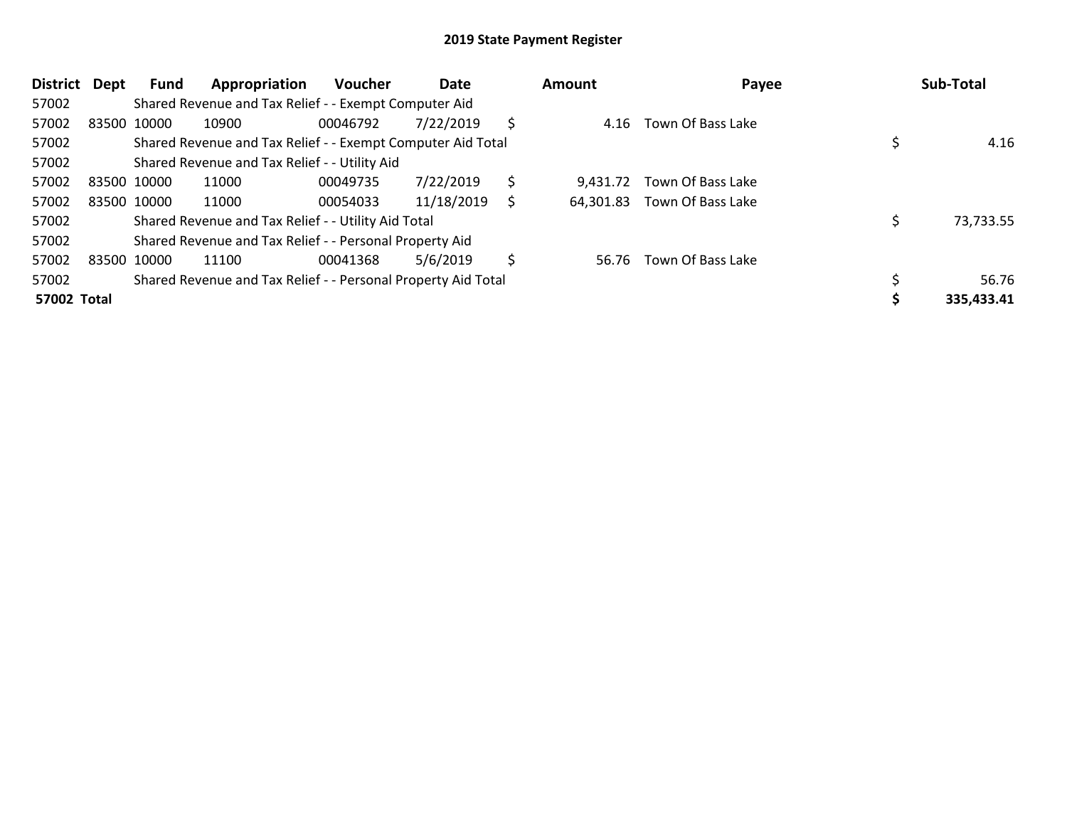# 2019 State Payment Register

| District | Dept | Fund | Appropriation | Voucher | Date | Amount | Payee | Sub-Total |
|---|---|---|---|---|---|---|---|---|
| 57002 | | Shared Revenue and Tax Relief - - Exempt Computer Aid | | | | | | |
| 57002 | 83500 | 10000 | 10900 | 00046792 | 7/22/2019 | $ 4.16 | Town Of Bass Lake | |
| 57002 | | Shared Revenue and Tax Relief - - Exempt Computer Aid Total | | | | | | $ 4.16 |
| 57002 | | Shared Revenue and Tax Relief - - Utility Aid | | | | | | |
| 57002 | 83500 | 10000 | 11000 | 00049735 | 7/22/2019 | $ 9,431.72 | Town Of Bass Lake | |
| 57002 | 83500 | 10000 | 11000 | 00054033 | 11/18/2019 | $ 64,301.83 | Town Of Bass Lake | |
| 57002 | | Shared Revenue and Tax Relief - - Utility Aid Total | | | | | | $ 73,733.55 |
| 57002 | | Shared Revenue and Tax Relief - - Personal Property Aid | | | | | | |
| 57002 | 83500 | 10000 | 11100 | 00041368 | 5/6/2019 | $ 56.76 | Town Of Bass Lake | |
| 57002 | | Shared Revenue and Tax Relief - - Personal Property Aid Total | | | | | | $ 56.76 |
| **57002 Total** | | | | | | | | **$ 335,433.41** |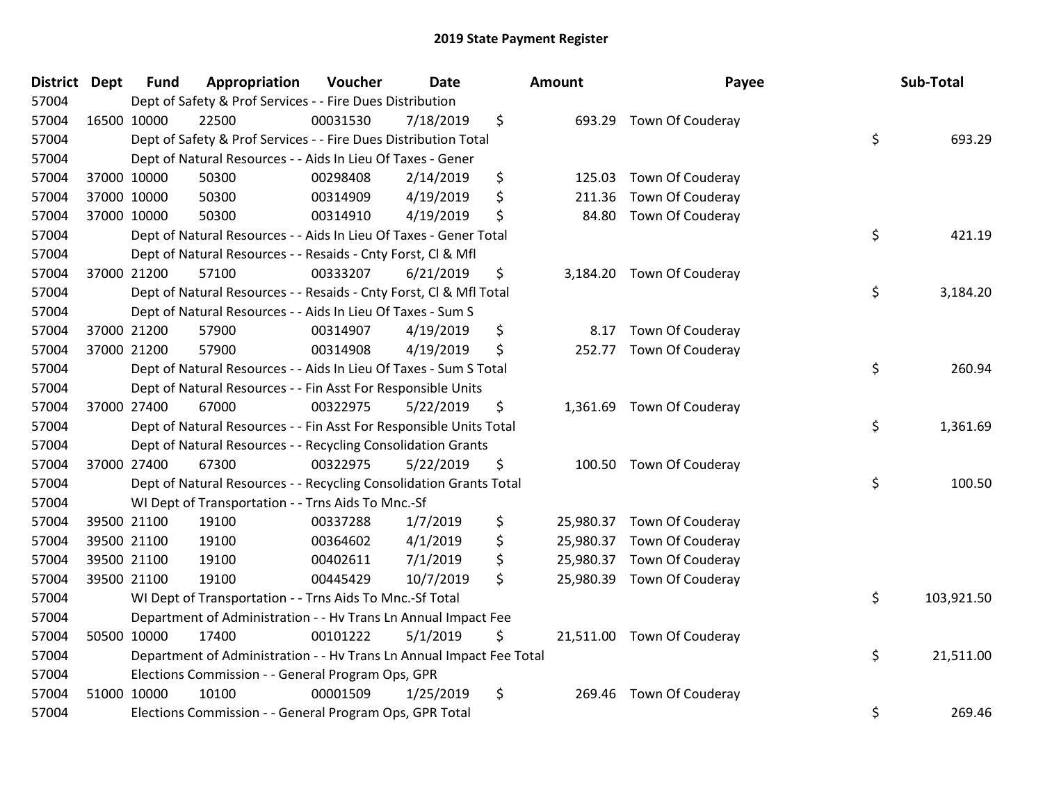# 2019 State Payment Register

| District | Dept | Fund | Appropriation | Voucher | Date | Amount | Payee | Sub-Total |
|---|---|---|---|---|---|---|---|---|
| 57004 | | | Dept of Safety & Prof Services - - Fire Dues Distribution | | | | | |
| 57004 | 16500 | 10000 | 22500 | 00031530 | 7/18/2019 | $ 693.29 | Town Of Couderay | |
| 57004 | | | Dept of Safety & Prof Services - - Fire Dues Distribution Total | | | | | $ 693.29 |
| 57004 | | | Dept of Natural Resources - - Aids In Lieu Of Taxes - Gener | | | | | |
| 57004 | 37000 | 10000 | 50300 | 00298408 | 2/14/2019 | $ 125.03 | Town Of Couderay | |
| 57004 | 37000 | 10000 | 50300 | 00314909 | 4/19/2019 | $ 211.36 | Town Of Couderay | |
| 57004 | 37000 | 10000 | 50300 | 00314910 | 4/19/2019 | $ 84.80 | Town Of Couderay | |
| 57004 | | | Dept of Natural Resources - - Aids In Lieu Of Taxes - Gener Total | | | | | $ 421.19 |
| 57004 | | | Dept of Natural Resources - - Resaids - Cnty Forst, Cl & Mfl | | | | | |
| 57004 | 37000 | 21200 | 57100 | 00333207 | 6/21/2019 | $ 3,184.20 | Town Of Couderay | |
| 57004 | | | Dept of Natural Resources - - Resaids - Cnty Forst, Cl & Mfl Total | | | | | $ 3,184.20 |
| 57004 | | | Dept of Natural Resources - - Aids In Lieu Of Taxes - Sum S | | | | | |
| 57004 | 37000 | 21200 | 57900 | 00314907 | 4/19/2019 | $ 8.17 | Town Of Couderay | |
| 57004 | 37000 | 21200 | 57900 | 00314908 | 4/19/2019 | $ 252.77 | Town Of Couderay | |
| 57004 | | | Dept of Natural Resources - - Aids In Lieu Of Taxes - Sum S Total | | | | | $ 260.94 |
| 57004 | | | Dept of Natural Resources - - Fin Asst For Responsible Units | | | | | |
| 57004 | 37000 | 27400 | 67000 | 00322975 | 5/22/2019 | $ 1,361.69 | Town Of Couderay | |
| 57004 | | | Dept of Natural Resources - - Fin Asst For Responsible Units Total | | | | | $ 1,361.69 |
| 57004 | | | Dept of Natural Resources - - Recycling Consolidation Grants | | | | | |
| 57004 | 37000 | 27400 | 67300 | 00322975 | 5/22/2019 | $ 100.50 | Town Of Couderay | |
| 57004 | | | Dept of Natural Resources - - Recycling Consolidation Grants Total | | | | | $ 100.50 |
| 57004 | | | WI Dept of Transportation - - Trns Aids To Mnc.-Sf | | | | | |
| 57004 | 39500 | 21100 | 19100 | 00337288 | 1/7/2019 | $ 25,980.37 | Town Of Couderay | |
| 57004 | 39500 | 21100 | 19100 | 00364602 | 4/1/2019 | $ 25,980.37 | Town Of Couderay | |
| 57004 | 39500 | 21100 | 19100 | 00402611 | 7/1/2019 | $ 25,980.37 | Town Of Couderay | |
| 57004 | 39500 | 21100 | 19100 | 00445429 | 10/7/2019 | $ 25,980.39 | Town Of Couderay | |
| 57004 | | | WI Dept of Transportation - - Trns Aids To Mnc.-Sf Total | | | | | $ 103,921.50 |
| 57004 | | | Department of Administration - - Hv Trans Ln Annual Impact Fee | | | | | |
| 57004 | 50500 | 10000 | 17400 | 00101222 | 5/1/2019 | $ 21,511.00 | Town Of Couderay | |
| 57004 | | | Department of Administration - - Hv Trans Ln Annual Impact Fee Total | | | | | $ 21,511.00 |
| 57004 | | | Elections Commission - - General Program Ops, GPR | | | | | |
| 57004 | 51000 | 10000 | 10100 | 00001509 | 1/25/2019 | $ 269.46 | Town Of Couderay | |
| 57004 | | | Elections Commission - - General Program Ops, GPR Total | | | | | $ 269.46 |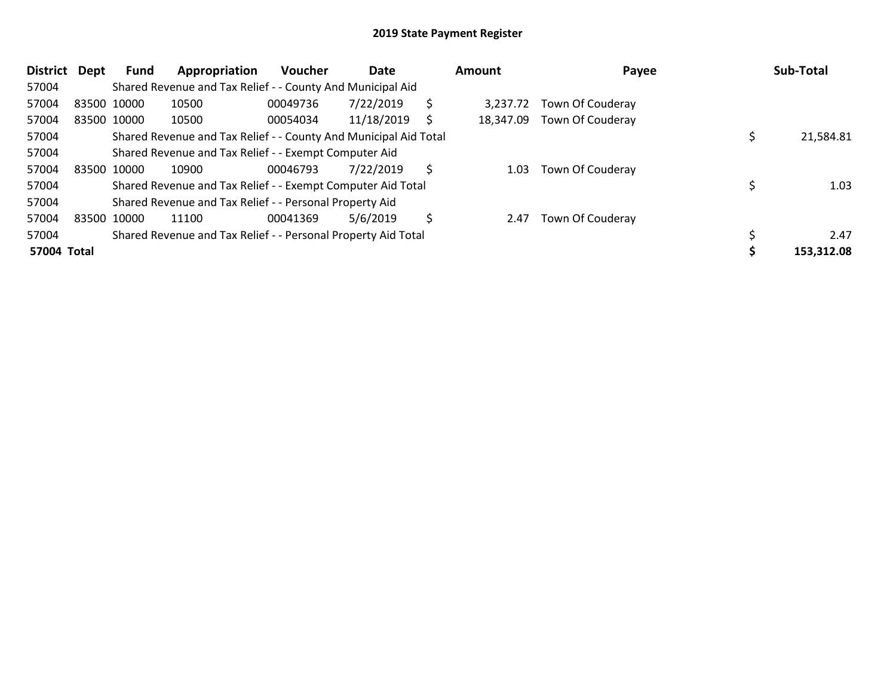# 2019 State Payment Register

| District | Dept | Fund | Appropriation | Voucher | Date | Amount | Payee | Sub-Total |
|---|---|---|---|---|---|---|---|---|
| 57004 | | Shared Revenue and Tax Relief - - County And Municipal Aid | | | | | | |
| 57004 | 83500 | 10000 | 10500 | 00049736 | 7/22/2019 | $ 3,237.72 | Town Of Couderay | |
| 57004 | 83500 | 10000 | 10500 | 00054034 | 11/18/2019 | $ 18,347.09 | Town Of Couderay | |
| 57004 | | Shared Revenue and Tax Relief - - County And Municipal Aid Total | | | | | | $ 21,584.81 |
| 57004 | | Shared Revenue and Tax Relief - - Exempt Computer Aid | | | | | | |
| 57004 | 83500 | 10000 | 10900 | 00046793 | 7/22/2019 | $ 1.03 | Town Of Couderay | |
| 57004 | | Shared Revenue and Tax Relief - - Exempt Computer Aid Total | | | | | | $ 1.03 |
| 57004 | | Shared Revenue and Tax Relief - - Personal Property Aid | | | | | | |
| 57004 | 83500 | 10000 | 11100 | 00041369 | 5/6/2019 | $ 2.47 | Town Of Couderay | |
| 57004 | | Shared Revenue and Tax Relief - - Personal Property Aid Total | | | | | | $ 2.47 |
| **57004 Total** | | | | | | | | **$ 153,312.08** |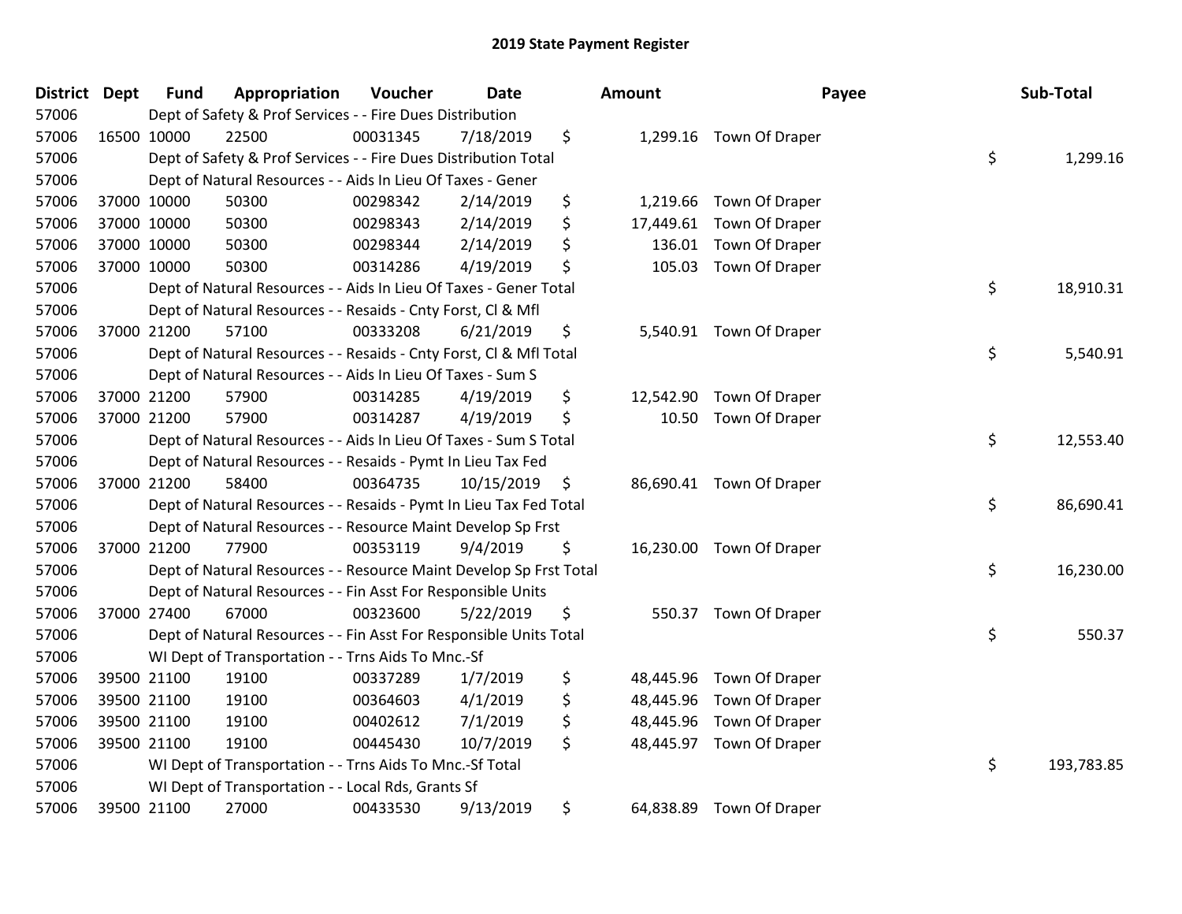# 2019 State Payment Register

| District | Dept | Fund | Appropriation | Voucher | Date | Amount | Payee | Sub-Total |
|---|---|---|---|---|---|---|---|---|
| 57006 | | Dept of Safety & Prof Services - - Fire Dues Distribution | | | | | | |
| 57006 | 16500 | 10000 | 22500 | 00031345 | 7/18/2019 | $ 1,299.16 | Town Of Draper | |
| 57006 | | Dept of Safety & Prof Services - - Fire Dues Distribution Total | | | | | | $ 1,299.16 |
| 57006 | | Dept of Natural Resources - - Aids In Lieu Of Taxes - Gener | | | | | | |
| 57006 | 37000 | 10000 | 50300 | 00298342 | 2/14/2019 | $ 1,219.66 | Town Of Draper | |
| 57006 | 37000 | 10000 | 50300 | 00298343 | 2/14/2019 | $ 17,449.61 | Town Of Draper | |
| 57006 | 37000 | 10000 | 50300 | 00298344 | 2/14/2019 | $ 136.01 | Town Of Draper | |
| 57006 | 37000 | 10000 | 50300 | 00314286 | 4/19/2019 | $ 105.03 | Town Of Draper | |
| 57006 | | Dept of Natural Resources - - Aids In Lieu Of Taxes - Gener Total | | | | | | $ 18,910.31 |
| 57006 | | Dept of Natural Resources - - Resaids - Cnty Forst, Cl & Mfl | | | | | | |
| 57006 | 37000 | 21200 | 57100 | 00333208 | 6/21/2019 | $ 5,540.91 | Town Of Draper | |
| 57006 | | Dept of Natural Resources - - Resaids - Cnty Forst, Cl & Mfl Total | | | | | | $ 5,540.91 |
| 57006 | | Dept of Natural Resources - - Aids In Lieu Of Taxes - Sum S | | | | | | |
| 57006 | 37000 | 21200 | 57900 | 00314285 | 4/19/2019 | $ 12,542.90 | Town Of Draper | |
| 57006 | 37000 | 21200 | 57900 | 00314287 | 4/19/2019 | $ 10.50 | Town Of Draper | |
| 57006 | | Dept of Natural Resources - - Aids In Lieu Of Taxes - Sum S Total | | | | | | $ 12,553.40 |
| 57006 | | Dept of Natural Resources - - Resaids - Pymt In Lieu Tax Fed | | | | | | |
| 57006 | 37000 | 21200 | 58400 | 00364735 | 10/15/2019 | $ 86,690.41 | Town Of Draper | |
| 57006 | | Dept of Natural Resources - - Resaids - Pymt In Lieu Tax Fed Total | | | | | | $ 86,690.41 |
| 57006 | | Dept of Natural Resources - - Resource Maint Develop Sp Frst | | | | | | |
| 57006 | 37000 | 21200 | 77900 | 00353119 | 9/4/2019 | $ 16,230.00 | Town Of Draper | |
| 57006 | | Dept of Natural Resources - - Resource Maint Develop Sp Frst Total | | | | | | $ 16,230.00 |
| 57006 | | Dept of Natural Resources - - Fin Asst For Responsible Units | | | | | | |
| 57006 | 37000 | 27400 | 67000 | 00323600 | 5/22/2019 | $ 550.37 | Town Of Draper | |
| 57006 | | Dept of Natural Resources - - Fin Asst For Responsible Units Total | | | | | | $ 550.37 |
| 57006 | | WI Dept of Transportation - - Trns Aids To Mnc.-Sf | | | | | | |
| 57006 | 39500 | 21100 | 19100 | 00337289 | 1/7/2019 | $ 48,445.96 | Town Of Draper | |
| 57006 | 39500 | 21100 | 19100 | 00364603 | 4/1/2019 | $ 48,445.96 | Town Of Draper | |
| 57006 | 39500 | 21100 | 19100 | 00402612 | 7/1/2019 | $ 48,445.96 | Town Of Draper | |
| 57006 | 39500 | 21100 | 19100 | 00445430 | 10/7/2019 | $ 48,445.97 | Town Of Draper | |
| 57006 | | WI Dept of Transportation - - Trns Aids To Mnc.-Sf Total | | | | | | $ 193,783.85 |
| 57006 | | WI Dept of Transportation - - Local Rds, Grants Sf | | | | | | |
| 57006 | 39500 | 21100 | 27000 | 00433530 | 9/13/2019 | $ 64,838.89 | Town Of Draper | |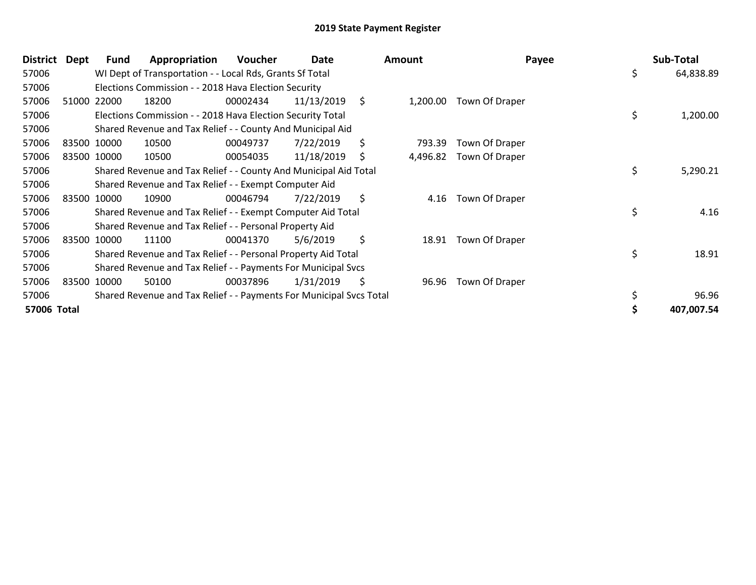## 2019 State Payment Register

| District | Dept | Fund | Appropriation | Voucher | Date | Amount | Payee | Sub-Total |
|---|---|---|---|---|---|---|---|---|
| 57006 | | WI Dept of Transportation - - Local Rds, Grants Sf Total | | | | | | $ 64,838.89 |
| 57006 | | Elections Commission - - 2018 Hava Election Security | | | | | | |
| 57006 | 51000 | 22000 | 18200 | 00002434 | 11/13/2019 | $ 1,200.00 | Town Of Draper | |
| 57006 | | Elections Commission - - 2018 Hava Election Security Total | | | | | | $ 1,200.00 |
| 57006 | | Shared Revenue and Tax Relief - - County And Municipal Aid | | | | | | |
| 57006 | 83500 | 10000 | 10500 | 00049737 | 7/22/2019 | $ 793.39 | Town Of Draper | |
| 57006 | 83500 | 10000 | 10500 | 00054035 | 11/18/2019 | $ 4,496.82 | Town Of Draper | |
| 57006 | | Shared Revenue and Tax Relief - - County And Municipal Aid Total | | | | | | $ 5,290.21 |
| 57006 | | Shared Revenue and Tax Relief - - Exempt Computer Aid | | | | | | |
| 57006 | 83500 | 10000 | 10900 | 00046794 | 7/22/2019 | $ 4.16 | Town Of Draper | |
| 57006 | | Shared Revenue and Tax Relief - - Exempt Computer Aid Total | | | | | | $ 4.16 |
| 57006 | | Shared Revenue and Tax Relief - - Personal Property Aid | | | | | | |
| 57006 | 83500 | 10000 | 11100 | 00041370 | 5/6/2019 | $ 18.91 | Town Of Draper | |
| 57006 | | Shared Revenue and Tax Relief - - Personal Property Aid Total | | | | | | $ 18.91 |
| 57006 | | Shared Revenue and Tax Relief - - Payments For Municipal Svcs | | | | | | |
| 57006 | 83500 | 10000 | 50100 | 00037896 | 1/31/2019 | $ 96.96 | Town Of Draper | |
| 57006 | | Shared Revenue and Tax Relief - - Payments For Municipal Svcs Total | | | | | | $ 96.96 |
| **57006 Total** | | | | | | | | **$ 407,007.54** |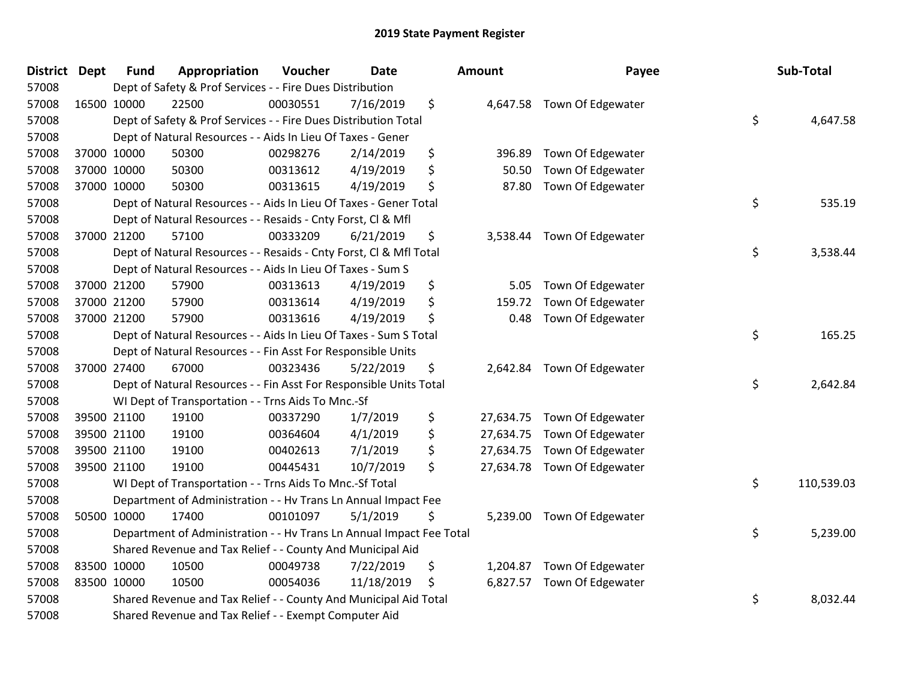# 2019 State Payment Register

| District | Dept | Fund | Appropriation | Voucher | Date | Amount | Payee | Sub-Total |
|---|---|---|---|---|---|---|---|---|
| 57008 | | Dept of Safety & Prof Services - - Fire Dues Distribution | | | | | | |
| 57008 | 16500 | 10000 | 22500 | 00030551 | 7/16/2019 | $ 4,647.58 | Town Of Edgewater | |
| 57008 | | Dept of Safety & Prof Services - - Fire Dues Distribution Total | | | | | | $ 4,647.58 |
| 57008 | | Dept of Natural Resources - - Aids In Lieu Of Taxes - Gener | | | | | | |
| 57008 | 37000 | 10000 | 50300 | 00298276 | 2/14/2019 | $ 396.89 | Town Of Edgewater | |
| 57008 | 37000 | 10000 | 50300 | 00313612 | 4/19/2019 | $ 50.50 | Town Of Edgewater | |
| 57008 | 37000 | 10000 | 50300 | 00313615 | 4/19/2019 | $ 87.80 | Town Of Edgewater | |
| 57008 | | Dept of Natural Resources - - Aids In Lieu Of Taxes - Gener Total | | | | | | $ 535.19 |
| 57008 | | Dept of Natural Resources - - Resaids - Cnty Forst, Cl & Mfl | | | | | | |
| 57008 | 37000 | 21200 | 57100 | 00333209 | 6/21/2019 | $ 3,538.44 | Town Of Edgewater | |
| 57008 | | Dept of Natural Resources - - Resaids - Cnty Forst, Cl & Mfl Total | | | | | | $ 3,538.44 |
| 57008 | | Dept of Natural Resources - - Aids In Lieu Of Taxes - Sum S | | | | | | |
| 57008 | 37000 | 21200 | 57900 | 00313613 | 4/19/2019 | $ 5.05 | Town Of Edgewater | |
| 57008 | 37000 | 21200 | 57900 | 00313614 | 4/19/2019 | $ 159.72 | Town Of Edgewater | |
| 57008 | 37000 | 21200 | 57900 | 00313616 | 4/19/2019 | $ 0.48 | Town Of Edgewater | |
| 57008 | | Dept of Natural Resources - - Aids In Lieu Of Taxes - Sum S Total | | | | | | $ 165.25 |
| 57008 | | Dept of Natural Resources - - Fin Asst For Responsible Units | | | | | | |
| 57008 | 37000 | 27400 | 67000 | 00323436 | 5/22/2019 | $ 2,642.84 | Town Of Edgewater | |
| 57008 | | Dept of Natural Resources - - Fin Asst For Responsible Units Total | | | | | | $ 2,642.84 |
| 57008 | | WI Dept of Transportation - - Trns Aids To Mnc.-Sf | | | | | | |
| 57008 | 39500 | 21100 | 19100 | 00337290 | 1/7/2019 | $ 27,634.75 | Town Of Edgewater | |
| 57008 | 39500 | 21100 | 19100 | 00364604 | 4/1/2019 | $ 27,634.75 | Town Of Edgewater | |
| 57008 | 39500 | 21100 | 19100 | 00402613 | 7/1/2019 | $ 27,634.75 | Town Of Edgewater | |
| 57008 | 39500 | 21100 | 19100 | 00445431 | 10/7/2019 | $ 27,634.78 | Town Of Edgewater | |
| 57008 | | WI Dept of Transportation - - Trns Aids To Mnc.-Sf Total | | | | | | $ 110,539.03 |
| 57008 | | Department of Administration - - Hv Trans Ln Annual Impact Fee | | | | | | |
| 57008 | 50500 | 10000 | 17400 | 00101097 | 5/1/2019 | $ 5,239.00 | Town Of Edgewater | |
| 57008 | | Department of Administration - - Hv Trans Ln Annual Impact Fee Total | | | | | | $ 5,239.00 |
| 57008 | | Shared Revenue and Tax Relief - - County And Municipal Aid | | | | | | |
| 57008 | 83500 | 10000 | 10500 | 00049738 | 7/22/2019 | $ 1,204.87 | Town Of Edgewater | |
| 57008 | 83500 | 10000 | 10500 | 00054036 | 11/18/2019 | $ 6,827.57 | Town Of Edgewater | |
| 57008 | | Shared Revenue and Tax Relief - - County And Municipal Aid Total | | | | | | $ 8,032.44 |
| 57008 | | Shared Revenue and Tax Relief - - Exempt Computer Aid | | | | | | |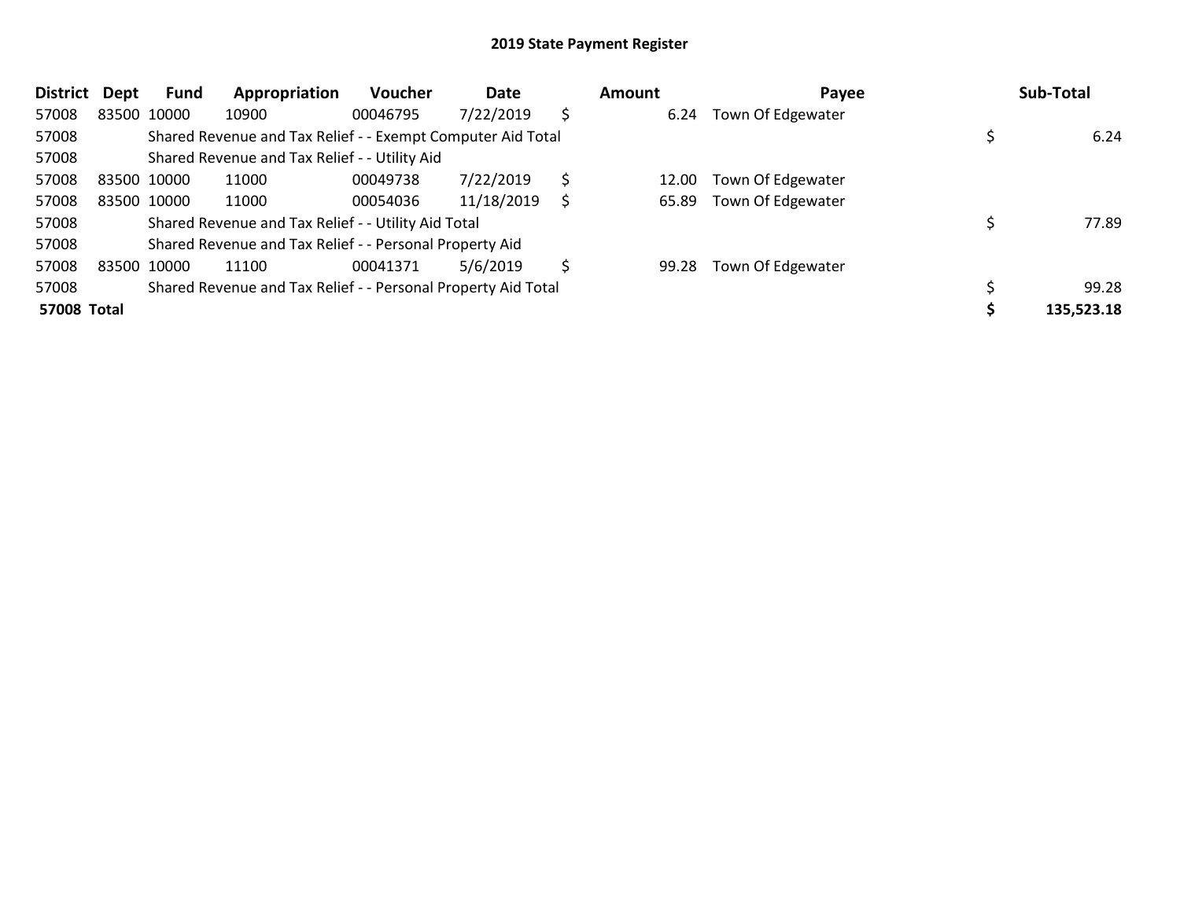## 2019 State Payment Register

| District | Dept | Fund | Appropriation | Voucher | Date | Amount | Payee | Sub-Total |
|---|---|---|---|---|---|---|---|---|
| 57008 | 83500 | 10000 | 10900 | 00046795 | 7/22/2019 | $ 6.24 | Town Of Edgewater | |
| 57008 | | Shared Revenue and Tax Relief - - Exempt Computer Aid Total | | | | | | $ 6.24 |
| 57008 | | Shared Revenue and Tax Relief - - Utility Aid | | | | | | |
| 57008 | 83500 | 10000 | 11000 | 00049738 | 7/22/2019 | $ 12.00 | Town Of Edgewater | |
| 57008 | 83500 | 10000 | 11000 | 00054036 | 11/18/2019 | $ 65.89 | Town Of Edgewater | |
| 57008 | | Shared Revenue and Tax Relief - - Utility Aid Total | | | | | | $ 77.89 |
| 57008 | | Shared Revenue and Tax Relief - - Personal Property Aid | | | | | | |
| 57008 | 83500 | 10000 | 11100 | 00041371 | 5/6/2019 | $ 99.28 | Town Of Edgewater | |
| 57008 | | Shared Revenue and Tax Relief - - Personal Property Aid Total | | | | | | $ 99.28 |
| **57008** | **Total** | | | | | | | **$ 135,523.18** |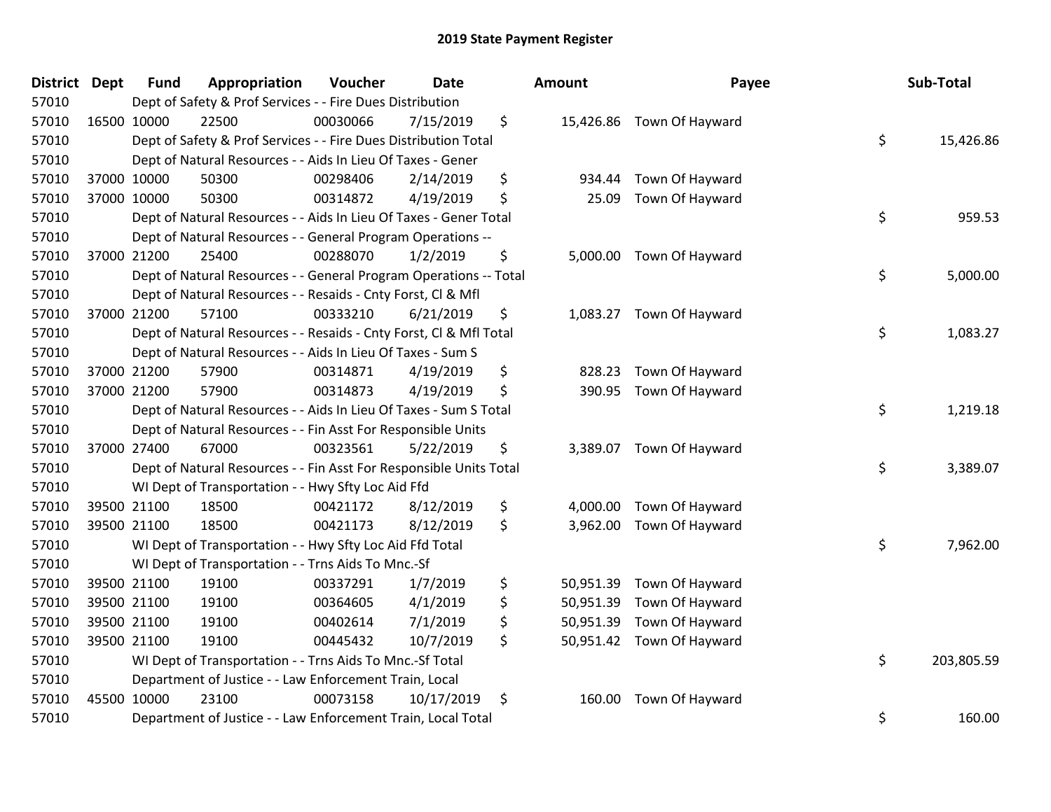# 2019 State Payment Register

| District | Dept | Fund | Appropriation | Voucher | Date | Amount | Payee | Sub-Total |
|---|---|---|---|---|---|---|---|---|
| 57010 | | Dept of Safety & Prof Services - - Fire Dues Distribution | | | | | | |
| 57010 | 16500 | 10000 | 22500 | 00030066 | 7/15/2019 | $ 15,426.86 | Town Of Hayward | |
| 57010 | | Dept of Safety & Prof Services - - Fire Dues Distribution Total | | | | | | $ 15,426.86 |
| 57010 | | Dept of Natural Resources - - Aids In Lieu Of Taxes - Gener | | | | | | |
| 57010 | 37000 | 10000 | 50300 | 00298406 | 2/14/2019 | $ 934.44 | Town Of Hayward | |
| 57010 | 37000 | 10000 | 50300 | 00314872 | 4/19/2019 | $ 25.09 | Town Of Hayward | |
| 57010 | | Dept of Natural Resources - - Aids In Lieu Of Taxes - Gener Total | | | | | | $ 959.53 |
| 57010 | | Dept of Natural Resources - - General Program Operations -- | | | | | | |
| 57010 | 37000 | 21200 | 25400 | 00288070 | 1/2/2019 | $ 5,000.00 | Town Of Hayward | |
| 57010 | | Dept of Natural Resources - - General Program Operations -- Total | | | | | | $ 5,000.00 |
| 57010 | | Dept of Natural Resources - - Resaids - Cnty Forst, Cl & Mfl | | | | | | |
| 57010 | 37000 | 21200 | 57100 | 00333210 | 6/21/2019 | $ 1,083.27 | Town Of Hayward | |
| 57010 | | Dept of Natural Resources - - Resaids - Cnty Forst, Cl & Mfl Total | | | | | | $ 1,083.27 |
| 57010 | | Dept of Natural Resources - - Aids In Lieu Of Taxes - Sum S | | | | | | |
| 57010 | 37000 | 21200 | 57900 | 00314871 | 4/19/2019 | $ 828.23 | Town Of Hayward | |
| 57010 | 37000 | 21200 | 57900 | 00314873 | 4/19/2019 | $ 390.95 | Town Of Hayward | |
| 57010 | | Dept of Natural Resources - - Aids In Lieu Of Taxes - Sum S Total | | | | | | $ 1,219.18 |
| 57010 | | Dept of Natural Resources - - Fin Asst For Responsible Units | | | | | | |
| 57010 | 37000 | 27400 | 67000 | 00323561 | 5/22/2019 | $ 3,389.07 | Town Of Hayward | |
| 57010 | | Dept of Natural Resources - - Fin Asst For Responsible Units Total | | | | | | $ 3,389.07 |
| 57010 | | WI Dept of Transportation - - Hwy Sfty Loc Aid Ffd | | | | | | |
| 57010 | 39500 | 21100 | 18500 | 00421172 | 8/12/2019 | $ 4,000.00 | Town Of Hayward | |
| 57010 | 39500 | 21100 | 18500 | 00421173 | 8/12/2019 | $ 3,962.00 | Town Of Hayward | |
| 57010 | | WI Dept of Transportation - - Hwy Sfty Loc Aid Ffd Total | | | | | | $ 7,962.00 |
| 57010 | | WI Dept of Transportation - - Trns Aids To Mnc.-Sf | | | | | | |
| 57010 | 39500 | 21100 | 19100 | 00337291 | 1/7/2019 | $ 50,951.39 | Town Of Hayward | |
| 57010 | 39500 | 21100 | 19100 | 00364605 | 4/1/2019 | $ 50,951.39 | Town Of Hayward | |
| 57010 | 39500 | 21100 | 19100 | 00402614 | 7/1/2019 | $ 50,951.39 | Town Of Hayward | |
| 57010 | 39500 | 21100 | 19100 | 00445432 | 10/7/2019 | $ 50,951.42 | Town Of Hayward | |
| 57010 | | WI Dept of Transportation - - Trns Aids To Mnc.-Sf Total | | | | | | $ 203,805.59 |
| 57010 | | Department of Justice - - Law Enforcement Train, Local | | | | | | |
| 57010 | 45500 | 10000 | 23100 | 00073158 | 10/17/2019 | $ 160.00 | Town Of Hayward | |
| 57010 | | Department of Justice - - Law Enforcement Train, Local Total | | | | | | $ 160.00 |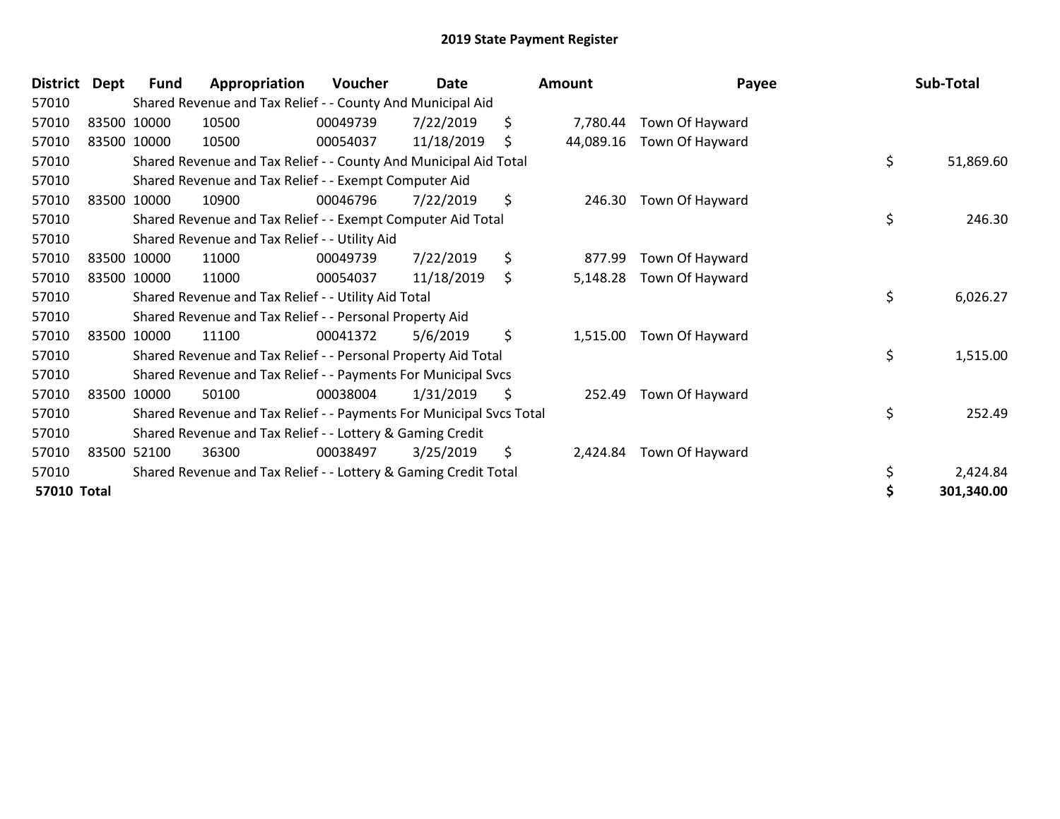# 2019 State Payment Register

| District | Dept | Fund | Appropriation | Voucher | Date | Amount | Payee | Sub-Total |
|---|---|---|---|---|---|---|---|---|
| 57010 | | Shared Revenue and Tax Relief - - County And Municipal Aid | | | | | | |
| 57010 | 83500 | 10000 | 10500 | 00049739 | 7/22/2019 | $ 7,780.44 | Town Of Hayward | |
| 57010 | 83500 | 10000 | 10500 | 00054037 | 11/18/2019 | $ 44,089.16 | Town Of Hayward | |
| 57010 | | Shared Revenue and Tax Relief - - County And Municipal Aid Total | | | | | | $ 51,869.60 |
| 57010 | | Shared Revenue and Tax Relief - - Exempt Computer Aid | | | | | | |
| 57010 | 83500 | 10000 | 10900 | 00046796 | 7/22/2019 | $ 246.30 | Town Of Hayward | |
| 57010 | | Shared Revenue and Tax Relief - - Exempt Computer Aid Total | | | | | | $ 246.30 |
| 57010 | | Shared Revenue and Tax Relief - - Utility Aid | | | | | | |
| 57010 | 83500 | 10000 | 11000 | 00049739 | 7/22/2019 | $ 877.99 | Town Of Hayward | |
| 57010 | 83500 | 10000 | 11000 | 00054037 | 11/18/2019 | $ 5,148.28 | Town Of Hayward | |
| 57010 | | Shared Revenue and Tax Relief - - Utility Aid Total | | | | | | $ 6,026.27 |
| 57010 | | Shared Revenue and Tax Relief - - Personal Property Aid | | | | | | |
| 57010 | 83500 | 10000 | 11100 | 00041372 | 5/6/2019 | $ 1,515.00 | Town Of Hayward | |
| 57010 | | Shared Revenue and Tax Relief - - Personal Property Aid Total | | | | | | $ 1,515.00 |
| 57010 | | Shared Revenue and Tax Relief - - Payments For Municipal Svcs | | | | | | |
| 57010 | 83500 | 10000 | 50100 | 00038004 | 1/31/2019 | $ 252.49 | Town Of Hayward | |
| 57010 | | Shared Revenue and Tax Relief - - Payments For Municipal Svcs Total | | | | | | $ 252.49 |
| 57010 | | Shared Revenue and Tax Relief - - Lottery & Gaming Credit | | | | | | |
| 57010 | 83500 | 52100 | 36300 | 00038497 | 3/25/2019 | $ 2,424.84 | Town Of Hayward | |
| 57010 | | Shared Revenue and Tax Relief - - Lottery & Gaming Credit Total | | | | | | $ 2,424.84 |
| **57010 Total** | | | | | | | | **$ 301,340.00** |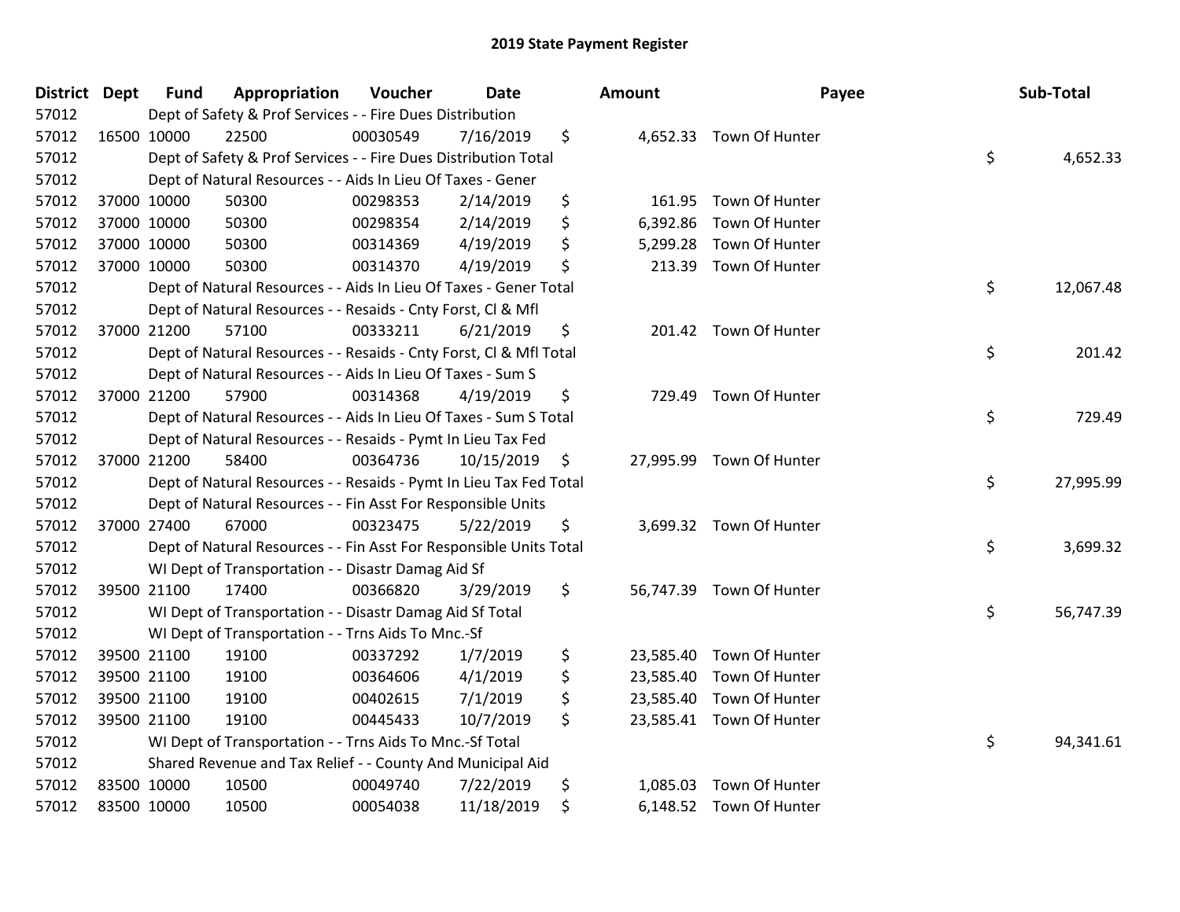# 2019 State Payment Register

| District | Dept | Fund | Appropriation | Voucher | Date | Amount | Payee | Sub-Total |
|---|---|---|---|---|---|---|---|---|
| 57012 | | Dept of Safety & Prof Services - - Fire Dues Distribution | | | | | | |
| 57012 | 16500 | 10000 | 22500 | 00030549 | 7/16/2019 | $ 4,652.33 | Town Of Hunter | |
| 57012 | | Dept of Safety & Prof Services - - Fire Dues Distribution Total | | | | | | $ 4,652.33 |
| 57012 | | Dept of Natural Resources - - Aids In Lieu Of Taxes - Gener | | | | | | |
| 57012 | 37000 | 10000 | 50300 | 00298353 | 2/14/2019 | $ 161.95 | Town Of Hunter | |
| 57012 | 37000 | 10000 | 50300 | 00298354 | 2/14/2019 | $ 6,392.86 | Town Of Hunter | |
| 57012 | 37000 | 10000 | 50300 | 00314369 | 4/19/2019 | $ 5,299.28 | Town Of Hunter | |
| 57012 | 37000 | 10000 | 50300 | 00314370 | 4/19/2019 | $ 213.39 | Town Of Hunter | |
| 57012 | | Dept of Natural Resources - - Aids In Lieu Of Taxes - Gener Total | | | | | | $ 12,067.48 |
| 57012 | | Dept of Natural Resources - - Resaids - Cnty Forst, Cl & Mfl | | | | | | |
| 57012 | 37000 | 21200 | 57100 | 00333211 | 6/21/2019 | $ 201.42 | Town Of Hunter | |
| 57012 | | Dept of Natural Resources - - Resaids - Cnty Forst, Cl & Mfl Total | | | | | | $ 201.42 |
| 57012 | | Dept of Natural Resources - - Aids In Lieu Of Taxes - Sum S | | | | | | |
| 57012 | 37000 | 21200 | 57900 | 00314368 | 4/19/2019 | $ 729.49 | Town Of Hunter | |
| 57012 | | Dept of Natural Resources - - Aids In Lieu Of Taxes - Sum S Total | | | | | | $ 729.49 |
| 57012 | | Dept of Natural Resources - - Resaids - Pymt In Lieu Tax Fed | | | | | | |
| 57012 | 37000 | 21200 | 58400 | 00364736 | 10/15/2019 | $ 27,995.99 | Town Of Hunter | |
| 57012 | | Dept of Natural Resources - - Resaids - Pymt In Lieu Tax Fed Total | | | | | | $ 27,995.99 |
| 57012 | | Dept of Natural Resources - - Fin Asst For Responsible Units | | | | | | |
| 57012 | 37000 | 27400 | 67000 | 00323475 | 5/22/2019 | $ 3,699.32 | Town Of Hunter | |
| 57012 | | Dept of Natural Resources - - Fin Asst For Responsible Units Total | | | | | | $ 3,699.32 |
| 57012 | | WI Dept of Transportation - - Disastr Damag Aid Sf | | | | | | |
| 57012 | 39500 | 21100 | 17400 | 00366820 | 3/29/2019 | $ 56,747.39 | Town Of Hunter | |
| 57012 | | WI Dept of Transportation - - Disastr Damag Aid Sf Total | | | | | | $ 56,747.39 |
| 57012 | | WI Dept of Transportation - - Trns Aids To Mnc.-Sf | | | | | | |
| 57012 | 39500 | 21100 | 19100 | 00337292 | 1/7/2019 | $ 23,585.40 | Town Of Hunter | |
| 57012 | 39500 | 21100 | 19100 | 00364606 | 4/1/2019 | $ 23,585.40 | Town Of Hunter | |
| 57012 | 39500 | 21100 | 19100 | 00402615 | 7/1/2019 | $ 23,585.40 | Town Of Hunter | |
| 57012 | 39500 | 21100 | 19100 | 00445433 | 10/7/2019 | $ 23,585.41 | Town Of Hunter | |
| 57012 | | WI Dept of Transportation - - Trns Aids To Mnc.-Sf Total | | | | | | $ 94,341.61 |
| 57012 | | Shared Revenue and Tax Relief - - County And Municipal Aid | | | | | | |
| 57012 | 83500 | 10000 | 10500 | 00049740 | 7/22/2019 | $ 1,085.03 | Town Of Hunter | |
| 57012 | 83500 | 10000 | 10500 | 00054038 | 11/18/2019 | $ 6,148.52 | Town Of Hunter | |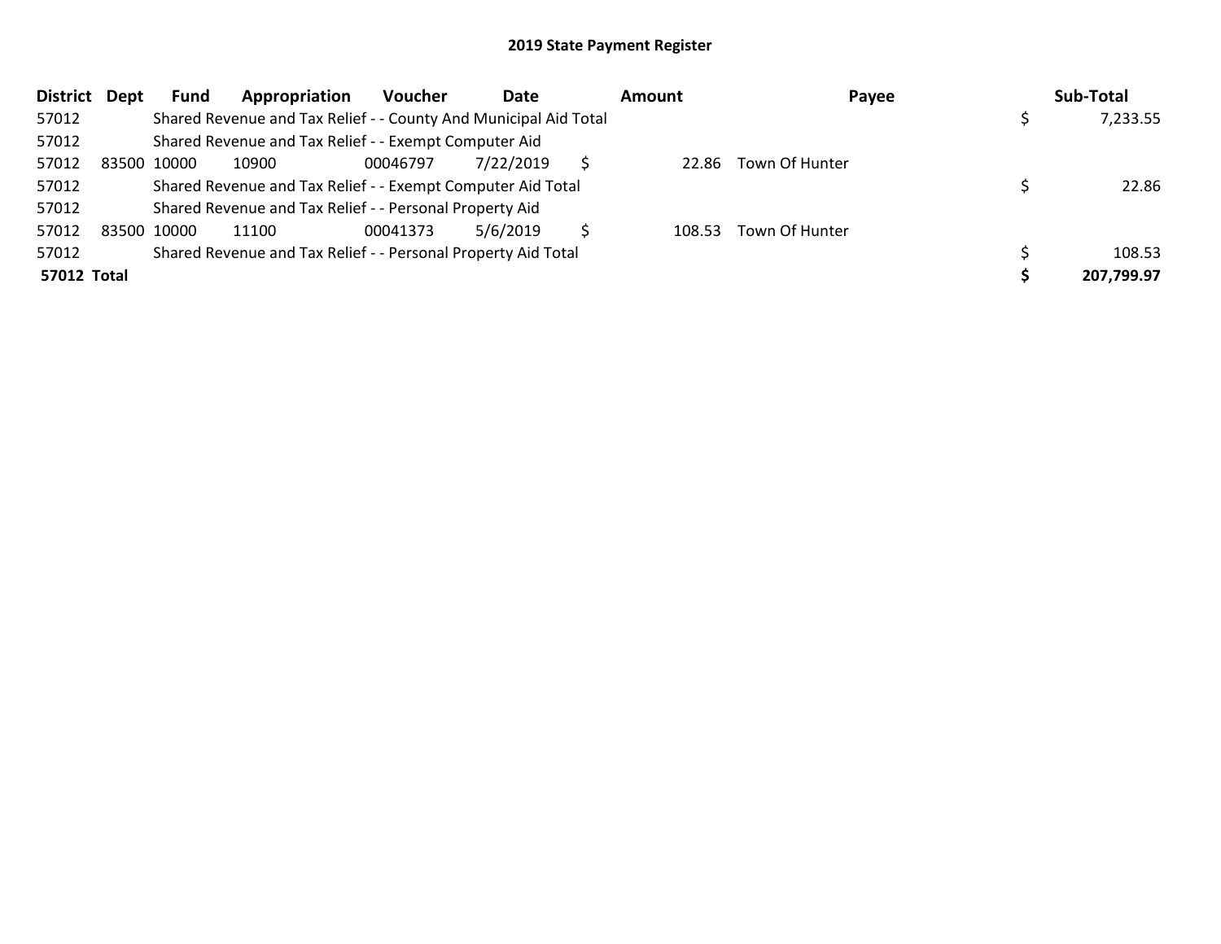# 2019 State Payment Register

| District | Dept | Fund | Appropriation | Voucher | Date | Amount | Payee | Sub-Total |
|---|---|---|---|---|---|---|---|---|
| 57012 | | Shared Revenue and Tax Relief - - County And Municipal Aid Total | | | | | | $ 7,233.55 |
| 57012 | | Shared Revenue and Tax Relief - - Exempt Computer Aid | | | | | | |
| 57012 | 83500 | 10000 | 10900 | 00046797 | 7/22/2019 | $ 22.86 | Town Of Hunter | |
| 57012 | | Shared Revenue and Tax Relief - - Exempt Computer Aid Total | | | | | | $ 22.86 |
| 57012 | | Shared Revenue and Tax Relief - - Personal Property Aid | | | | | | |
| 57012 | 83500 | 10000 | 11100 | 00041373 | 5/6/2019 | $ 108.53 | Town Of Hunter | |
| 57012 | | Shared Revenue and Tax Relief - - Personal Property Aid Total | | | | | | $ 108.53 |
| **57012 Total** | | | | | | | | **$ 207,799.97** |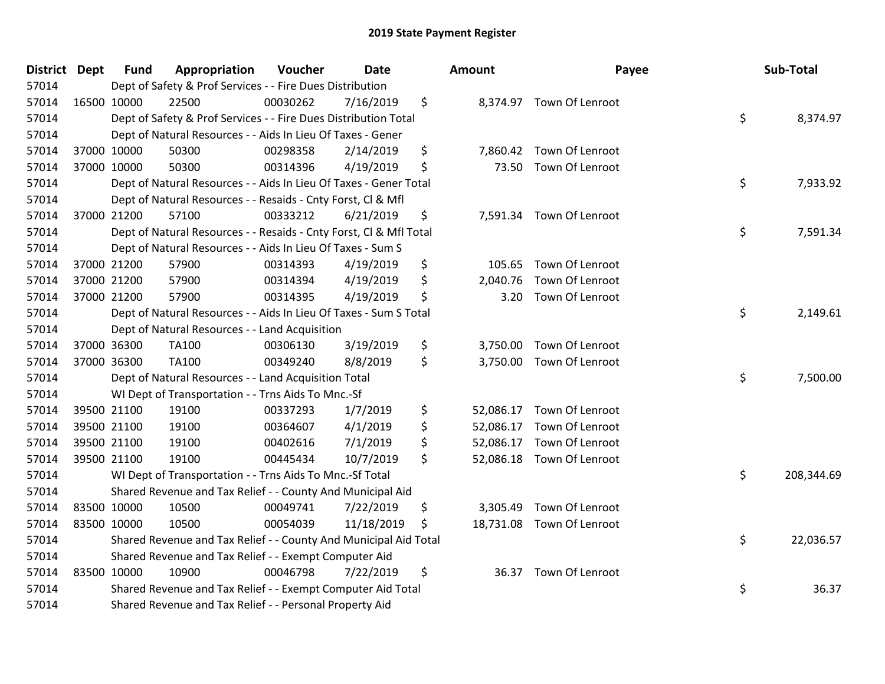# 2019 State Payment Register

| District | Dept | Fund | Appropriation | Voucher | Date | Amount | Payee | Sub-Total |
|---|---|---|---|---|---|---|---|---|
| 57014 | | Dept of Safety & Prof Services - - Fire Dues Distribution | | | | | | |
| 57014 | 16500 | 10000 | 22500 | 00030262 | 7/16/2019 | $ 8,374.97 | Town Of Lenroot | |
| 57014 | | Dept of Safety & Prof Services - - Fire Dues Distribution Total | | | | | | $ 8,374.97 |
| 57014 | | Dept of Natural Resources - - Aids In Lieu Of Taxes - Gener | | | | | | |
| 57014 | 37000 | 10000 | 50300 | 00298358 | 2/14/2019 | $ 7,860.42 | Town Of Lenroot | |
| 57014 | 37000 | 10000 | 50300 | 00314396 | 4/19/2019 | $ 73.50 | Town Of Lenroot | |
| 57014 | | Dept of Natural Resources - - Aids In Lieu Of Taxes - Gener Total | | | | | | $ 7,933.92 |
| 57014 | | Dept of Natural Resources - - Resaids - Cnty Forst, Cl & Mfl | | | | | | |
| 57014 | 37000 | 21200 | 57100 | 00333212 | 6/21/2019 | $ 7,591.34 | Town Of Lenroot | |
| 57014 | | Dept of Natural Resources - - Resaids - Cnty Forst, Cl & Mfl Total | | | | | | $ 7,591.34 |
| 57014 | | Dept of Natural Resources - - Aids In Lieu Of Taxes - Sum S | | | | | | |
| 57014 | 37000 | 21200 | 57900 | 00314393 | 4/19/2019 | $ 105.65 | Town Of Lenroot | |
| 57014 | 37000 | 21200 | 57900 | 00314394 | 4/19/2019 | $ 2,040.76 | Town Of Lenroot | |
| 57014 | 37000 | 21200 | 57900 | 00314395 | 4/19/2019 | $ 3.20 | Town Of Lenroot | |
| 57014 | | Dept of Natural Resources - - Aids In Lieu Of Taxes - Sum S Total | | | | | | $ 2,149.61 |
| 57014 | | Dept of Natural Resources - - Land Acquisition | | | | | | |
| 57014 | 37000 | 36300 | TA100 | 00306130 | 3/19/2019 | $ 3,750.00 | Town Of Lenroot | |
| 57014 | 37000 | 36300 | TA100 | 00349240 | 8/8/2019 | $ 3,750.00 | Town Of Lenroot | |
| 57014 | | Dept of Natural Resources - - Land Acquisition Total | | | | | | $ 7,500.00 |
| 57014 | | WI Dept of Transportation - - Trns Aids To Mnc.-Sf | | | | | | |
| 57014 | 39500 | 21100 | 19100 | 00337293 | 1/7/2019 | $ 52,086.17 | Town Of Lenroot | |
| 57014 | 39500 | 21100 | 19100 | 00364607 | 4/1/2019 | $ 52,086.17 | Town Of Lenroot | |
| 57014 | 39500 | 21100 | 19100 | 00402616 | 7/1/2019 | $ 52,086.17 | Town Of Lenroot | |
| 57014 | 39500 | 21100 | 19100 | 00445434 | 10/7/2019 | $ 52,086.18 | Town Of Lenroot | |
| 57014 | | WI Dept of Transportation - - Trns Aids To Mnc.-Sf Total | | | | | | $ 208,344.69 |
| 57014 | | Shared Revenue and Tax Relief - - County And Municipal Aid | | | | | | |
| 57014 | 83500 | 10000 | 10500 | 00049741 | 7/22/2019 | $ 3,305.49 | Town Of Lenroot | |
| 57014 | 83500 | 10000 | 10500 | 00054039 | 11/18/2019 | $ 18,731.08 | Town Of Lenroot | |
| 57014 | | Shared Revenue and Tax Relief - - County And Municipal Aid Total | | | | | | $ 22,036.57 |
| 57014 | | Shared Revenue and Tax Relief - - Exempt Computer Aid | | | | | | |
| 57014 | 83500 | 10000 | 10900 | 00046798 | 7/22/2019 | $ 36.37 | Town Of Lenroot | |
| 57014 | | Shared Revenue and Tax Relief - - Exempt Computer Aid Total | | | | | | $ 36.37 |
| 57014 | | Shared Revenue and Tax Relief - - Personal Property Aid | | | | | | |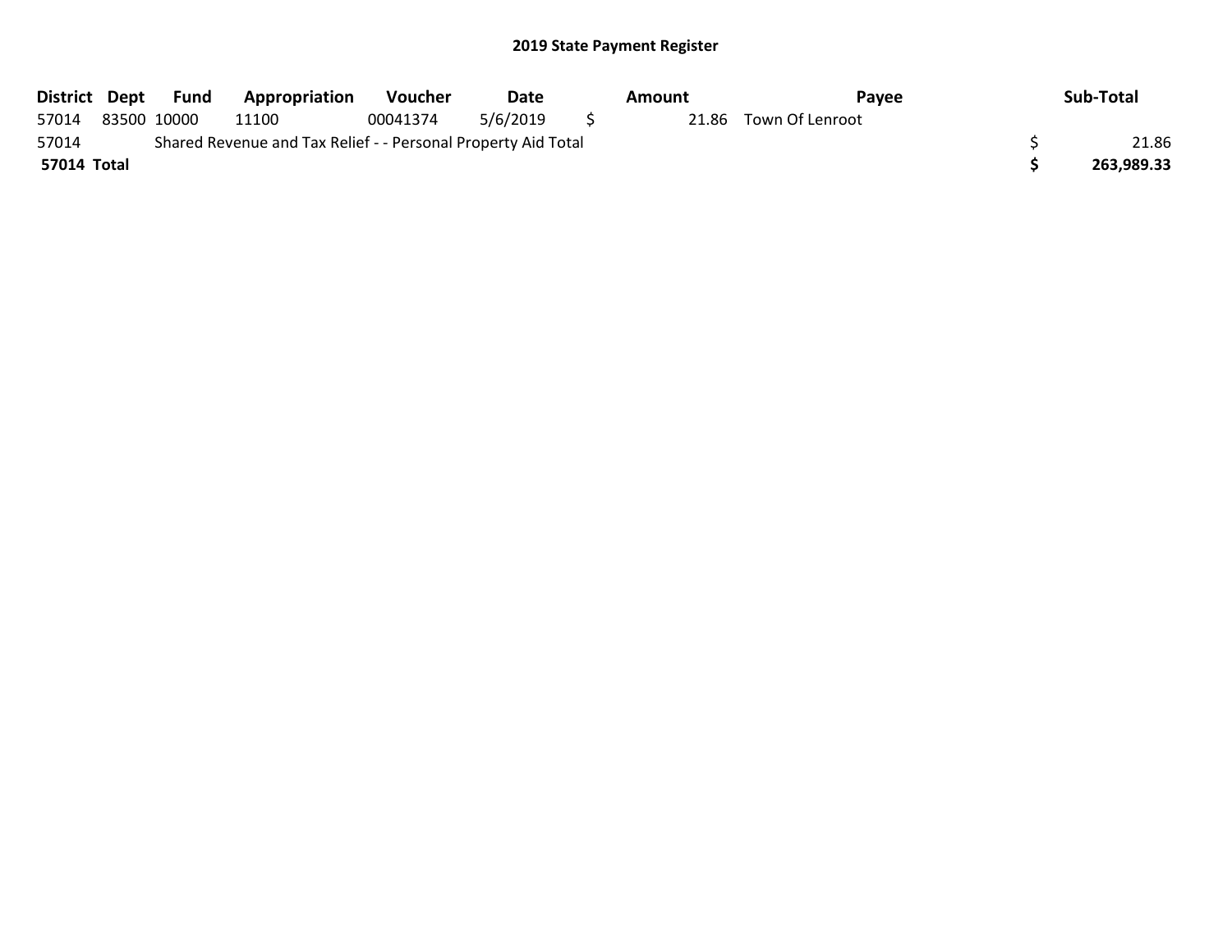## 2019 State Payment Register

| District | Dept | Fund | Appropriation | Voucher | Date | Amount | Payee | Sub-Total |
|---|---|---|---|---|---|---|---|---|
| 57014 | 83500 | 10000 | 11100 | 00041374 | 5/6/2019 | $ 21.86 | Town Of Lenroot | |
| 57014 | Shared Revenue and Tax Relief - - Personal Property Aid Total | | | | | | | $ 21.86 |
| **57014 Total** | | | | | | | | **$ 263,989.33** |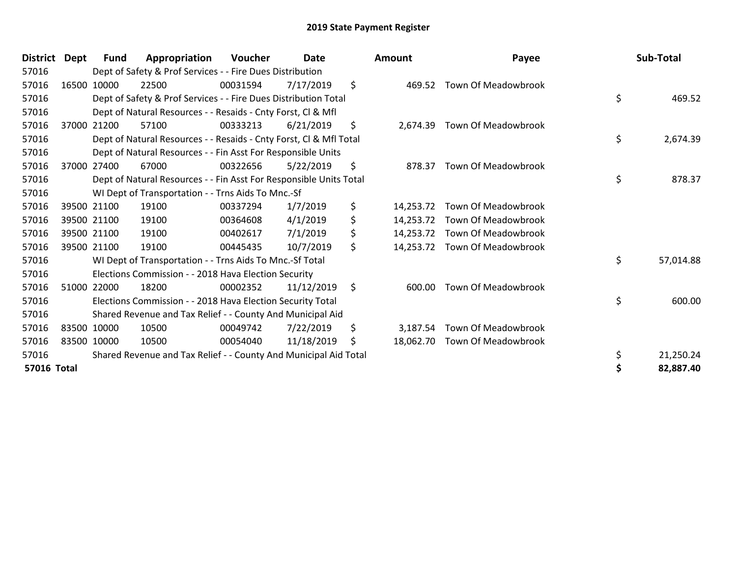# 2019 State Payment Register

| District | Dept | Fund | Appropriation | Voucher | Date | Amount | Payee | Sub-Total |
|---|---|---|---|---|---|---|---|---|
| 57016 | | Dept of Safety & Prof Services - - Fire Dues Distribution | | | | | | |
| 57016 | 16500 | 10000 | 22500 | 00031594 | 7/17/2019 | $ 469.52 | Town Of Meadowbrook | |
| 57016 | | Dept of Safety & Prof Services - - Fire Dues Distribution Total | | | | | | $ 469.52 |
| 57016 | | Dept of Natural Resources - - Resaids - Cnty Forst, Cl & Mfl | | | | | | |
| 57016 | 37000 | 21200 | 57100 | 00333213 | 6/21/2019 | $ 2,674.39 | Town Of Meadowbrook | |
| 57016 | | Dept of Natural Resources - - Resaids - Cnty Forst, Cl & Mfl Total | | | | | | $ 2,674.39 |
| 57016 | | Dept of Natural Resources - - Fin Asst For Responsible Units | | | | | | |
| 57016 | 37000 | 27400 | 67000 | 00322656 | 5/22/2019 | $ 878.37 | Town Of Meadowbrook | |
| 57016 | | Dept of Natural Resources - - Fin Asst For Responsible Units Total | | | | | | $ 878.37 |
| 57016 | | WI Dept of Transportation - - Trns Aids To Mnc.-Sf | | | | | | |
| 57016 | 39500 | 21100 | 19100 | 00337294 | 1/7/2019 | $ 14,253.72 | Town Of Meadowbrook | |
| 57016 | 39500 | 21100 | 19100 | 00364608 | 4/1/2019 | $ 14,253.72 | Town Of Meadowbrook | |
| 57016 | 39500 | 21100 | 19100 | 00402617 | 7/1/2019 | $ 14,253.72 | Town Of Meadowbrook | |
| 57016 | 39500 | 21100 | 19100 | 00445435 | 10/7/2019 | $ 14,253.72 | Town Of Meadowbrook | |
| 57016 | | WI Dept of Transportation - - Trns Aids To Mnc.-Sf Total | | | | | | $ 57,014.88 |
| 57016 | | Elections Commission - - 2018 Hava Election Security | | | | | | |
| 57016 | 51000 | 22000 | 18200 | 00002352 | 11/12/2019 | $ 600.00 | Town Of Meadowbrook | |
| 57016 | | Elections Commission - - 2018 Hava Election Security Total | | | | | | $ 600.00 |
| 57016 | | Shared Revenue and Tax Relief - - County And Municipal Aid | | | | | | |
| 57016 | 83500 | 10000 | 10500 | 00049742 | 7/22/2019 | $ 3,187.54 | Town Of Meadowbrook | |
| 57016 | 83500 | 10000 | 10500 | 00054040 | 11/18/2019 | $ 18,062.70 | Town Of Meadowbrook | |
| 57016 | | Shared Revenue and Tax Relief - - County And Municipal Aid Total | | | | | | $ 21,250.24 |
| **57016 Total** | | | | | | | | **$ 82,887.40** |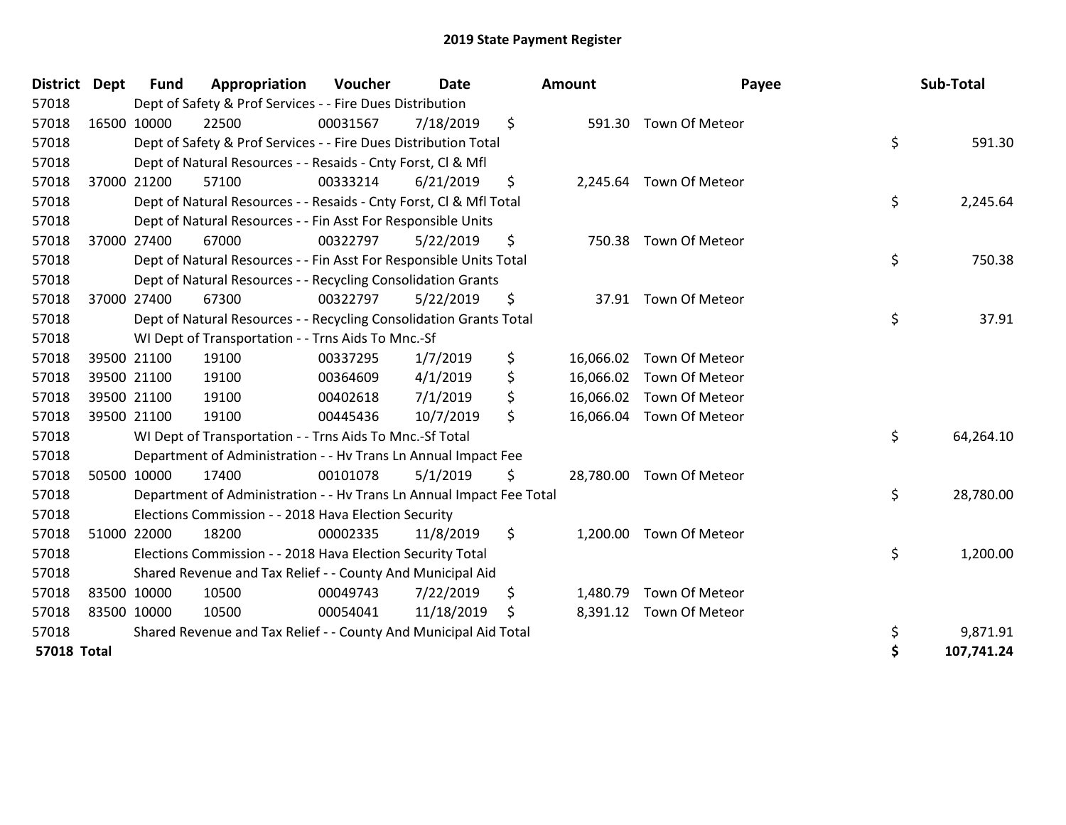# 2019 State Payment Register

| District | Dept | Fund | Appropriation | Voucher | Date | Amount | Payee | Sub-Total |
|---|---|---|---|---|---|---|---|---|
| 57018 | | Dept of Safety & Prof Services - - Fire Dues Distribution | | | | | | |
| 57018 | 16500 | 10000 | 22500 | 00031567 | 7/18/2019 | $ 591.30 | Town Of Meteor | |
| 57018 | | Dept of Safety & Prof Services - - Fire Dues Distribution Total | | | | | | $ 591.30 |
| 57018 | | Dept of Natural Resources - - Resaids - Cnty Forst, Cl & Mfl | | | | | | |
| 57018 | 37000 | 21200 | 57100 | 00333214 | 6/21/2019 | $ 2,245.64 | Town Of Meteor | |
| 57018 | | Dept of Natural Resources - - Resaids - Cnty Forst, Cl & Mfl Total | | | | | | $ 2,245.64 |
| 57018 | | Dept of Natural Resources - - Fin Asst For Responsible Units | | | | | | |
| 57018 | 37000 | 27400 | 67000 | 00322797 | 5/22/2019 | $ 750.38 | Town Of Meteor | |
| 57018 | | Dept of Natural Resources - - Fin Asst For Responsible Units Total | | | | | | $ 750.38 |
| 57018 | | Dept of Natural Resources - - Recycling Consolidation Grants | | | | | | |
| 57018 | 37000 | 27400 | 67300 | 00322797 | 5/22/2019 | $ 37.91 | Town Of Meteor | |
| 57018 | | Dept of Natural Resources - - Recycling Consolidation Grants Total | | | | | | $ 37.91 |
| 57018 | | WI Dept of Transportation - - Trns Aids To Mnc.-Sf | | | | | | |
| 57018 | 39500 | 21100 | 19100 | 00337295 | 1/7/2019 | $ 16,066.02 | Town Of Meteor | |
| 57018 | 39500 | 21100 | 19100 | 00364609 | 4/1/2019 | $ 16,066.02 | Town Of Meteor | |
| 57018 | 39500 | 21100 | 19100 | 00402618 | 7/1/2019 | $ 16,066.02 | Town Of Meteor | |
| 57018 | 39500 | 21100 | 19100 | 00445436 | 10/7/2019 | $ 16,066.04 | Town Of Meteor | |
| 57018 | | WI Dept of Transportation - - Trns Aids To Mnc.-Sf Total | | | | | | $ 64,264.10 |
| 57018 | | Department of Administration - - Hv Trans Ln Annual Impact Fee | | | | | | |
| 57018 | 50500 | 10000 | 17400 | 00101078 | 5/1/2019 | $ 28,780.00 | Town Of Meteor | |
| 57018 | | Department of Administration - - Hv Trans Ln Annual Impact Fee Total | | | | | | $ 28,780.00 |
| 57018 | | Elections Commission - - 2018 Hava Election Security | | | | | | |
| 57018 | 51000 | 22000 | 18200 | 00002335 | 11/8/2019 | $ 1,200.00 | Town Of Meteor | |
| 57018 | | Elections Commission - - 2018 Hava Election Security Total | | | | | | $ 1,200.00 |
| 57018 | | Shared Revenue and Tax Relief - - County And Municipal Aid | | | | | | |
| 57018 | 83500 | 10000 | 10500 | 00049743 | 7/22/2019 | $ 1,480.79 | Town Of Meteor | |
| 57018 | 83500 | 10000 | 10500 | 00054041 | 11/18/2019 | $ 8,391.12 | Town Of Meteor | |
| 57018 | | Shared Revenue and Tax Relief - - County And Municipal Aid Total | | | | | | $ 9,871.91 |
| **57018 Total** | | | | | | | | **$ 107,741.24** |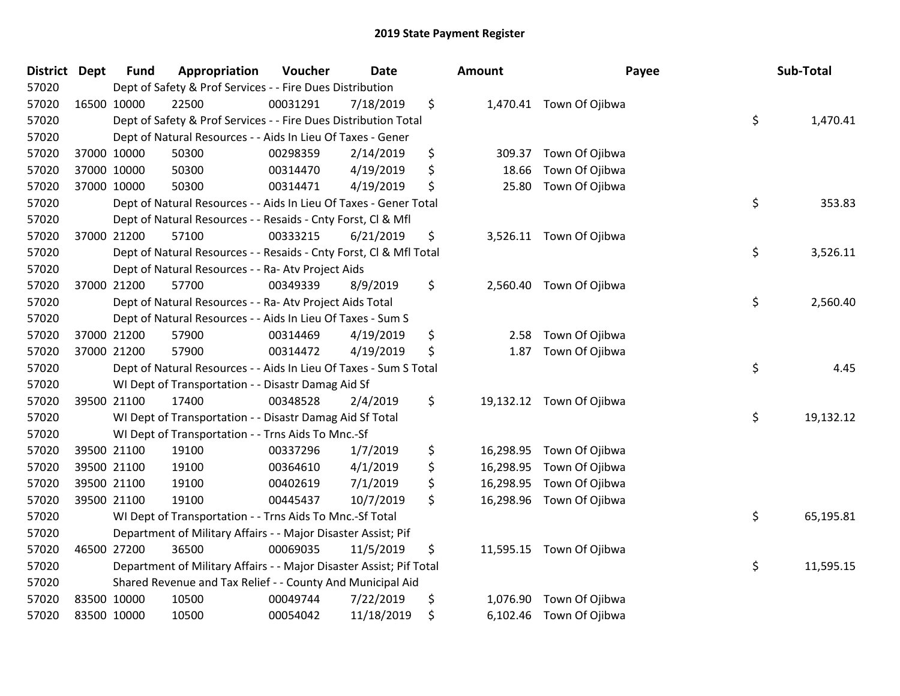# 2019 State Payment Register

| District | Dept | Fund | Appropriation | Voucher | Date | | Amount | Payee | | Sub-Total |
|---|---|---|---|---|---|---|---|---|---|---|
| 57020 | | Dept of Safety & Prof Services - - Fire Dues Distribution | | | | | | | | |
| 57020 | 16500 | 10000 | 22500 | 00031291 | 7/18/2019 | $ | 1,470.41 | Town Of Ojibwa | | |
| 57020 | | Dept of Safety & Prof Services - - Fire Dues Distribution Total | | | | | | | $ | 1,470.41 |
| 57020 | | Dept of Natural Resources - - Aids In Lieu Of Taxes - Gener | | | | | | | | |
| 57020 | 37000 | 10000 | 50300 | 00298359 | 2/14/2019 | $ | 309.37 | Town Of Ojibwa | | |
| 57020 | 37000 | 10000 | 50300 | 00314470 | 4/19/2019 | $ | 18.66 | Town Of Ojibwa | | |
| 57020 | 37000 | 10000 | 50300 | 00314471 | 4/19/2019 | $ | 25.80 | Town Of Ojibwa | | |
| 57020 | | Dept of Natural Resources - - Aids In Lieu Of Taxes - Gener Total | | | | | | | $ | 353.83 |
| 57020 | | Dept of Natural Resources - - Resaids - Cnty Forst, Cl & Mfl | | | | | | | | |
| 57020 | 37000 | 21200 | 57100 | 00333215 | 6/21/2019 | $ | 3,526.11 | Town Of Ojibwa | | |
| 57020 | | Dept of Natural Resources - - Resaids - Cnty Forst, Cl & Mfl Total | | | | | | | $ | 3,526.11 |
| 57020 | | Dept of Natural Resources - - Ra- Atv Project Aids | | | | | | | | |
| 57020 | 37000 | 21200 | 57700 | 00349339 | 8/9/2019 | $ | 2,560.40 | Town Of Ojibwa | | |
| 57020 | | Dept of Natural Resources - - Ra- Atv Project Aids Total | | | | | | | $ | 2,560.40 |
| 57020 | | Dept of Natural Resources - - Aids In Lieu Of Taxes - Sum S | | | | | | | | |
| 57020 | 37000 | 21200 | 57900 | 00314469 | 4/19/2019 | $ | 2.58 | Town Of Ojibwa | | |
| 57020 | 37000 | 21200 | 57900 | 00314472 | 4/19/2019 | $ | 1.87 | Town Of Ojibwa | | |
| 57020 | | Dept of Natural Resources - - Aids In Lieu Of Taxes - Sum S Total | | | | | | | $ | 4.45 |
| 57020 | | WI Dept of Transportation - - Disastr Damag Aid Sf | | | | | | | | |
| 57020 | 39500 | 21100 | 17400 | 00348528 | 2/4/2019 | $ | 19,132.12 | Town Of Ojibwa | | |
| 57020 | | WI Dept of Transportation - - Disastr Damag Aid Sf Total | | | | | | | $ | 19,132.12 |
| 57020 | | WI Dept of Transportation - - Trns Aids To Mnc.-Sf | | | | | | | | |
| 57020 | 39500 | 21100 | 19100 | 00337296 | 1/7/2019 | $ | 16,298.95 | Town Of Ojibwa | | |
| 57020 | 39500 | 21100 | 19100 | 00364610 | 4/1/2019 | $ | 16,298.95 | Town Of Ojibwa | | |
| 57020 | 39500 | 21100 | 19100 | 00402619 | 7/1/2019 | $ | 16,298.95 | Town Of Ojibwa | | |
| 57020 | 39500 | 21100 | 19100 | 00445437 | 10/7/2019 | $ | 16,298.96 | Town Of Ojibwa | | |
| 57020 | | WI Dept of Transportation - - Trns Aids To Mnc.-Sf Total | | | | | | | $ | 65,195.81 |
| 57020 | | Department of Military Affairs - - Major Disaster Assist; Pif | | | | | | | | |
| 57020 | 46500 | 27200 | 36500 | 00069035 | 11/5/2019 | $ | 11,595.15 | Town Of Ojibwa | | |
| 57020 | | Department of Military Affairs - - Major Disaster Assist; Pif Total | | | | | | | $ | 11,595.15 |
| 57020 | | Shared Revenue and Tax Relief - - County And Municipal Aid | | | | | | | | |
| 57020 | 83500 | 10000 | 10500 | 00049744 | 7/22/2019 | $ | 1,076.90 | Town Of Ojibwa | | |
| 57020 | 83500 | 10000 | 10500 | 00054042 | 11/18/2019 | $ | 6,102.46 | Town Of Ojibwa | | |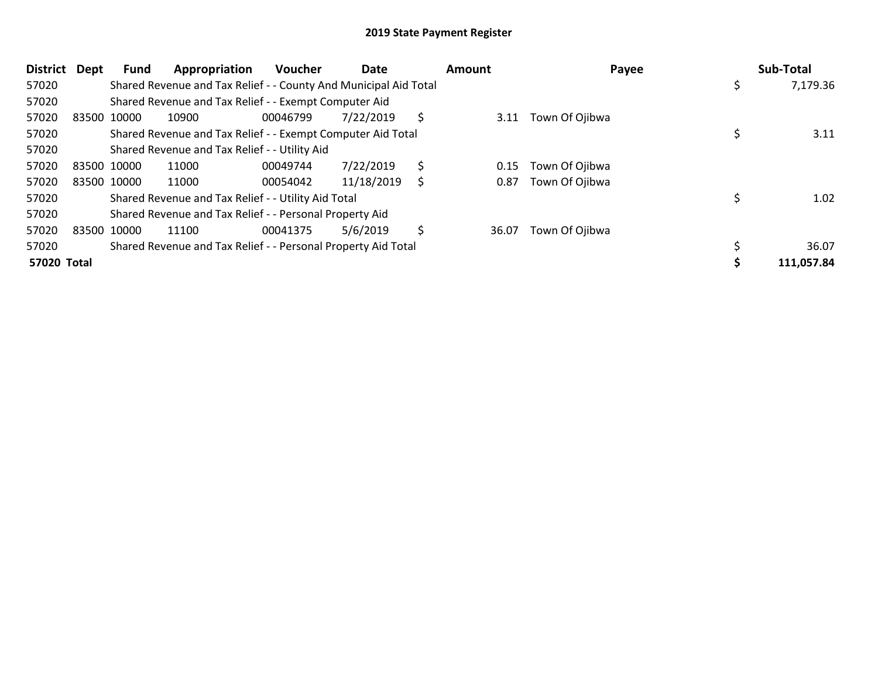# 2019 State Payment Register

| District | Dept | Fund | Appropriation | Voucher | Date | Amount | Payee | Sub-Total |
|---|---|---|---|---|---|---|---|---|
| 57020 | | Shared Revenue and Tax Relief - - County And Municipal Aid Total | | | | | | $ 7,179.36 |
| 57020 | | Shared Revenue and Tax Relief - - Exempt Computer Aid | | | | | | |
| 57020 | 83500 | 10000 | 10900 | 00046799 | 7/22/2019 | $ 3.11 | Town Of Ojibwa | |
| 57020 | | Shared Revenue and Tax Relief - - Exempt Computer Aid Total | | | | | | $ 3.11 |
| 57020 | | Shared Revenue and Tax Relief - - Utility Aid | | | | | | |
| 57020 | 83500 | 10000 | 11000 | 00049744 | 7/22/2019 | $ 0.15 | Town Of Ojibwa | |
| 57020 | 83500 | 10000 | 11000 | 00054042 | 11/18/2019 | $ 0.87 | Town Of Ojibwa | |
| 57020 | | Shared Revenue and Tax Relief - - Utility Aid Total | | | | | | $ 1.02 |
| 57020 | | Shared Revenue and Tax Relief - - Personal Property Aid | | | | | | |
| 57020 | 83500 | 10000 | 11100 | 00041375 | 5/6/2019 | $ 36.07 | Town Of Ojibwa | |
| 57020 | | Shared Revenue and Tax Relief - - Personal Property Aid Total | | | | | | $ 36.07 |
| **57020 Total** | | | | | | | | **$ 111,057.84** |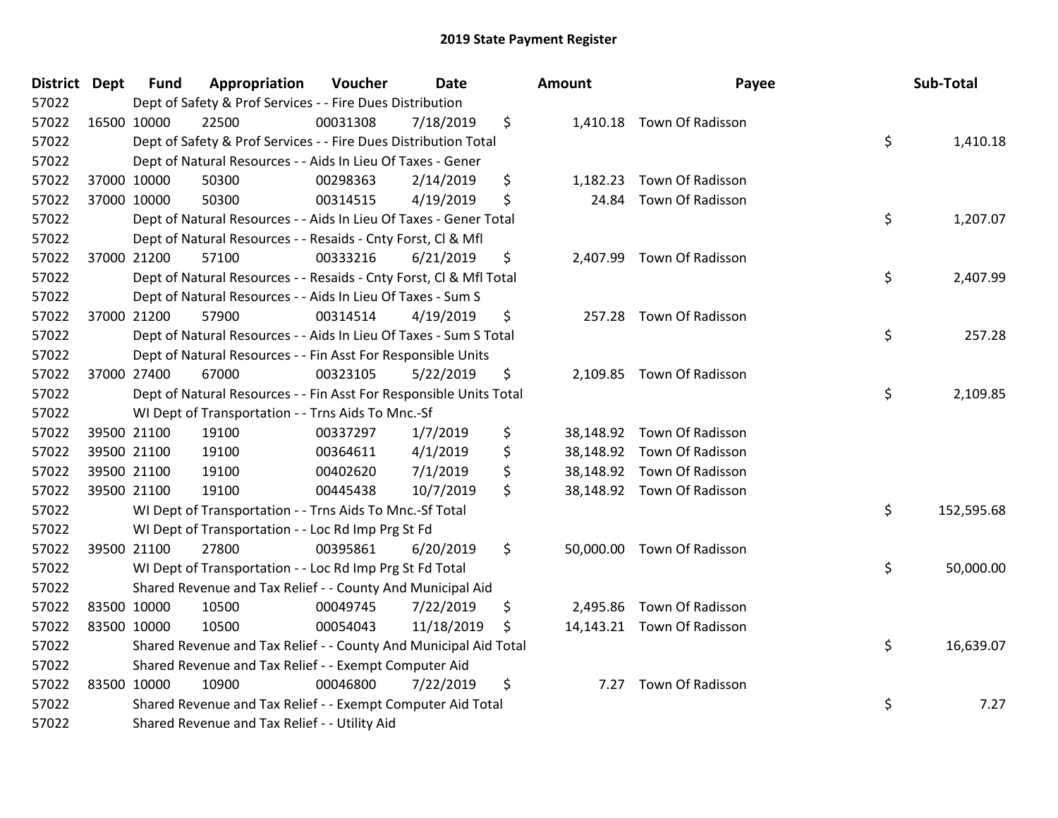# 2019 State Payment Register

| District | Dept | Fund | Appropriation | Voucher | Date | Amount | Payee | Sub-Total |
|---|---|---|---|---|---|---|---|---|
| 57022 | | Dept of Safety & Prof Services - - Fire Dues Distribution | | | | | | |
| 57022 | 16500 | 10000 | 22500 | 00031308 | 7/18/2019 | $ 1,410.18 | Town Of Radisson | |
| 57022 | | Dept of Safety & Prof Services - - Fire Dues Distribution Total | | | | | | $ 1,410.18 |
| 57022 | | Dept of Natural Resources - - Aids In Lieu Of Taxes - Gener | | | | | | |
| 57022 | 37000 | 10000 | 50300 | 00298363 | 2/14/2019 | $ 1,182.23 | Town Of Radisson | |
| 57022 | 37000 | 10000 | 50300 | 00314515 | 4/19/2019 | $ 24.84 | Town Of Radisson | |
| 57022 | | Dept of Natural Resources - - Aids In Lieu Of Taxes - Gener Total | | | | | | $ 1,207.07 |
| 57022 | | Dept of Natural Resources - - Resaids - Cnty Forst, Cl & Mfl | | | | | | |
| 57022 | 37000 | 21200 | 57100 | 00333216 | 6/21/2019 | $ 2,407.99 | Town Of Radisson | |
| 57022 | | Dept of Natural Resources - - Resaids - Cnty Forst, Cl & Mfl Total | | | | | | $ 2,407.99 |
| 57022 | | Dept of Natural Resources - - Aids In Lieu Of Taxes - Sum S | | | | | | |
| 57022 | 37000 | 21200 | 57900 | 00314514 | 4/19/2019 | $ 257.28 | Town Of Radisson | |
| 57022 | | Dept of Natural Resources - - Aids In Lieu Of Taxes - Sum S Total | | | | | | $ 257.28 |
| 57022 | | Dept of Natural Resources - - Fin Asst For Responsible Units | | | | | | |
| 57022 | 37000 | 27400 | 67000 | 00323105 | 5/22/2019 | $ 2,109.85 | Town Of Radisson | |
| 57022 | | Dept of Natural Resources - - Fin Asst For Responsible Units Total | | | | | | $ 2,109.85 |
| 57022 | | WI Dept of Transportation - - Trns Aids To Mnc.-Sf | | | | | | |
| 57022 | 39500 | 21100 | 19100 | 00337297 | 1/7/2019 | $ 38,148.92 | Town Of Radisson | |
| 57022 | 39500 | 21100 | 19100 | 00364611 | 4/1/2019 | $ 38,148.92 | Town Of Radisson | |
| 57022 | 39500 | 21100 | 19100 | 00402620 | 7/1/2019 | $ 38,148.92 | Town Of Radisson | |
| 57022 | 39500 | 21100 | 19100 | 00445438 | 10/7/2019 | $ 38,148.92 | Town Of Radisson | |
| 57022 | | WI Dept of Transportation - - Trns Aids To Mnc.-Sf Total | | | | | | $ 152,595.68 |
| 57022 | | WI Dept of Transportation - - Loc Rd Imp Prg St Fd | | | | | | |
| 57022 | 39500 | 21100 | 27800 | 00395861 | 6/20/2019 | $ 50,000.00 | Town Of Radisson | |
| 57022 | | WI Dept of Transportation - - Loc Rd Imp Prg St Fd Total | | | | | | $ 50,000.00 |
| 57022 | | Shared Revenue and Tax Relief - - County And Municipal Aid | | | | | | |
| 57022 | 83500 | 10000 | 10500 | 00049745 | 7/22/2019 | $ 2,495.86 | Town Of Radisson | |
| 57022 | 83500 | 10000 | 10500 | 00054043 | 11/18/2019 | $ 14,143.21 | Town Of Radisson | |
| 57022 | | Shared Revenue and Tax Relief - - County And Municipal Aid Total | | | | | | $ 16,639.07 |
| 57022 | | Shared Revenue and Tax Relief - - Exempt Computer Aid | | | | | | |
| 57022 | 83500 | 10000 | 10900 | 00046800 | 7/22/2019 | $ 7.27 | Town Of Radisson | |
| 57022 | | Shared Revenue and Tax Relief - - Exempt Computer Aid Total | | | | | | $ 7.27 |
| 57022 | | Shared Revenue and Tax Relief - - Utility Aid | | | | | | |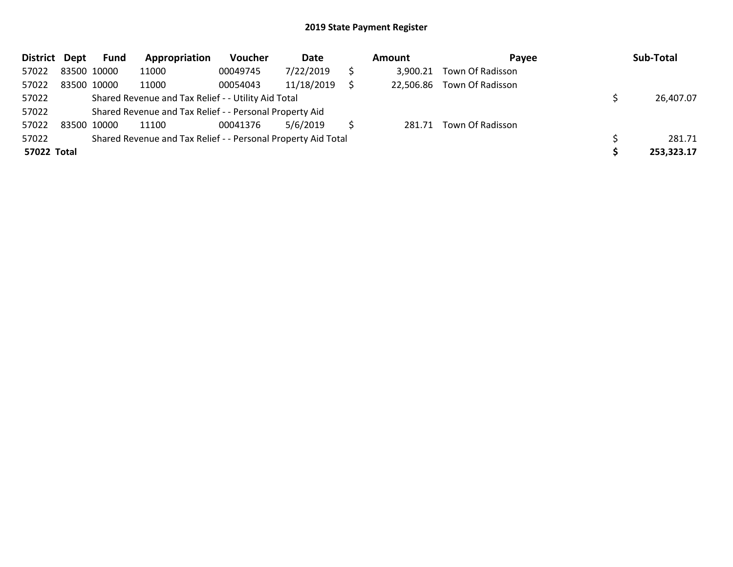# 2019 State Payment Register

| District | Dept | Fund | Appropriation | Voucher | Date | | Amount | Payee | | Sub-Total |
|---|---|---|---|---|---|---|---|---|---|---|
| 57022 | 83500 | 10000 | 11000 | 00049745 | 7/22/2019 | $ | 3,900.21 | Town Of Radisson | | |
| 57022 | 83500 | 10000 | 11000 | 00054043 | 11/18/2019 | $ | 22,506.86 | Town Of Radisson | | |
| 57022 | | Shared Revenue and Tax Relief - - Utility Aid Total | | | | | | | $ | 26,407.07 |
| 57022 | | Shared Revenue and Tax Relief - - Personal Property Aid | | | | | | | | |
| 57022 | 83500 | 10000 | 11100 | 00041376 | 5/6/2019 | $ | 281.71 | Town Of Radisson | | |
| 57022 | | Shared Revenue and Tax Relief - - Personal Property Aid Total | | | | | | | $ | 281.71 |
| **57022 Total** | | | | | | | | | **$** | **253,323.17** |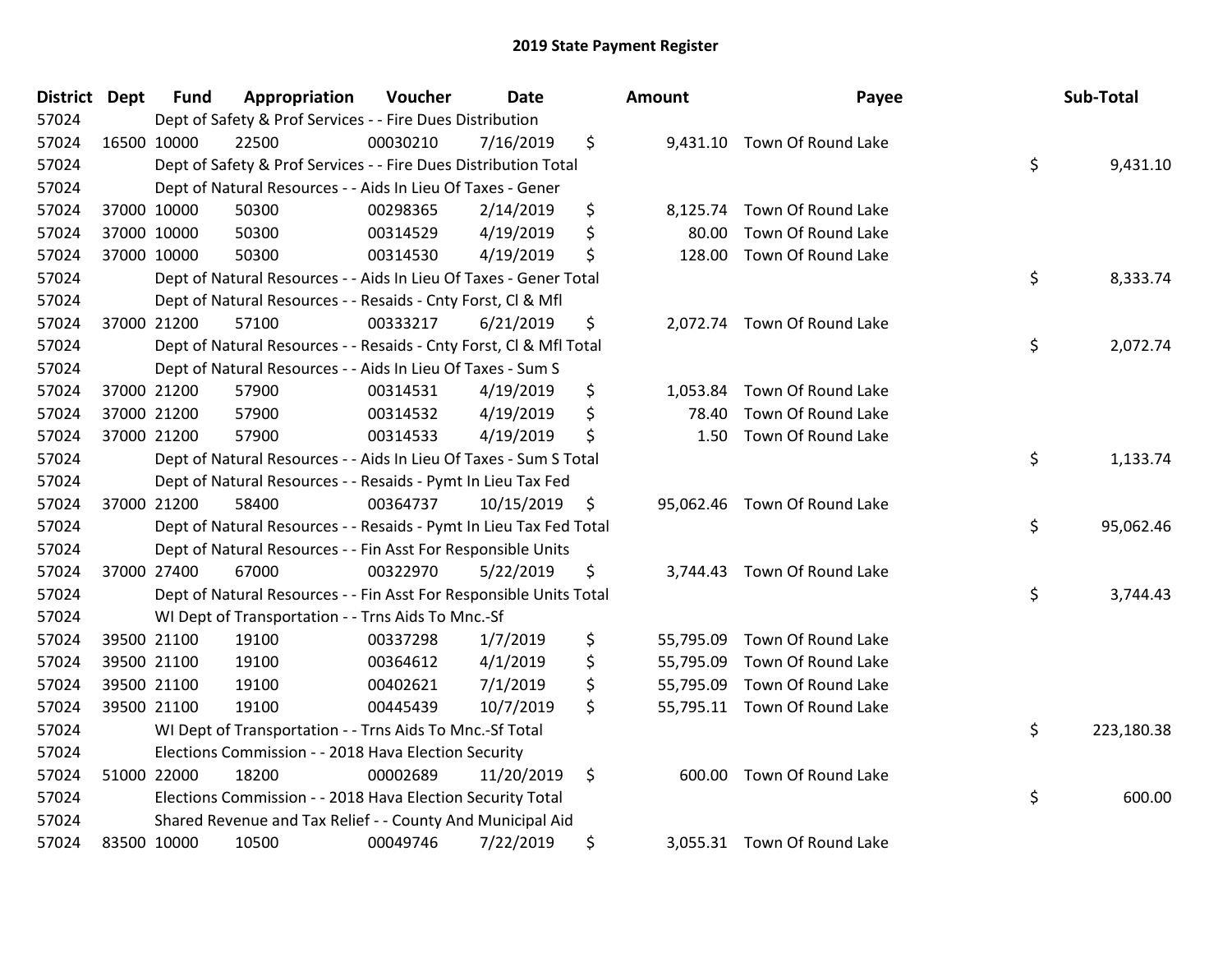# 2019 State Payment Register

| District | Dept | Fund | Appropriation | Voucher | Date | Amount | Payee | Sub-Total |
|---|---|---|---|---|---|---|---|---|
| 57024 | | Dept of Safety & Prof Services - - Fire Dues Distribution | | | | | | |
| 57024 | 16500 | 10000 | 22500 | 00030210 | 7/16/2019 | $ 9,431.10 | Town Of Round Lake | |
| 57024 | | Dept of Safety & Prof Services - - Fire Dues Distribution Total | | | | | | $ 9,431.10 |
| 57024 | | Dept of Natural Resources - - Aids In Lieu Of Taxes - Gener | | | | | | |
| 57024 | 37000 | 10000 | 50300 | 00298365 | 2/14/2019 | $ 8,125.74 | Town Of Round Lake | |
| 57024 | 37000 | 10000 | 50300 | 00314529 | 4/19/2019 | $ 80.00 | Town Of Round Lake | |
| 57024 | 37000 | 10000 | 50300 | 00314530 | 4/19/2019 | $ 128.00 | Town Of Round Lake | |
| 57024 | | Dept of Natural Resources - - Aids In Lieu Of Taxes - Gener Total | | | | | | $ 8,333.74 |
| 57024 | | Dept of Natural Resources - - Resaids - Cnty Forst, Cl & Mfl | | | | | | |
| 57024 | 37000 | 21200 | 57100 | 00333217 | 6/21/2019 | $ 2,072.74 | Town Of Round Lake | |
| 57024 | | Dept of Natural Resources - - Resaids - Cnty Forst, Cl & Mfl Total | | | | | | $ 2,072.74 |
| 57024 | | Dept of Natural Resources - - Aids In Lieu Of Taxes - Sum S | | | | | | |
| 57024 | 37000 | 21200 | 57900 | 00314531 | 4/19/2019 | $ 1,053.84 | Town Of Round Lake | |
| 57024 | 37000 | 21200 | 57900 | 00314532 | 4/19/2019 | $ 78.40 | Town Of Round Lake | |
| 57024 | 37000 | 21200 | 57900 | 00314533 | 4/19/2019 | $ 1.50 | Town Of Round Lake | |
| 57024 | | Dept of Natural Resources - - Aids In Lieu Of Taxes - Sum S Total | | | | | | $ 1,133.74 |
| 57024 | | Dept of Natural Resources - - Resaids - Pymt In Lieu Tax Fed | | | | | | |
| 57024 | 37000 | 21200 | 58400 | 00364737 | 10/15/2019 | $ 95,062.46 | Town Of Round Lake | |
| 57024 | | Dept of Natural Resources - - Resaids - Pymt In Lieu Tax Fed Total | | | | | | $ 95,062.46 |
| 57024 | | Dept of Natural Resources - - Fin Asst For Responsible Units | | | | | | |
| 57024 | 37000 | 27400 | 67000 | 00322970 | 5/22/2019 | $ 3,744.43 | Town Of Round Lake | |
| 57024 | | Dept of Natural Resources - - Fin Asst For Responsible Units Total | | | | | | $ 3,744.43 |
| 57024 | | WI Dept of Transportation - - Trns Aids To Mnc.-Sf | | | | | | |
| 57024 | 39500 | 21100 | 19100 | 00337298 | 1/7/2019 | $ 55,795.09 | Town Of Round Lake | |
| 57024 | 39500 | 21100 | 19100 | 00364612 | 4/1/2019 | $ 55,795.09 | Town Of Round Lake | |
| 57024 | 39500 | 21100 | 19100 | 00402621 | 7/1/2019 | $ 55,795.09 | Town Of Round Lake | |
| 57024 | 39500 | 21100 | 19100 | 00445439 | 10/7/2019 | $ 55,795.11 | Town Of Round Lake | |
| 57024 | | WI Dept of Transportation - - Trns Aids To Mnc.-Sf Total | | | | | | $ 223,180.38 |
| 57024 | | Elections Commission - - 2018 Hava Election Security | | | | | | |
| 57024 | 51000 | 22000 | 18200 | 00002689 | 11/20/2019 | $ 600.00 | Town Of Round Lake | |
| 57024 | | Elections Commission - - 2018 Hava Election Security Total | | | | | | $ 600.00 |
| 57024 | | Shared Revenue and Tax Relief - - County And Municipal Aid | | | | | | |
| 57024 | 83500 | 10000 | 10500 | 00049746 | 7/22/2019 | $ 3,055.31 | Town Of Round Lake | |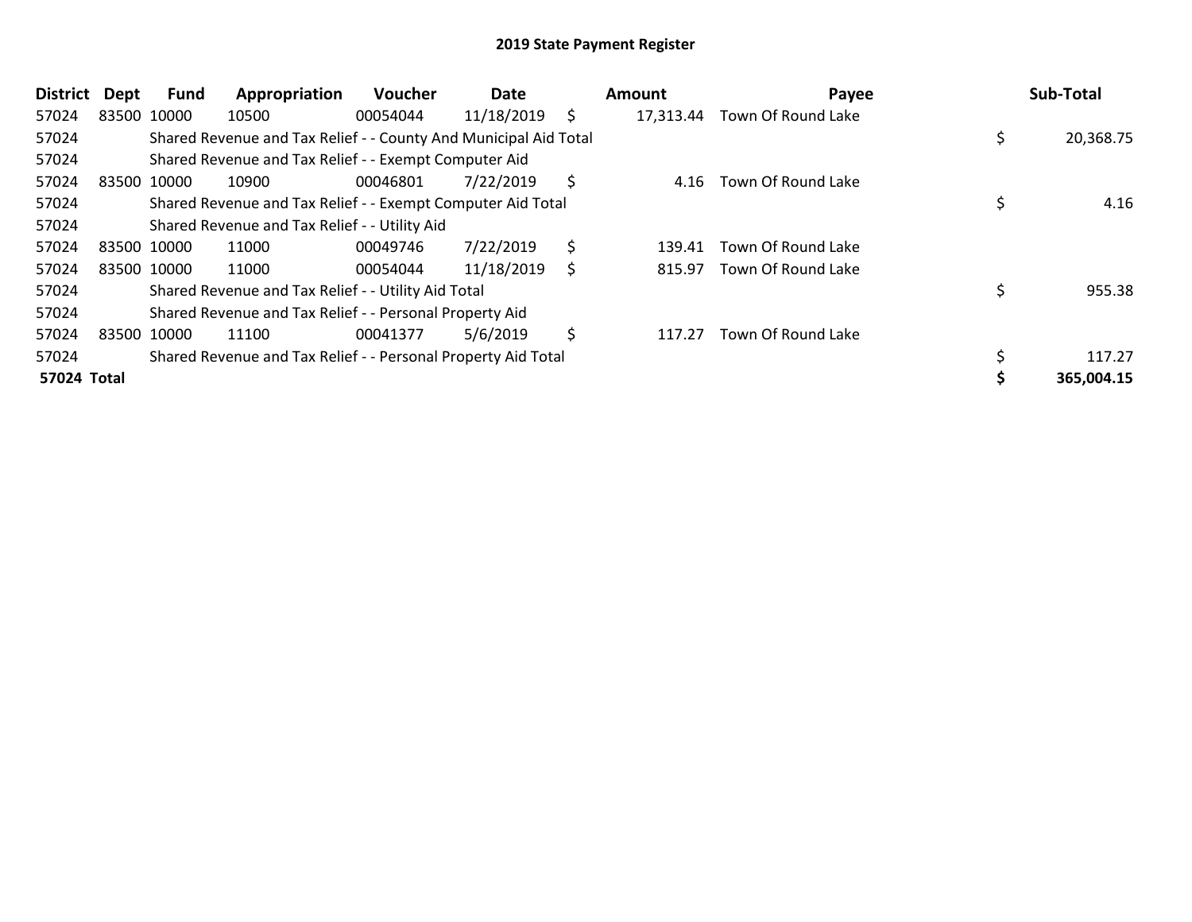# 2019 State Payment Register

| District | Dept | Fund | Appropriation | Voucher | Date | | Amount | Payee | | Sub-Total |
|---|---|---|---|---|---|---|---|---|---|---|
| 57024 | 83500 | 10000 | 10500 | 00054044 | 11/18/2019 | $ | 17,313.44 | Town Of Round Lake | | |
| 57024 | | Shared Revenue and Tax Relief - - County And Municipal Aid Total | | | | | | | $ | 20,368.75 |
| 57024 | | Shared Revenue and Tax Relief - - Exempt Computer Aid | | | | | | | | |
| 57024 | 83500 | 10000 | 10900 | 00046801 | 7/22/2019 | $ | 4.16 | Town Of Round Lake | | |
| 57024 | | Shared Revenue and Tax Relief - - Exempt Computer Aid Total | | | | | | | $ | 4.16 |
| 57024 | | Shared Revenue and Tax Relief - - Utility Aid | | | | | | | | |
| 57024 | 83500 | 10000 | 11000 | 00049746 | 7/22/2019 | $ | 139.41 | Town Of Round Lake | | |
| 57024 | 83500 | 10000 | 11000 | 00054044 | 11/18/2019 | $ | 815.97 | Town Of Round Lake | | |
| 57024 | | Shared Revenue and Tax Relief - - Utility Aid Total | | | | | | | $ | 955.38 |
| 57024 | | Shared Revenue and Tax Relief - - Personal Property Aid | | | | | | | | |
| 57024 | 83500 | 10000 | 11100 | 00041377 | 5/6/2019 | $ | 117.27 | Town Of Round Lake | | |
| 57024 | | Shared Revenue and Tax Relief - - Personal Property Aid Total | | | | | | | $ | 117.27 |
| **57024 Total** | | | | | | | | | **$** | **365,004.15** |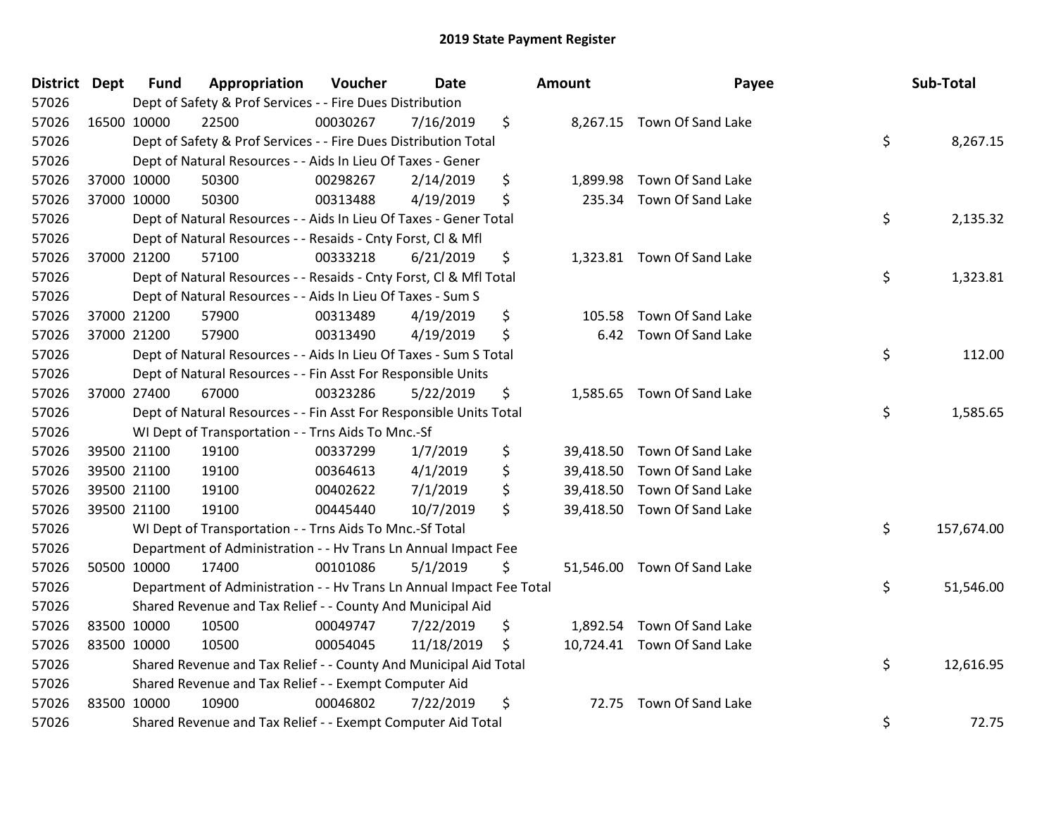# 2019 State Payment Register

| District | Dept | Fund | Appropriation | Voucher | Date | Amount | Payee | Sub-Total |
|---|---|---|---|---|---|---|---|---|
| 57026 | Dept of Safety & Prof Services - - Fire Dues Distribution | | | | | | | |
| 57026 | 16500 | 10000 | 22500 | 00030267 | 7/16/2019 | $ 8,267.15 | Town Of Sand Lake | |
| 57026 | Dept of Safety & Prof Services - - Fire Dues Distribution Total | | | | | | | $ 8,267.15 |
| 57026 | Dept of Natural Resources - - Aids In Lieu Of Taxes - Gener | | | | | | | |
| 57026 | 37000 | 10000 | 50300 | 00298267 | 2/14/2019 | $ 1,899.98 | Town Of Sand Lake | |
| 57026 | 37000 | 10000 | 50300 | 00313488 | 4/19/2019 | $ 235.34 | Town Of Sand Lake | |
| 57026 | Dept of Natural Resources - - Aids In Lieu Of Taxes - Gener Total | | | | | | | $ 2,135.32 |
| 57026 | Dept of Natural Resources - - Resaids - Cnty Forst, Cl & Mfl | | | | | | | |
| 57026 | 37000 | 21200 | 57100 | 00333218 | 6/21/2019 | $ 1,323.81 | Town Of Sand Lake | |
| 57026 | Dept of Natural Resources - - Resaids - Cnty Forst, Cl & Mfl Total | | | | | | | $ 1,323.81 |
| 57026 | Dept of Natural Resources - - Aids In Lieu Of Taxes - Sum S | | | | | | | |
| 57026 | 37000 | 21200 | 57900 | 00313489 | 4/19/2019 | $ 105.58 | Town Of Sand Lake | |
| 57026 | 37000 | 21200 | 57900 | 00313490 | 4/19/2019 | $ 6.42 | Town Of Sand Lake | |
| 57026 | Dept of Natural Resources - - Aids In Lieu Of Taxes - Sum S Total | | | | | | | $ 112.00 |
| 57026 | Dept of Natural Resources - - Fin Asst For Responsible Units | | | | | | | |
| 57026 | 37000 | 27400 | 67000 | 00323286 | 5/22/2019 | $ 1,585.65 | Town Of Sand Lake | |
| 57026 | Dept of Natural Resources - - Fin Asst For Responsible Units Total | | | | | | | $ 1,585.65 |
| 57026 | WI Dept of Transportation - - Trns Aids To Mnc.-Sf | | | | | | | |
| 57026 | 39500 | 21100 | 19100 | 00337299 | 1/7/2019 | $ 39,418.50 | Town Of Sand Lake | |
| 57026 | 39500 | 21100 | 19100 | 00364613 | 4/1/2019 | $ 39,418.50 | Town Of Sand Lake | |
| 57026 | 39500 | 21100 | 19100 | 00402622 | 7/1/2019 | $ 39,418.50 | Town Of Sand Lake | |
| 57026 | 39500 | 21100 | 19100 | 00445440 | 10/7/2019 | $ 39,418.50 | Town Of Sand Lake | |
| 57026 | WI Dept of Transportation - - Trns Aids To Mnc.-Sf Total | | | | | | | $ 157,674.00 |
| 57026 | Department of Administration - - Hv Trans Ln Annual Impact Fee | | | | | | | |
| 57026 | 50500 | 10000 | 17400 | 00101086 | 5/1/2019 | $ 51,546.00 | Town Of Sand Lake | |
| 57026 | Department of Administration - - Hv Trans Ln Annual Impact Fee Total | | | | | | | $ 51,546.00 |
| 57026 | Shared Revenue and Tax Relief - - County And Municipal Aid | | | | | | | |
| 57026 | 83500 | 10000 | 10500 | 00049747 | 7/22/2019 | $ 1,892.54 | Town Of Sand Lake | |
| 57026 | 83500 | 10000 | 10500 | 00054045 | 11/18/2019 | $ 10,724.41 | Town Of Sand Lake | |
| 57026 | Shared Revenue and Tax Relief - - County And Municipal Aid Total | | | | | | | $ 12,616.95 |
| 57026 | Shared Revenue and Tax Relief - - Exempt Computer Aid | | | | | | | |
| 57026 | 83500 | 10000 | 10900 | 00046802 | 7/22/2019 | $ 72.75 | Town Of Sand Lake | |
| 57026 | Shared Revenue and Tax Relief - - Exempt Computer Aid Total | | | | | | | $ 72.75 |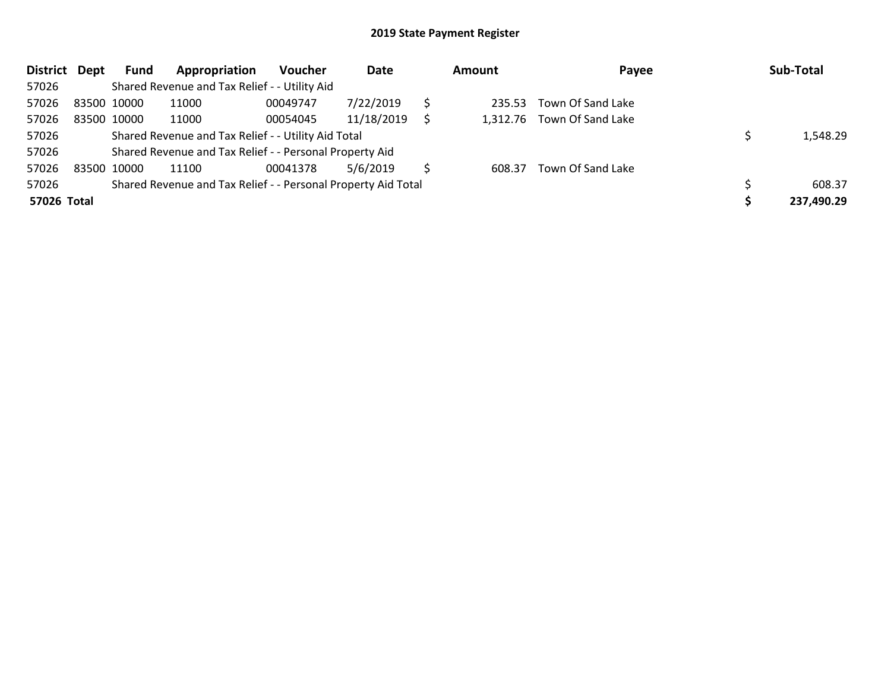# 2019 State Payment Register

| District | Dept | Fund | Appropriation | Voucher | Date | Amount | Payee | Sub-Total |
|---|---|---|---|---|---|---|---|---|
| 57026 | | Shared Revenue and Tax Relief - - Utility Aid | | | | | | |
| 57026 | 83500 | 10000 | 11000 | 00049747 | 7/22/2019 | $ 235.53 | Town Of Sand Lake | |
| 57026 | 83500 | 10000 | 11000 | 00054045 | 11/18/2019 | $ 1,312.76 | Town Of Sand Lake | |
| 57026 | | Shared Revenue and Tax Relief - - Utility Aid Total | | | | | | $ 1,548.29 |
| 57026 | | Shared Revenue and Tax Relief - - Personal Property Aid | | | | | | |
| 57026 | 83500 | 10000 | 11100 | 00041378 | 5/6/2019 | $ 608.37 | Town Of Sand Lake | |
| 57026 | | Shared Revenue and Tax Relief - - Personal Property Aid Total | | | | | | $ 608.37 |
| **57026 Total** | | | | | | | | **$ 237,490.29** |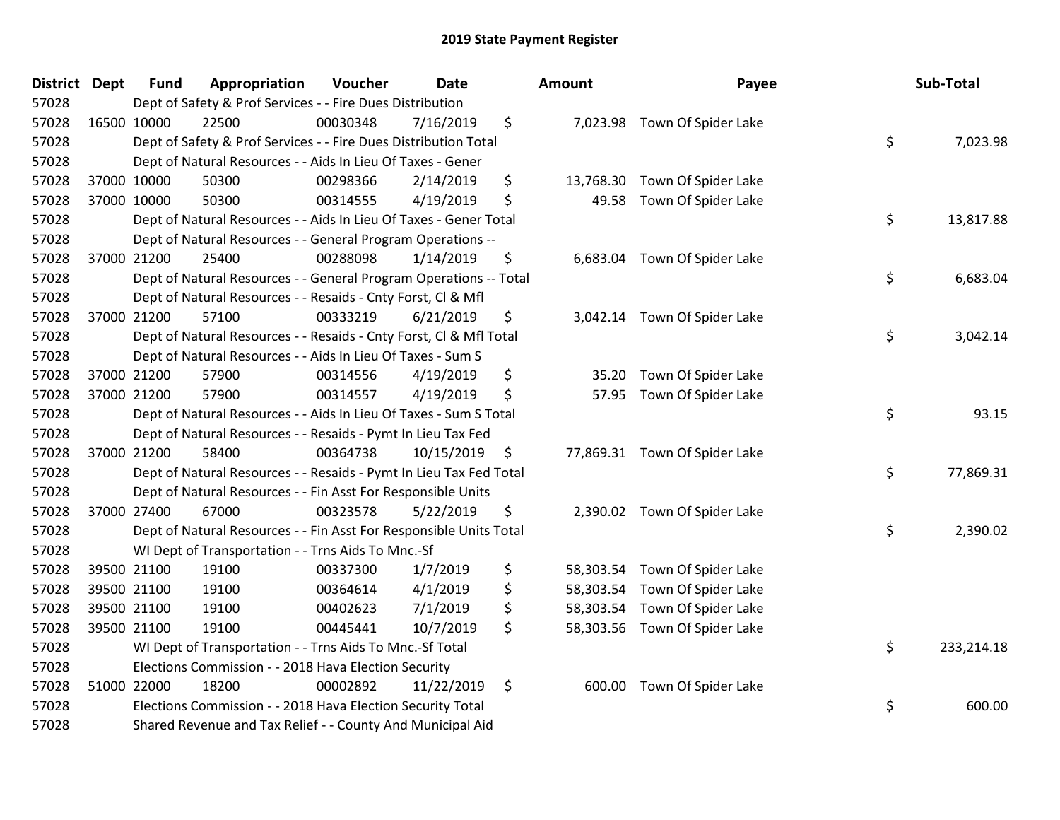# 2019 State Payment Register

| District | Dept | Fund | Appropriation | Voucher | Date | Amount | Payee | Sub-Total |
|---|---|---|---|---|---|---|---|---|
| 57028 | | Dept of Safety & Prof Services - - Fire Dues Distribution | | | | | | |
| 57028 | 16500 | 10000 | 22500 | 00030348 | 7/16/2019 | $ 7,023.98 | Town Of Spider Lake | |
| 57028 | | Dept of Safety & Prof Services - - Fire Dues Distribution Total | | | | | | $ 7,023.98 |
| 57028 | | Dept of Natural Resources - - Aids In Lieu Of Taxes - Gener | | | | | | |
| 57028 | 37000 | 10000 | 50300 | 00298366 | 2/14/2019 | $ 13,768.30 | Town Of Spider Lake | |
| 57028 | 37000 | 10000 | 50300 | 00314555 | 4/19/2019 | $ 49.58 | Town Of Spider Lake | |
| 57028 | | Dept of Natural Resources - - Aids In Lieu Of Taxes - Gener Total | | | | | | $ 13,817.88 |
| 57028 | | Dept of Natural Resources - - General Program Operations -- | | | | | | |
| 57028 | 37000 | 21200 | 25400 | 00288098 | 1/14/2019 | $ 6,683.04 | Town Of Spider Lake | |
| 57028 | | Dept of Natural Resources - - General Program Operations -- Total | | | | | | $ 6,683.04 |
| 57028 | | Dept of Natural Resources - - Resaids - Cnty Forst, Cl & Mfl | | | | | | |
| 57028 | 37000 | 21200 | 57100 | 00333219 | 6/21/2019 | $ 3,042.14 | Town Of Spider Lake | |
| 57028 | | Dept of Natural Resources - - Resaids - Cnty Forst, Cl & Mfl Total | | | | | | $ 3,042.14 |
| 57028 | | Dept of Natural Resources - - Aids In Lieu Of Taxes - Sum S | | | | | | |
| 57028 | 37000 | 21200 | 57900 | 00314556 | 4/19/2019 | $ 35.20 | Town Of Spider Lake | |
| 57028 | 37000 | 21200 | 57900 | 00314557 | 4/19/2019 | $ 57.95 | Town Of Spider Lake | |
| 57028 | | Dept of Natural Resources - - Aids In Lieu Of Taxes - Sum S Total | | | | | | $ 93.15 |
| 57028 | | Dept of Natural Resources - - Resaids - Pymt In Lieu Tax Fed | | | | | | |
| 57028 | 37000 | 21200 | 58400 | 00364738 | 10/15/2019 | $ 77,869.31 | Town Of Spider Lake | |
| 57028 | | Dept of Natural Resources - - Resaids - Pymt In Lieu Tax Fed Total | | | | | | $ 77,869.31 |
| 57028 | | Dept of Natural Resources - - Fin Asst For Responsible Units | | | | | | |
| 57028 | 37000 | 27400 | 67000 | 00323578 | 5/22/2019 | $ 2,390.02 | Town Of Spider Lake | |
| 57028 | | Dept of Natural Resources - - Fin Asst For Responsible Units Total | | | | | | $ 2,390.02 |
| 57028 | | WI Dept of Transportation - - Trns Aids To Mnc.-Sf | | | | | | |
| 57028 | 39500 | 21100 | 19100 | 00337300 | 1/7/2019 | $ 58,303.54 | Town Of Spider Lake | |
| 57028 | 39500 | 21100 | 19100 | 00364614 | 4/1/2019 | $ 58,303.54 | Town Of Spider Lake | |
| 57028 | 39500 | 21100 | 19100 | 00402623 | 7/1/2019 | $ 58,303.54 | Town Of Spider Lake | |
| 57028 | 39500 | 21100 | 19100 | 00445441 | 10/7/2019 | $ 58,303.56 | Town Of Spider Lake | |
| 57028 | | WI Dept of Transportation - - Trns Aids To Mnc.-Sf Total | | | | | | $ 233,214.18 |
| 57028 | | Elections Commission - - 2018 Hava Election Security | | | | | | |
| 57028 | 51000 | 22000 | 18200 | 00002892 | 11/22/2019 | $ 600.00 | Town Of Spider Lake | |
| 57028 | | Elections Commission - - 2018 Hava Election Security Total | | | | | | $ 600.00 |
| 57028 | | Shared Revenue and Tax Relief - - County And Municipal Aid | | | | | | |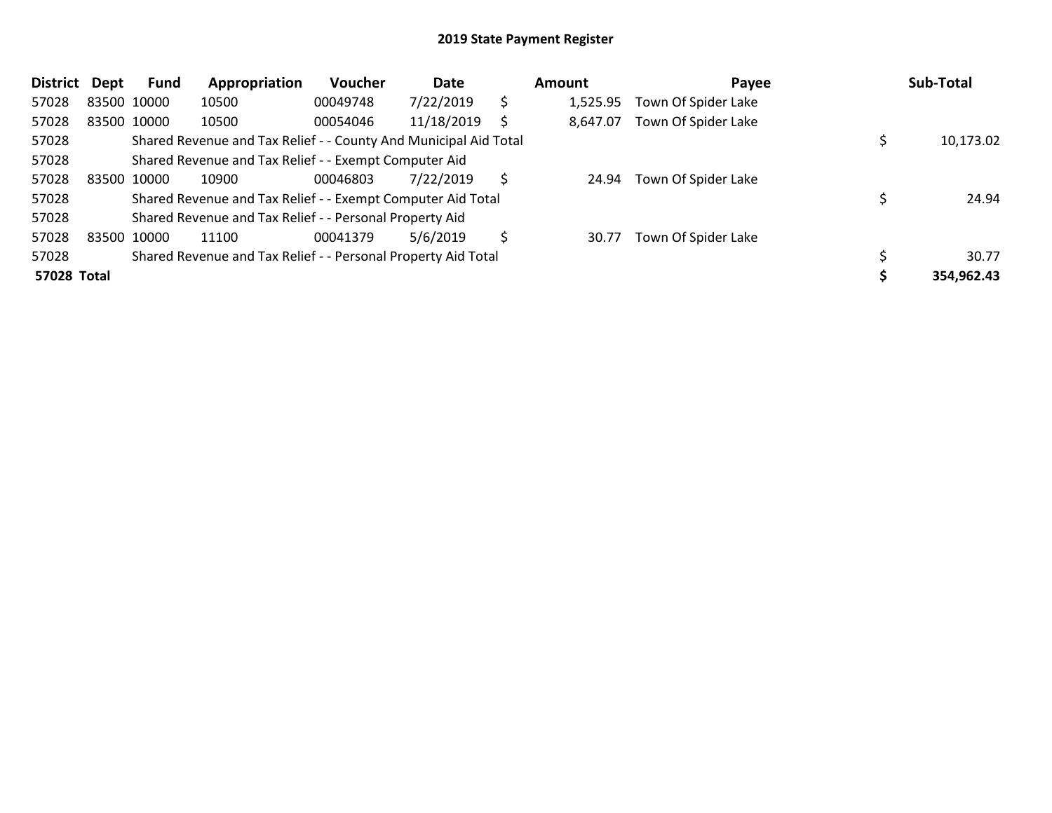# 2019 State Payment Register

| District | Dept | Fund | Appropriation | Voucher | Date | Amount | Payee | Sub-Total |
|---|---|---|---|---|---|---|---|---|
| 57028 | 83500 | 10000 | 10500 | 00049748 | 7/22/2019 | $ 1,525.95 | Town Of Spider Lake | |
| 57028 | 83500 | 10000 | 10500 | 00054046 | 11/18/2019 | $ 8,647.07 | Town Of Spider Lake | |
| 57028 | | Shared Revenue and Tax Relief - - County And Municipal Aid Total | | | | | | $ 10,173.02 |
| 57028 | | Shared Revenue and Tax Relief - - Exempt Computer Aid | | | | | | |
| 57028 | 83500 | 10000 | 10900 | 00046803 | 7/22/2019 | $ 24.94 | Town Of Spider Lake | |
| 57028 | | Shared Revenue and Tax Relief - - Exempt Computer Aid Total | | | | | | $ 24.94 |
| 57028 | | Shared Revenue and Tax Relief - - Personal Property Aid | | | | | | |
| 57028 | 83500 | 10000 | 11100 | 00041379 | 5/6/2019 | $ 30.77 | Town Of Spider Lake | |
| 57028 | | Shared Revenue and Tax Relief - - Personal Property Aid Total | | | | | | $ 30.77 |
| **57028 Total** | | | | | | | | **$ 354,962.43** |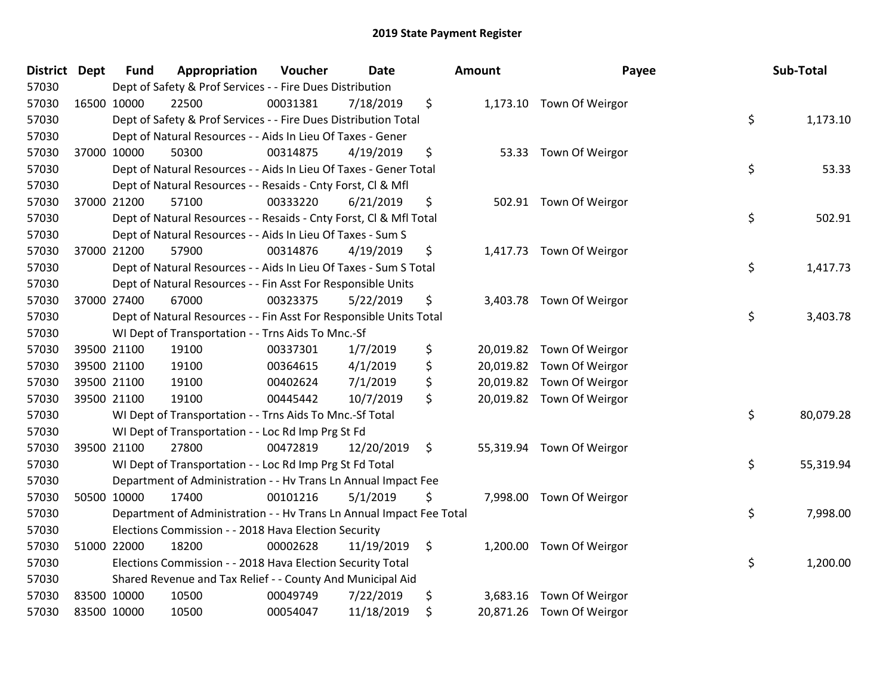# 2019 State Payment Register

| District | Dept | Fund | Appropriation | Voucher | Date | Amount | Payee | Sub-Total |
|---|---|---|---|---|---|---|---|---|
| 57030 | Dept of Safety & Prof Services - - Fire Dues Distribution | | | | | | | |
| 57030 | 16500 | 10000 | 22500 | 00031381 | 7/18/2019 | $ 1,173.10 | Town Of Weirgor | |
| 57030 | Dept of Safety & Prof Services - - Fire Dues Distribution Total | | | | | | | $ 1,173.10 |
| 57030 | Dept of Natural Resources - - Aids In Lieu Of Taxes - Gener | | | | | | | |
| 57030 | 37000 | 10000 | 50300 | 00314875 | 4/19/2019 | $ 53.33 | Town Of Weirgor | |
| 57030 | Dept of Natural Resources - - Aids In Lieu Of Taxes - Gener Total | | | | | | | $ 53.33 |
| 57030 | Dept of Natural Resources - - Resaids - Cnty Forst, Cl & Mfl | | | | | | | |
| 57030 | 37000 | 21200 | 57100 | 00333220 | 6/21/2019 | $ 502.91 | Town Of Weirgor | |
| 57030 | Dept of Natural Resources - - Resaids - Cnty Forst, Cl & Mfl Total | | | | | | | $ 502.91 |
| 57030 | Dept of Natural Resources - - Aids In Lieu Of Taxes - Sum S | | | | | | | |
| 57030 | 37000 | 21200 | 57900 | 00314876 | 4/19/2019 | $ 1,417.73 | Town Of Weirgor | |
| 57030 | Dept of Natural Resources - - Aids In Lieu Of Taxes - Sum S Total | | | | | | | $ 1,417.73 |
| 57030 | Dept of Natural Resources - - Fin Asst For Responsible Units | | | | | | | |
| 57030 | 37000 | 27400 | 67000 | 00323375 | 5/22/2019 | $ 3,403.78 | Town Of Weirgor | |
| 57030 | Dept of Natural Resources - - Fin Asst For Responsible Units Total | | | | | | | $ 3,403.78 |
| 57030 | WI Dept of Transportation - - Trns Aids To Mnc.-Sf | | | | | | | |
| 57030 | 39500 | 21100 | 19100 | 00337301 | 1/7/2019 | $ 20,019.82 | Town Of Weirgor | |
| 57030 | 39500 | 21100 | 19100 | 00364615 | 4/1/2019 | $ 20,019.82 | Town Of Weirgor | |
| 57030 | 39500 | 21100 | 19100 | 00402624 | 7/1/2019 | $ 20,019.82 | Town Of Weirgor | |
| 57030 | 39500 | 21100 | 19100 | 00445442 | 10/7/2019 | $ 20,019.82 | Town Of Weirgor | |
| 57030 | WI Dept of Transportation - - Trns Aids To Mnc.-Sf Total | | | | | | | $ 80,079.28 |
| 57030 | WI Dept of Transportation - - Loc Rd Imp Prg St Fd | | | | | | | |
| 57030 | 39500 | 21100 | 27800 | 00472819 | 12/20/2019 | $ 55,319.94 | Town Of Weirgor | |
| 57030 | WI Dept of Transportation - - Loc Rd Imp Prg St Fd Total | | | | | | | $ 55,319.94 |
| 57030 | Department of Administration - - Hv Trans Ln Annual Impact Fee | | | | | | | |
| 57030 | 50500 | 10000 | 17400 | 00101216 | 5/1/2019 | $ 7,998.00 | Town Of Weirgor | |
| 57030 | Department of Administration - - Hv Trans Ln Annual Impact Fee Total | | | | | | | $ 7,998.00 |
| 57030 | Elections Commission - - 2018 Hava Election Security | | | | | | | |
| 57030 | 51000 | 22000 | 18200 | 00002628 | 11/19/2019 | $ 1,200.00 | Town Of Weirgor | |
| 57030 | Elections Commission - - 2018 Hava Election Security Total | | | | | | | $ 1,200.00 |
| 57030 | Shared Revenue and Tax Relief - - County And Municipal Aid | | | | | | | |
| 57030 | 83500 | 10000 | 10500 | 00049749 | 7/22/2019 | $ 3,683.16 | Town Of Weirgor | |
| 57030 | 83500 | 10000 | 10500 | 00054047 | 11/18/2019 | $ 20,871.26 | Town Of Weirgor | |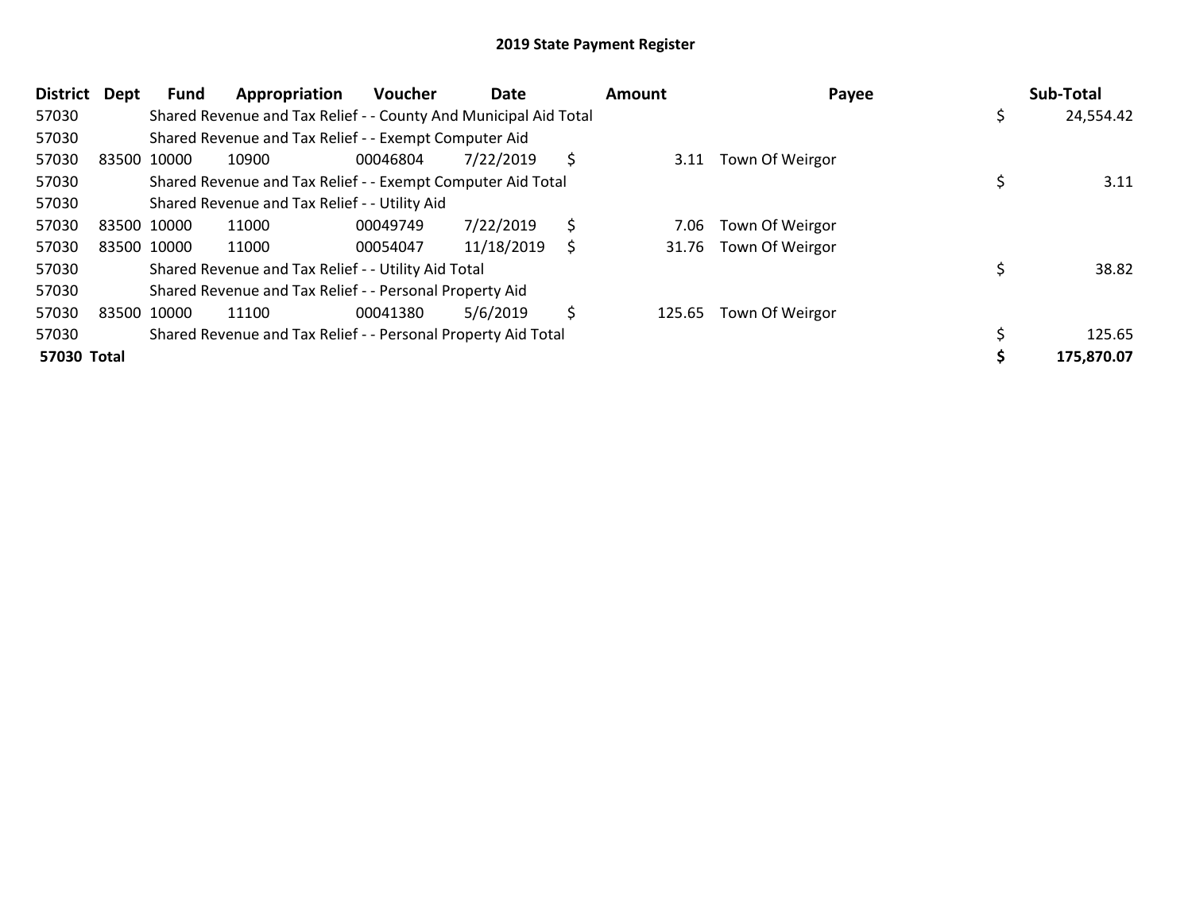# 2019 State Payment Register

| District | Dept | Fund | Appropriation | Voucher | Date | Amount | Payee | Sub-Total |
|---|---|---|---|---|---|---|---|---|
| 57030 | | Shared Revenue and Tax Relief - - County And Municipal Aid Total | | | | | | $ 24,554.42 |
| 57030 | | Shared Revenue and Tax Relief - - Exempt Computer Aid | | | | | | |
| 57030 | 83500 | 10000 | 10900 | 00046804 | 7/22/2019 | $ 3.11 | Town Of Weirgor | |
| 57030 | | Shared Revenue and Tax Relief - - Exempt Computer Aid Total | | | | | | $ 3.11 |
| 57030 | | Shared Revenue and Tax Relief - - Utility Aid | | | | | | |
| 57030 | 83500 | 10000 | 11000 | 00049749 | 7/22/2019 | $ 7.06 | Town Of Weirgor | |
| 57030 | 83500 | 10000 | 11000 | 00054047 | 11/18/2019 | $ 31.76 | Town Of Weirgor | |
| 57030 | | Shared Revenue and Tax Relief - - Utility Aid Total | | | | | | $ 38.82 |
| 57030 | | Shared Revenue and Tax Relief - - Personal Property Aid | | | | | | |
| 57030 | 83500 | 10000 | 11100 | 00041380 | 5/6/2019 | $ 125.65 | Town Of Weirgor | |
| 57030 | | Shared Revenue and Tax Relief - - Personal Property Aid Total | | | | | | $ 125.65 |
| **57030 Total** | | | | | | | | **$ 175,870.07** |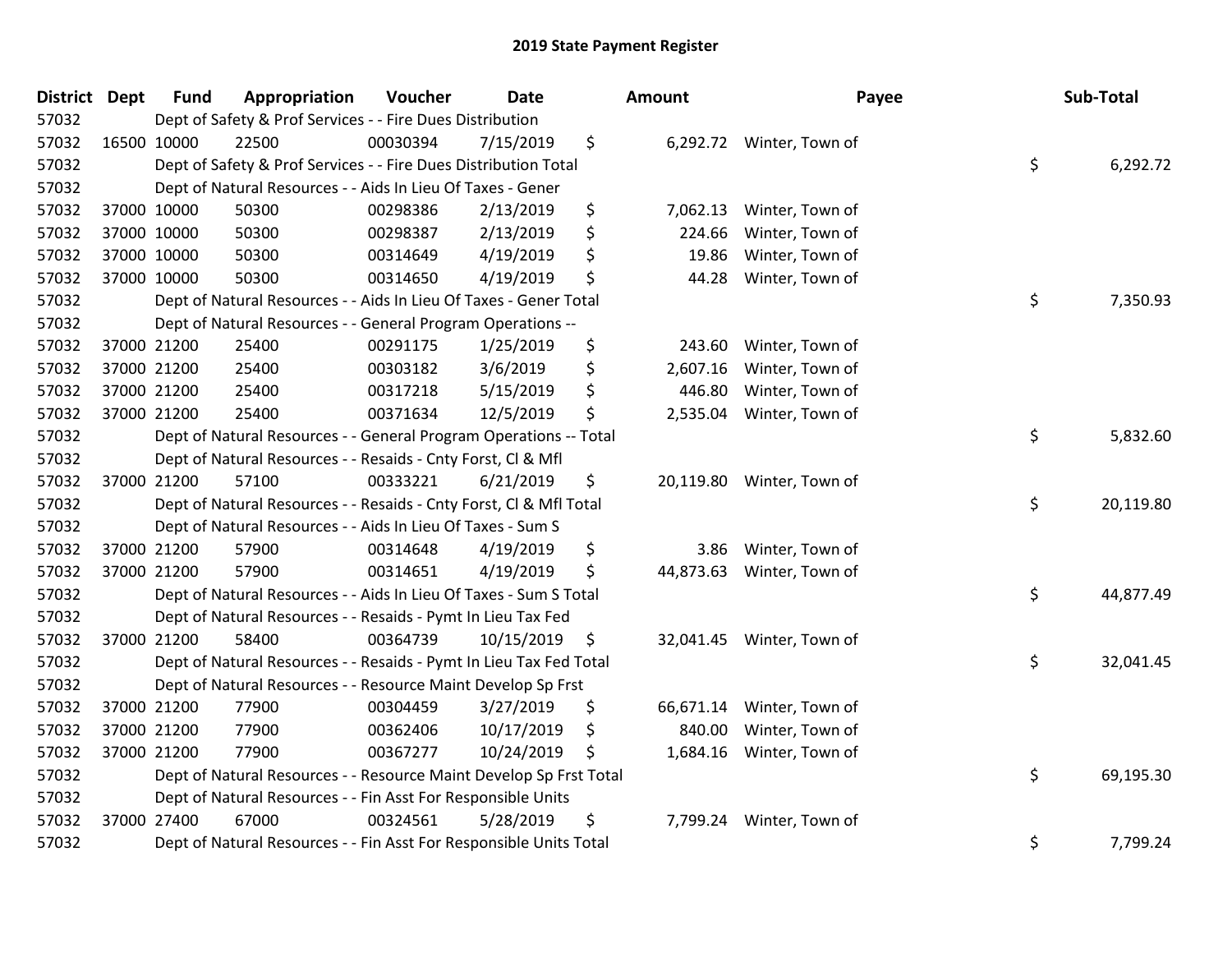## 2019 State Payment Register

| District | Dept | Fund | Appropriation | Voucher | Date | Amount | Payee | Sub-Total |
|---|---|---|---|---|---|---|---|---|
| 57032 | | Dept of Safety & Prof Services - - Fire Dues Distribution | | | | | | |
| 57032 | 16500 | 10000 | 22500 | 00030394 | 7/15/2019 | $ 6,292.72 | Winter, Town of | |
| 57032 | | Dept of Safety & Prof Services - - Fire Dues Distribution Total | | | | | | $ 6,292.72 |
| 57032 | | Dept of Natural Resources - - Aids In Lieu Of Taxes - Gener | | | | | | |
| 57032 | 37000 | 10000 | 50300 | 00298386 | 2/13/2019 | $ 7,062.13 | Winter, Town of | |
| 57032 | 37000 | 10000 | 50300 | 00298387 | 2/13/2019 | $ 224.66 | Winter, Town of | |
| 57032 | 37000 | 10000 | 50300 | 00314649 | 4/19/2019 | $ 19.86 | Winter, Town of | |
| 57032 | 37000 | 10000 | 50300 | 00314650 | 4/19/2019 | $ 44.28 | Winter, Town of | |
| 57032 | | Dept of Natural Resources - - Aids In Lieu Of Taxes - Gener Total | | | | | | $ 7,350.93 |
| 57032 | | Dept of Natural Resources - - General Program Operations -- | | | | | | |
| 57032 | 37000 | 21200 | 25400 | 00291175 | 1/25/2019 | $ 243.60 | Winter, Town of | |
| 57032 | 37000 | 21200 | 25400 | 00303182 | 3/6/2019 | $ 2,607.16 | Winter, Town of | |
| 57032 | 37000 | 21200 | 25400 | 00317218 | 5/15/2019 | $ 446.80 | Winter, Town of | |
| 57032 | 37000 | 21200 | 25400 | 00371634 | 12/5/2019 | $ 2,535.04 | Winter, Town of | |
| 57032 | | Dept of Natural Resources - - General Program Operations -- Total | | | | | | $ 5,832.60 |
| 57032 | | Dept of Natural Resources - - Resaids - Cnty Forst, Cl & Mfl | | | | | | |
| 57032 | 37000 | 21200 | 57100 | 00333221 | 6/21/2019 | $ 20,119.80 | Winter, Town of | |
| 57032 | | Dept of Natural Resources - - Resaids - Cnty Forst, Cl & Mfl Total | | | | | | $ 20,119.80 |
| 57032 | | Dept of Natural Resources - - Aids In Lieu Of Taxes - Sum S | | | | | | |
| 57032 | 37000 | 21200 | 57900 | 00314648 | 4/19/2019 | $ 3.86 | Winter, Town of | |
| 57032 | 37000 | 21200 | 57900 | 00314651 | 4/19/2019 | $ 44,873.63 | Winter, Town of | |
| 57032 | | Dept of Natural Resources - - Aids In Lieu Of Taxes - Sum S Total | | | | | | $ 44,877.49 |
| 57032 | | Dept of Natural Resources - - Resaids - Pymt In Lieu Tax Fed | | | | | | |
| 57032 | 37000 | 21200 | 58400 | 00364739 | 10/15/2019 | $ 32,041.45 | Winter, Town of | |
| 57032 | | Dept of Natural Resources - - Resaids - Pymt In Lieu Tax Fed Total | | | | | | $ 32,041.45 |
| 57032 | | Dept of Natural Resources - - Resource Maint Develop Sp Frst | | | | | | |
| 57032 | 37000 | 21200 | 77900 | 00304459 | 3/27/2019 | $ 66,671.14 | Winter, Town of | |
| 57032 | 37000 | 21200 | 77900 | 00362406 | 10/17/2019 | $ 840.00 | Winter, Town of | |
| 57032 | 37000 | 21200 | 77900 | 00367277 | 10/24/2019 | $ 1,684.16 | Winter, Town of | |
| 57032 | | Dept of Natural Resources - - Resource Maint Develop Sp Frst Total | | | | | | $ 69,195.30 |
| 57032 | | Dept of Natural Resources - - Fin Asst For Responsible Units | | | | | | |
| 57032 | 37000 | 27400 | 67000 | 00324561 | 5/28/2019 | $ 7,799.24 | Winter, Town of | |
| 57032 | | Dept of Natural Resources - - Fin Asst For Responsible Units Total | | | | | | $ 7,799.24 |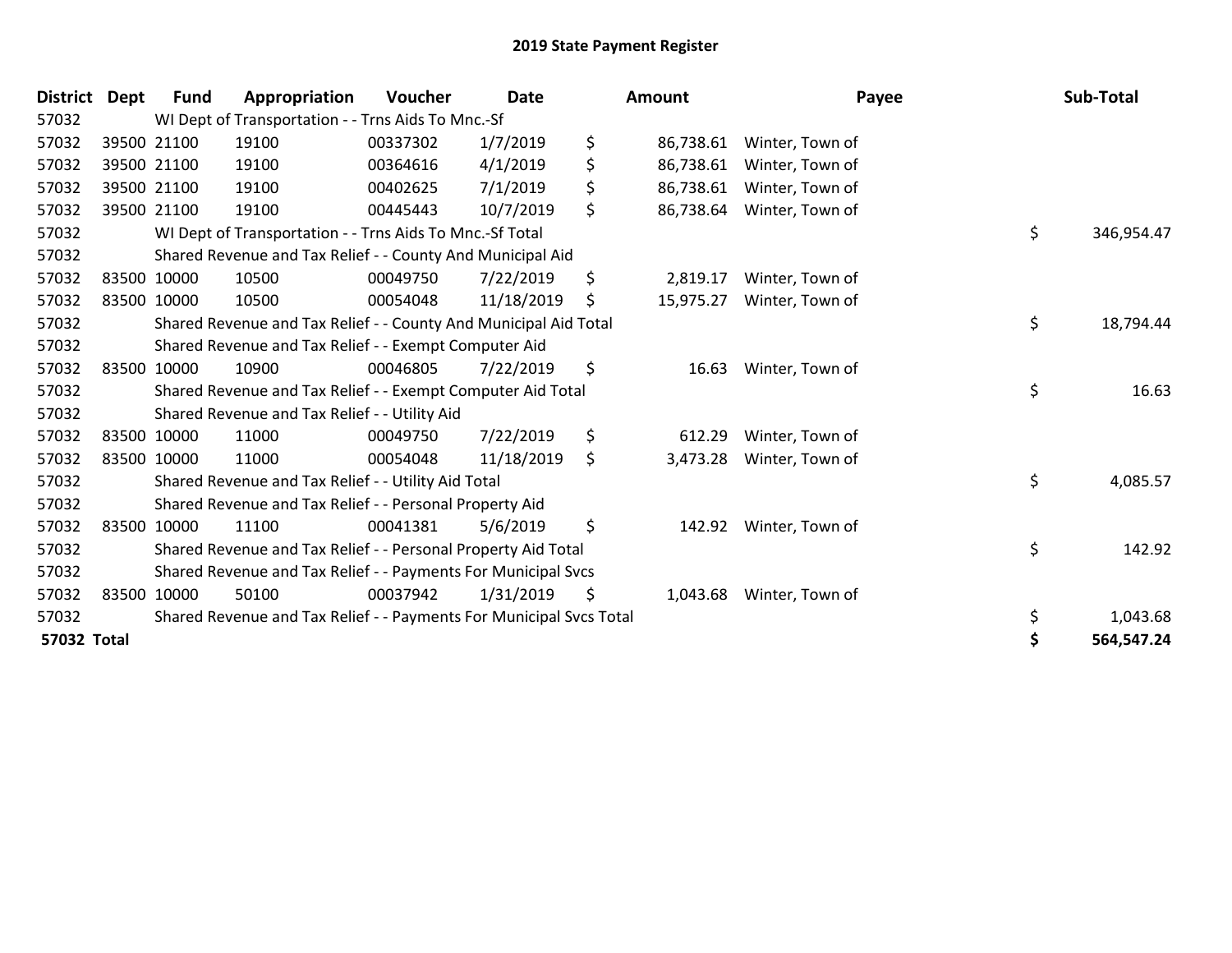# 2019 State Payment Register

| District | Dept | Fund | Appropriation | Voucher | Date | Amount | Payee | Sub-Total |
|---|---|---|---|---|---|---|---|---|
| 57032 | | WI Dept of Transportation - - Trns Aids To Mnc.-Sf | | | | | | |
| 57032 | 39500 | 21100 | 19100 | 00337302 | 1/7/2019 | $ 86,738.61 | Winter, Town of | |
| 57032 | 39500 | 21100 | 19100 | 00364616 | 4/1/2019 | $ 86,738.61 | Winter, Town of | |
| 57032 | 39500 | 21100 | 19100 | 00402625 | 7/1/2019 | $ 86,738.61 | Winter, Town of | |
| 57032 | 39500 | 21100 | 19100 | 00445443 | 10/7/2019 | $ 86,738.64 | Winter, Town of | |
| 57032 | | WI Dept of Transportation - - Trns Aids To Mnc.-Sf Total | | | | | | $ 346,954.47 |
| 57032 | | Shared Revenue and Tax Relief - - County And Municipal Aid | | | | | | |
| 57032 | 83500 | 10000 | 10500 | 00049750 | 7/22/2019 | $ 2,819.17 | Winter, Town of | |
| 57032 | 83500 | 10000 | 10500 | 00054048 | 11/18/2019 | $ 15,975.27 | Winter, Town of | |
| 57032 | | Shared Revenue and Tax Relief - - County And Municipal Aid Total | | | | | | $ 18,794.44 |
| 57032 | | Shared Revenue and Tax Relief - - Exempt Computer Aid | | | | | | |
| 57032 | 83500 | 10000 | 10900 | 00046805 | 7/22/2019 | $ 16.63 | Winter, Town of | |
| 57032 | | Shared Revenue and Tax Relief - - Exempt Computer Aid Total | | | | | | $ 16.63 |
| 57032 | | Shared Revenue and Tax Relief - - Utility Aid | | | | | | |
| 57032 | 83500 | 10000 | 11000 | 00049750 | 7/22/2019 | $ 612.29 | Winter, Town of | |
| 57032 | 83500 | 10000 | 11000 | 00054048 | 11/18/2019 | $ 3,473.28 | Winter, Town of | |
| 57032 | | Shared Revenue and Tax Relief - - Utility Aid Total | | | | | | $ 4,085.57 |
| 57032 | | Shared Revenue and Tax Relief - - Personal Property Aid | | | | | | |
| 57032 | 83500 | 10000 | 11100 | 00041381 | 5/6/2019 | $ 142.92 | Winter, Town of | |
| 57032 | | Shared Revenue and Tax Relief - - Personal Property Aid Total | | | | | | $ 142.92 |
| 57032 | | Shared Revenue and Tax Relief - - Payments For Municipal Svcs | | | | | | |
| 57032 | 83500 | 10000 | 50100 | 00037942 | 1/31/2019 | $ 1,043.68 | Winter, Town of | |
| 57032 | | Shared Revenue and Tax Relief - - Payments For Municipal Svcs Total | | | | | | $ 1,043.68 |
| **57032 Total** | | | | | | | | **$ 564,547.24** |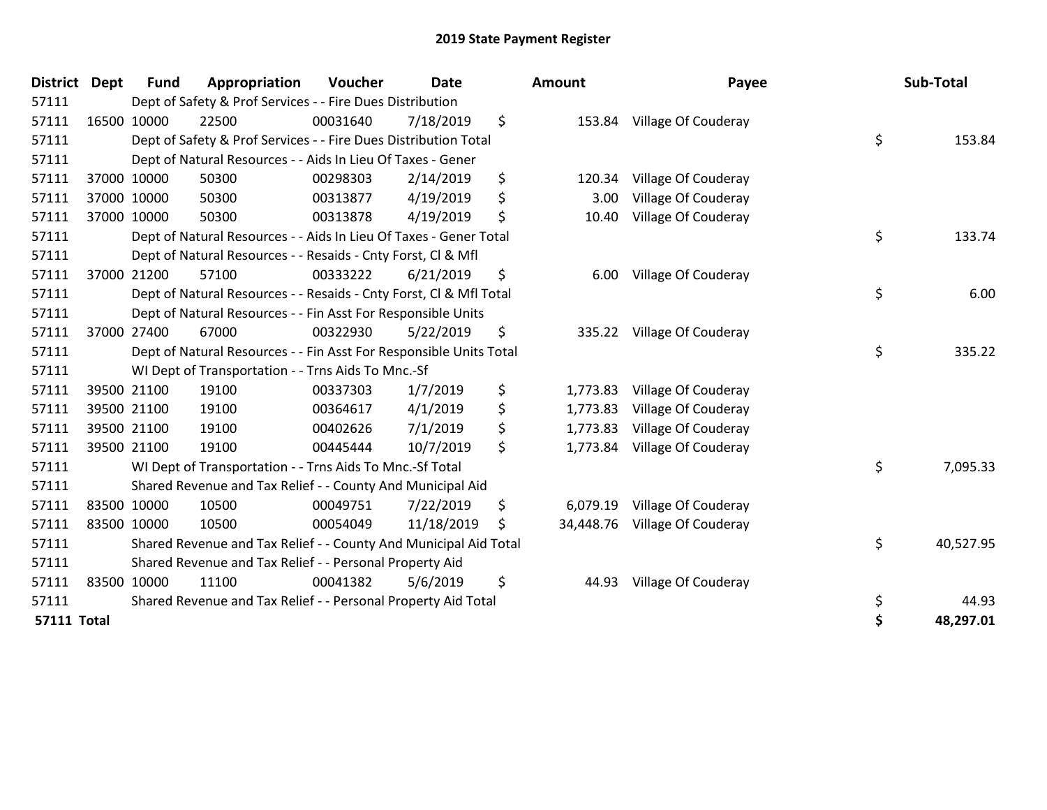# 2019 State Payment Register

| District | Dept | Fund | Appropriation | Voucher | Date | Amount | Payee | Sub-Total |
|---|---|---|---|---|---|---|---|---|
| 57111 | | Dept of Safety & Prof Services - - Fire Dues Distribution | | | | | | |
| 57111 | 16500 | 10000 | 22500 | 00031640 | 7/18/2019 | $ 153.84 | Village Of Couderay | |
| 57111 | | Dept of Safety & Prof Services - - Fire Dues Distribution Total | | | | | | $ 153.84 |
| 57111 | | Dept of Natural Resources - - Aids In Lieu Of Taxes - Gener | | | | | | |
| 57111 | 37000 | 10000 | 50300 | 00298303 | 2/14/2019 | $ 120.34 | Village Of Couderay | |
| 57111 | 37000 | 10000 | 50300 | 00313877 | 4/19/2019 | $ 3.00 | Village Of Couderay | |
| 57111 | 37000 | 10000 | 50300 | 00313878 | 4/19/2019 | $ 10.40 | Village Of Couderay | |
| 57111 | | Dept of Natural Resources - - Aids In Lieu Of Taxes - Gener Total | | | | | | $ 133.74 |
| 57111 | | Dept of Natural Resources - - Resaids - Cnty Forst, Cl & Mfl | | | | | | |
| 57111 | 37000 | 21200 | 57100 | 00333222 | 6/21/2019 | $ 6.00 | Village Of Couderay | |
| 57111 | | Dept of Natural Resources - - Resaids - Cnty Forst, Cl & Mfl Total | | | | | | $ 6.00 |
| 57111 | | Dept of Natural Resources - - Fin Asst For Responsible Units | | | | | | |
| 57111 | 37000 | 27400 | 67000 | 00322930 | 5/22/2019 | $ 335.22 | Village Of Couderay | |
| 57111 | | Dept of Natural Resources - - Fin Asst For Responsible Units Total | | | | | | $ 335.22 |
| 57111 | | WI Dept of Transportation - - Trns Aids To Mnc.-Sf | | | | | | |
| 57111 | 39500 | 21100 | 19100 | 00337303 | 1/7/2019 | $ 1,773.83 | Village Of Couderay | |
| 57111 | 39500 | 21100 | 19100 | 00364617 | 4/1/2019 | $ 1,773.83 | Village Of Couderay | |
| 57111 | 39500 | 21100 | 19100 | 00402626 | 7/1/2019 | $ 1,773.83 | Village Of Couderay | |
| 57111 | 39500 | 21100 | 19100 | 00445444 | 10/7/2019 | $ 1,773.84 | Village Of Couderay | |
| 57111 | | WI Dept of Transportation - - Trns Aids To Mnc.-Sf Total | | | | | | $ 7,095.33 |
| 57111 | | Shared Revenue and Tax Relief - - County And Municipal Aid | | | | | | |
| 57111 | 83500 | 10000 | 10500 | 00049751 | 7/22/2019 | $ 6,079.19 | Village Of Couderay | |
| 57111 | 83500 | 10000 | 10500 | 00054049 | 11/18/2019 | $ 34,448.76 | Village Of Couderay | |
| 57111 | | Shared Revenue and Tax Relief - - County And Municipal Aid Total | | | | | | $ 40,527.95 |
| 57111 | | Shared Revenue and Tax Relief - - Personal Property Aid | | | | | | |
| 57111 | 83500 | 10000 | 11100 | 00041382 | 5/6/2019 | $ 44.93 | Village Of Couderay | |
| 57111 | | Shared Revenue and Tax Relief - - Personal Property Aid Total | | | | | | $ 44.93 |
| **57111 Total** | | | | | | | | **$ 48,297.01** |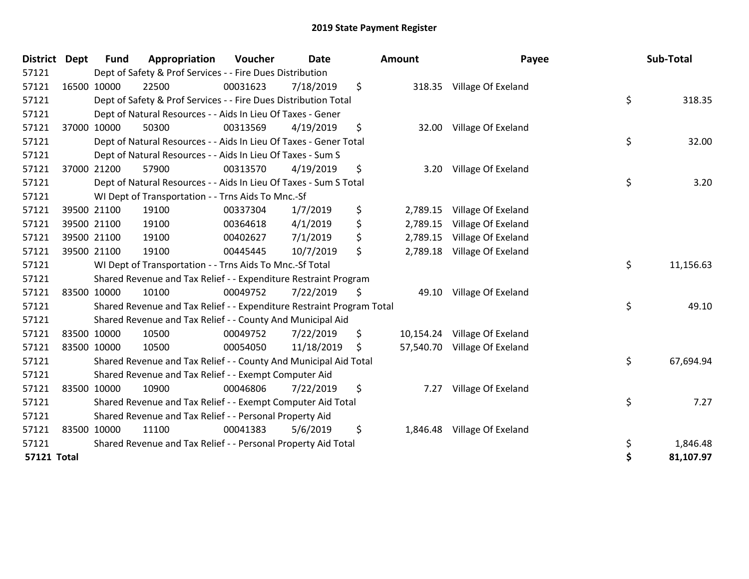# 2019 State Payment Register

| District | Dept | Fund | Appropriation | Voucher | Date | Amount | Payee | Sub-Total |
|---|---|---|---|---|---|---|---|---|
| 57121 | | Dept of Safety & Prof Services - - Fire Dues Distribution | | | | | | |
| 57121 | 16500 | 10000 | 22500 | 00031623 | 7/18/2019 | $ 318.35 | Village Of Exeland | |
| 57121 | | Dept of Safety & Prof Services - - Fire Dues Distribution Total | | | | | | $ 318.35 |
| 57121 | | Dept of Natural Resources - - Aids In Lieu Of Taxes - Gener | | | | | | |
| 57121 | 37000 | 10000 | 50300 | 00313569 | 4/19/2019 | $ 32.00 | Village Of Exeland | |
| 57121 | | Dept of Natural Resources - - Aids In Lieu Of Taxes - Gener Total | | | | | | $ 32.00 |
| 57121 | | Dept of Natural Resources - - Aids In Lieu Of Taxes - Sum S | | | | | | |
| 57121 | 37000 | 21200 | 57900 | 00313570 | 4/19/2019 | $ 3.20 | Village Of Exeland | |
| 57121 | | Dept of Natural Resources - - Aids In Lieu Of Taxes - Sum S Total | | | | | | $ 3.20 |
| 57121 | | WI Dept of Transportation - - Trns Aids To Mnc.-Sf | | | | | | |
| 57121 | 39500 | 21100 | 19100 | 00337304 | 1/7/2019 | $ 2,789.15 | Village Of Exeland | |
| 57121 | 39500 | 21100 | 19100 | 00364618 | 4/1/2019 | $ 2,789.15 | Village Of Exeland | |
| 57121 | 39500 | 21100 | 19100 | 00402627 | 7/1/2019 | $ 2,789.15 | Village Of Exeland | |
| 57121 | 39500 | 21100 | 19100 | 00445445 | 10/7/2019 | $ 2,789.18 | Village Of Exeland | |
| 57121 | | WI Dept of Transportation - - Trns Aids To Mnc.-Sf Total | | | | | | $ 11,156.63 |
| 57121 | | Shared Revenue and Tax Relief - - Expenditure Restraint Program | | | | | | |
| 57121 | 83500 | 10000 | 10100 | 00049752 | 7/22/2019 | $ 49.10 | Village Of Exeland | |
| 57121 | | Shared Revenue and Tax Relief - - Expenditure Restraint Program Total | | | | | | $ 49.10 |
| 57121 | | Shared Revenue and Tax Relief - - County And Municipal Aid | | | | | | |
| 57121 | 83500 | 10000 | 10500 | 00049752 | 7/22/2019 | $ 10,154.24 | Village Of Exeland | |
| 57121 | 83500 | 10000 | 10500 | 00054050 | 11/18/2019 | $ 57,540.70 | Village Of Exeland | |
| 57121 | | Shared Revenue and Tax Relief - - County And Municipal Aid Total | | | | | | $ 67,694.94 |
| 57121 | | Shared Revenue and Tax Relief - - Exempt Computer Aid | | | | | | |
| 57121 | 83500 | 10000 | 10900 | 00046806 | 7/22/2019 | $ 7.27 | Village Of Exeland | |
| 57121 | | Shared Revenue and Tax Relief - - Exempt Computer Aid Total | | | | | | $ 7.27 |
| 57121 | | Shared Revenue and Tax Relief - - Personal Property Aid | | | | | | |
| 57121 | 83500 | 10000 | 11100 | 00041383 | 5/6/2019 | $ 1,846.48 | Village Of Exeland | |
| 57121 | | Shared Revenue and Tax Relief - - Personal Property Aid Total | | | | | | $ 1,846.48 |
| **57121 Total** | | | | | | | | **$ 81,107.97** |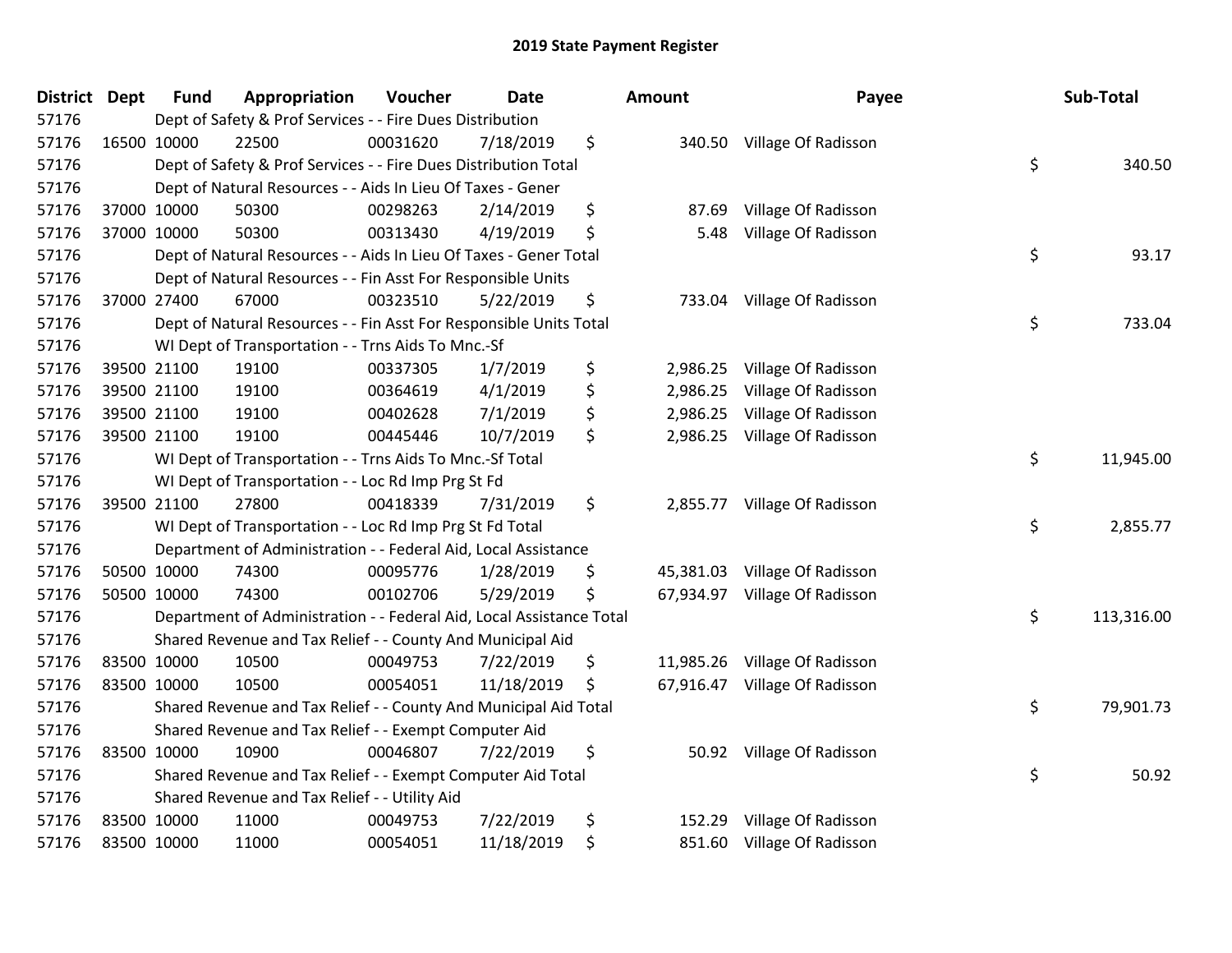# 2019 State Payment Register

| District | Dept | Fund | Appropriation | Voucher | Date | Amount | Payee | Sub-Total |
|---|---|---|---|---|---|---|---|---|
| 57176 | | Dept of Safety & Prof Services - - Fire Dues Distribution | | | | | | |
| 57176 | 16500 | 10000 | 22500 | 00031620 | 7/18/2019 | $ 340.50 | Village Of Radisson | |
| 57176 | | Dept of Safety & Prof Services - - Fire Dues Distribution Total | | | | | | $ 340.50 |
| 57176 | | Dept of Natural Resources - - Aids In Lieu Of Taxes - Gener | | | | | | |
| 57176 | 37000 | 10000 | 50300 | 00298263 | 2/14/2019 | $ 87.69 | Village Of Radisson | |
| 57176 | 37000 | 10000 | 50300 | 00313430 | 4/19/2019 | $ 5.48 | Village Of Radisson | |
| 57176 | | Dept of Natural Resources - - Aids In Lieu Of Taxes - Gener Total | | | | | | $ 93.17 |
| 57176 | | Dept of Natural Resources - - Fin Asst For Responsible Units | | | | | | |
| 57176 | 37000 | 27400 | 67000 | 00323510 | 5/22/2019 | $ 733.04 | Village Of Radisson | |
| 57176 | | Dept of Natural Resources - - Fin Asst For Responsible Units Total | | | | | | $ 733.04 |
| 57176 | | WI Dept of Transportation - - Trns Aids To Mnc.-Sf | | | | | | |
| 57176 | 39500 | 21100 | 19100 | 00337305 | 1/7/2019 | $ 2,986.25 | Village Of Radisson | |
| 57176 | 39500 | 21100 | 19100 | 00364619 | 4/1/2019 | $ 2,986.25 | Village Of Radisson | |
| 57176 | 39500 | 21100 | 19100 | 00402628 | 7/1/2019 | $ 2,986.25 | Village Of Radisson | |
| 57176 | 39500 | 21100 | 19100 | 00445446 | 10/7/2019 | $ 2,986.25 | Village Of Radisson | |
| 57176 | | WI Dept of Transportation - - Trns Aids To Mnc.-Sf Total | | | | | | $ 11,945.00 |
| 57176 | | WI Dept of Transportation - - Loc Rd Imp Prg St Fd | | | | | | |
| 57176 | 39500 | 21100 | 27800 | 00418339 | 7/31/2019 | $ 2,855.77 | Village Of Radisson | |
| 57176 | | WI Dept of Transportation - - Loc Rd Imp Prg St Fd Total | | | | | | $ 2,855.77 |
| 57176 | | Department of Administration - - Federal Aid, Local Assistance | | | | | | |
| 57176 | 50500 | 10000 | 74300 | 00095776 | 1/28/2019 | $ 45,381.03 | Village Of Radisson | |
| 57176 | 50500 | 10000 | 74300 | 00102706 | 5/29/2019 | $ 67,934.97 | Village Of Radisson | |
| 57176 | | Department of Administration - - Federal Aid, Local Assistance Total | | | | | | $ 113,316.00 |
| 57176 | | Shared Revenue and Tax Relief - - County And Municipal Aid | | | | | | |
| 57176 | 83500 | 10000 | 10500 | 00049753 | 7/22/2019 | $ 11,985.26 | Village Of Radisson | |
| 57176 | 83500 | 10000 | 10500 | 00054051 | 11/18/2019 | $ 67,916.47 | Village Of Radisson | |
| 57176 | | Shared Revenue and Tax Relief - - County And Municipal Aid Total | | | | | | $ 79,901.73 |
| 57176 | | Shared Revenue and Tax Relief - - Exempt Computer Aid | | | | | | |
| 57176 | 83500 | 10000 | 10900 | 00046807 | 7/22/2019 | $ 50.92 | Village Of Radisson | |
| 57176 | | Shared Revenue and Tax Relief - - Exempt Computer Aid Total | | | | | | $ 50.92 |
| 57176 | | Shared Revenue and Tax Relief - - Utility Aid | | | | | | |
| 57176 | 83500 | 10000 | 11000 | 00049753 | 7/22/2019 | $ 152.29 | Village Of Radisson | |
| 57176 | 83500 | 10000 | 11000 | 00054051 | 11/18/2019 | $ 851.60 | Village Of Radisson | |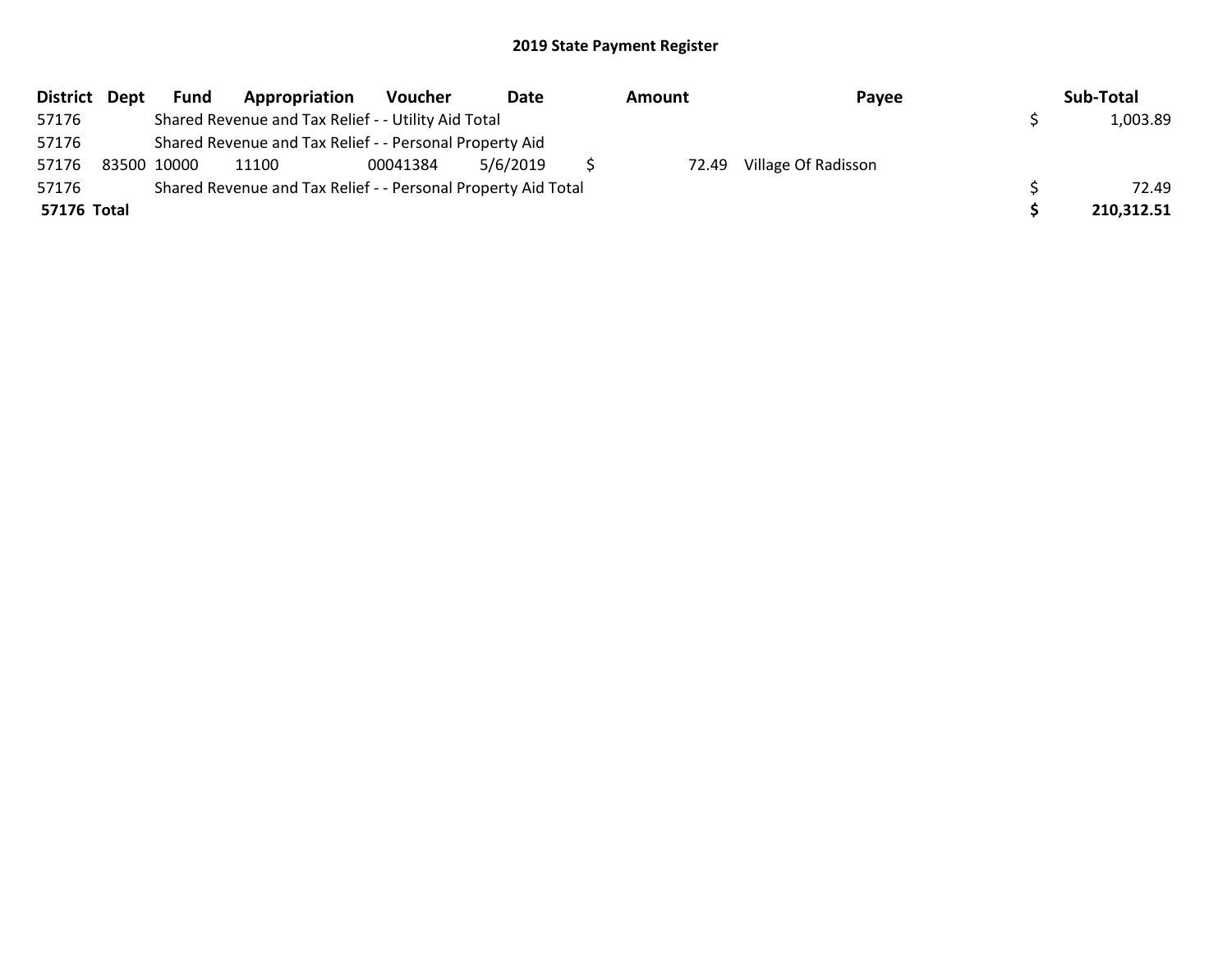# 2019 State Payment Register

| District | Dept | Fund | Appropriation | Voucher | Date | Amount | Payee | Sub-Total |
|---|---|---|---|---|---|---|---|---|
| 57176 | | Shared Revenue and Tax Relief - - Utility Aid Total | | | | | | $ 1,003.89 |
| 57176 | | Shared Revenue and Tax Relief - - Personal Property Aid | | | | | | |
| 57176 | 83500 | 10000 | 11100 | 00041384 | 5/6/2019 | $ 72.49 | Village Of Radisson | |
| 57176 | | Shared Revenue and Tax Relief - - Personal Property Aid Total | | | | | | $ 72.49 |
| **57176** | **Total** | | | | | | | **$ 210,312.51** |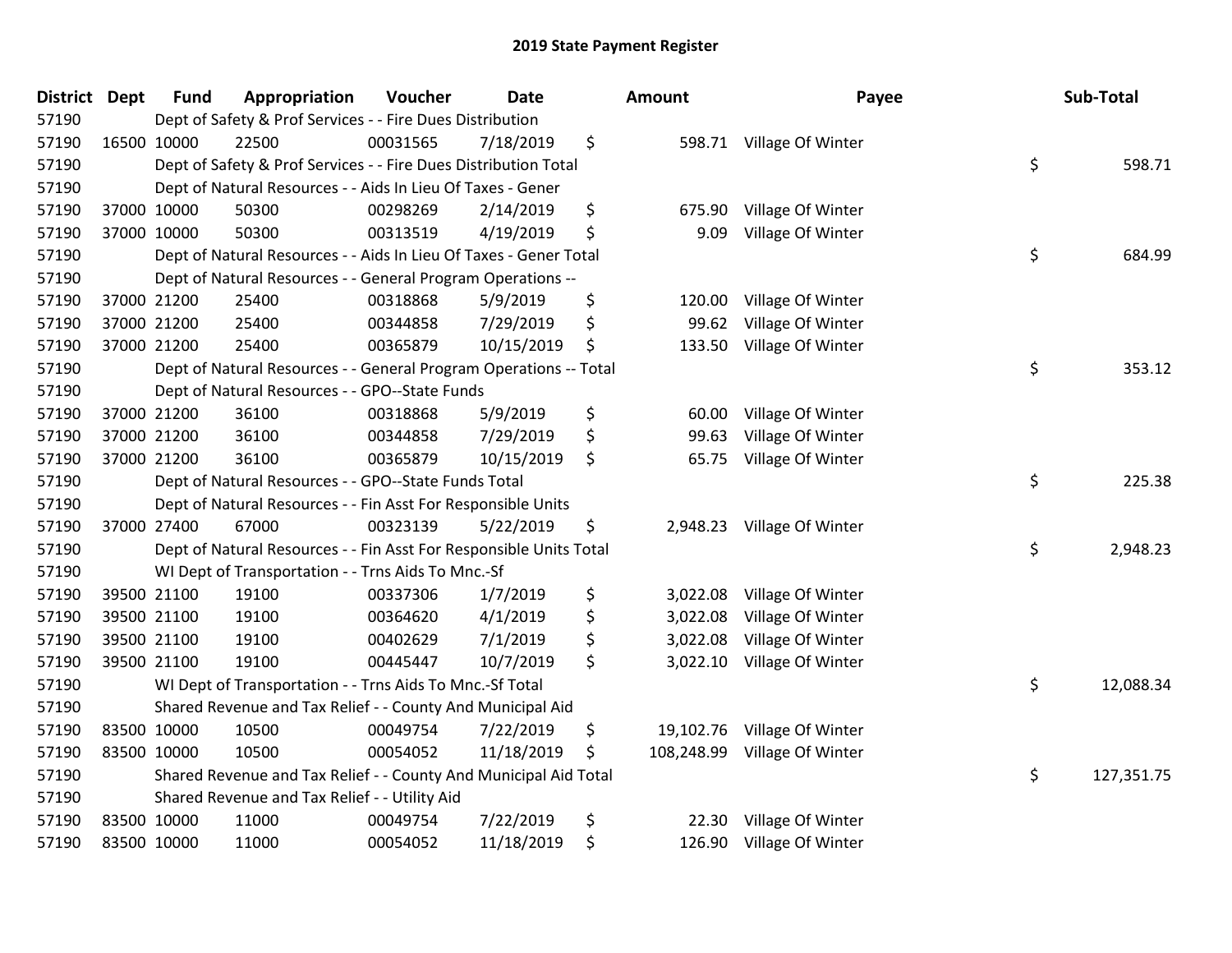# 2019 State Payment Register

| District | Dept | Fund | Appropriation | Voucher | Date | Amount | Payee | Sub-Total |
|---|---|---|---|---|---|---|---|---|
| 57190 | | Dept of Safety & Prof Services - - Fire Dues Distribution | | | | | | |
| 57190 | 16500 | 10000 | 22500 | 00031565 | 7/18/2019 | $ 598.71 | Village Of Winter | |
| 57190 | | Dept of Safety & Prof Services - - Fire Dues Distribution Total | | | | | | $ 598.71 |
| 57190 | | Dept of Natural Resources - - Aids In Lieu Of Taxes - Gener | | | | | | |
| 57190 | 37000 | 10000 | 50300 | 00298269 | 2/14/2019 | $ 675.90 | Village Of Winter | |
| 57190 | 37000 | 10000 | 50300 | 00313519 | 4/19/2019 | $ 9.09 | Village Of Winter | |
| 57190 | | Dept of Natural Resources - - Aids In Lieu Of Taxes - Gener Total | | | | | | $ 684.99 |
| 57190 | | Dept of Natural Resources - - General Program Operations -- | | | | | | |
| 57190 | 37000 | 21200 | 25400 | 00318868 | 5/9/2019 | $ 120.00 | Village Of Winter | |
| 57190 | 37000 | 21200 | 25400 | 00344858 | 7/29/2019 | $ 99.62 | Village Of Winter | |
| 57190 | 37000 | 21200 | 25400 | 00365879 | 10/15/2019 | $ 133.50 | Village Of Winter | |
| 57190 | | Dept of Natural Resources - - General Program Operations -- Total | | | | | | $ 353.12 |
| 57190 | | Dept of Natural Resources - - GPO--State Funds | | | | | | |
| 57190 | 37000 | 21200 | 36100 | 00318868 | 5/9/2019 | $ 60.00 | Village Of Winter | |
| 57190 | 37000 | 21200 | 36100 | 00344858 | 7/29/2019 | $ 99.63 | Village Of Winter | |
| 57190 | 37000 | 21200 | 36100 | 00365879 | 10/15/2019 | $ 65.75 | Village Of Winter | |
| 57190 | | Dept of Natural Resources - - GPO--State Funds Total | | | | | | $ 225.38 |
| 57190 | | Dept of Natural Resources - - Fin Asst For Responsible Units | | | | | | |
| 57190 | 37000 | 27400 | 67000 | 00323139 | 5/22/2019 | $ 2,948.23 | Village Of Winter | |
| 57190 | | Dept of Natural Resources - - Fin Asst For Responsible Units Total | | | | | | $ 2,948.23 |
| 57190 | | WI Dept of Transportation - - Trns Aids To Mnc.-Sf | | | | | | |
| 57190 | 39500 | 21100 | 19100 | 00337306 | 1/7/2019 | $ 3,022.08 | Village Of Winter | |
| 57190 | 39500 | 21100 | 19100 | 00364620 | 4/1/2019 | $ 3,022.08 | Village Of Winter | |
| 57190 | 39500 | 21100 | 19100 | 00402629 | 7/1/2019 | $ 3,022.08 | Village Of Winter | |
| 57190 | 39500 | 21100 | 19100 | 00445447 | 10/7/2019 | $ 3,022.10 | Village Of Winter | |
| 57190 | | WI Dept of Transportation - - Trns Aids To Mnc.-Sf Total | | | | | | $ 12,088.34 |
| 57190 | | Shared Revenue and Tax Relief - - County And Municipal Aid | | | | | | |
| 57190 | 83500 | 10000 | 10500 | 00049754 | 7/22/2019 | $ 19,102.76 | Village Of Winter | |
| 57190 | 83500 | 10000 | 10500 | 00054052 | 11/18/2019 | $ 108,248.99 | Village Of Winter | |
| 57190 | | Shared Revenue and Tax Relief - - County And Municipal Aid Total | | | | | | $ 127,351.75 |
| 57190 | | Shared Revenue and Tax Relief - - Utility Aid | | | | | | |
| 57190 | 83500 | 10000 | 11000 | 00049754 | 7/22/2019 | $ 22.30 | Village Of Winter | |
| 57190 | 83500 | 10000 | 11000 | 00054052 | 11/18/2019 | $ 126.90 | Village Of Winter | |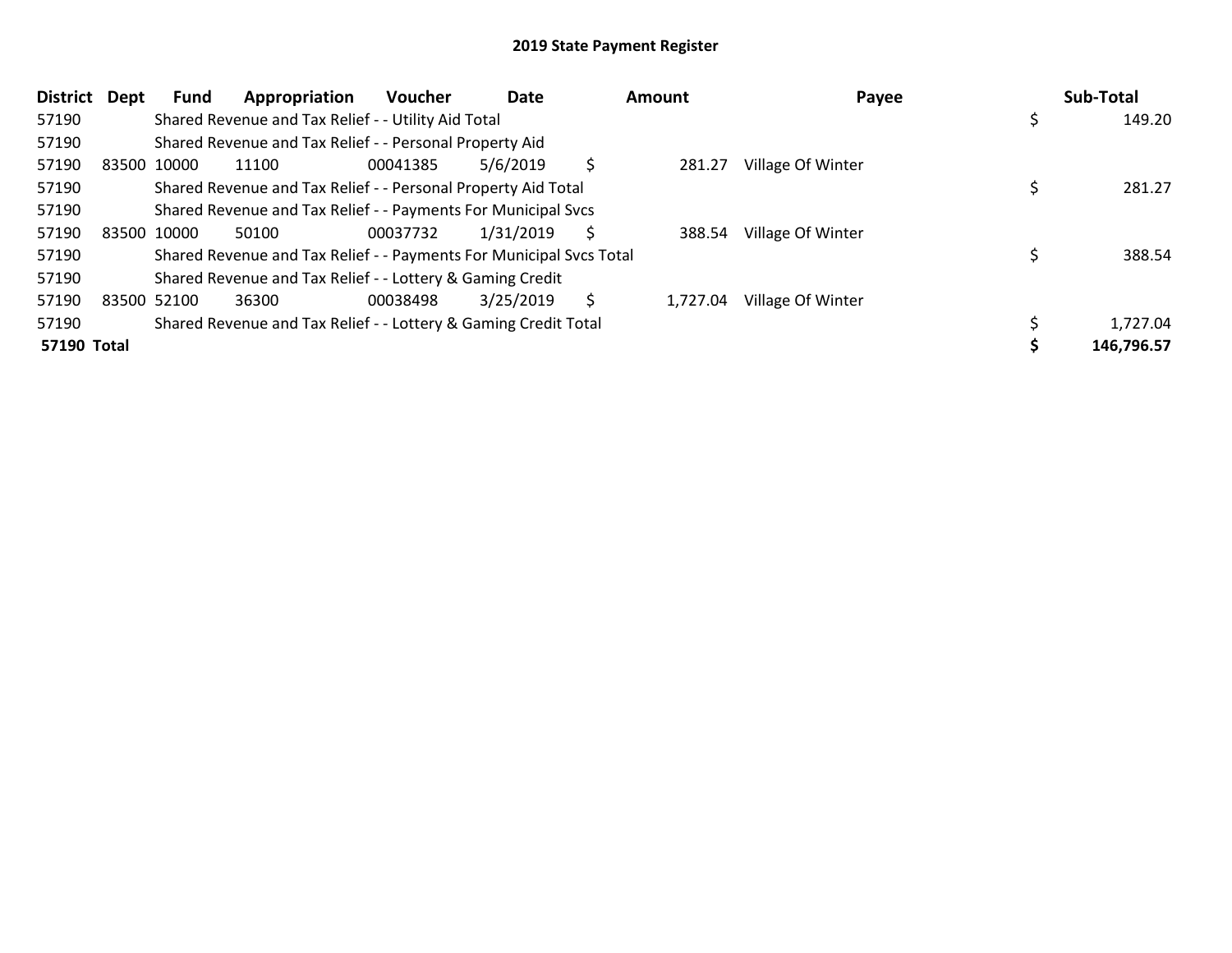## 2019 State Payment Register

| District | Dept | Fund | Appropriation | Voucher | Date | Amount | Payee | Sub-Total |
|---|---|---|---|---|---|---|---|---|
| 57190 | | Shared Revenue and Tax Relief - - Utility Aid Total | | | | | | $ 149.20 |
| 57190 | | Shared Revenue and Tax Relief - - Personal Property Aid | | | | | | |
| 57190 | 83500 | 10000 | 11100 | 00041385 | 5/6/2019 | $ 281.27 | Village Of Winter | |
| 57190 | | Shared Revenue and Tax Relief - - Personal Property Aid Total | | | | | | $ 281.27 |
| 57190 | | Shared Revenue and Tax Relief - - Payments For Municipal Svcs | | | | | | |
| 57190 | 83500 | 10000 | 50100 | 00037732 | 1/31/2019 | $ 388.54 | Village Of Winter | |
| 57190 | | Shared Revenue and Tax Relief - - Payments For Municipal Svcs Total | | | | | | $ 388.54 |
| 57190 | | Shared Revenue and Tax Relief - - Lottery & Gaming Credit | | | | | | |
| 57190 | 83500 | 52100 | 36300 | 00038498 | 3/25/2019 | $ 1,727.04 | Village Of Winter | |
| 57190 | | Shared Revenue and Tax Relief - - Lottery & Gaming Credit Total | | | | | | $ 1,727.04 |
| **57190 Total** | | | | | | | | **$ 146,796.57** |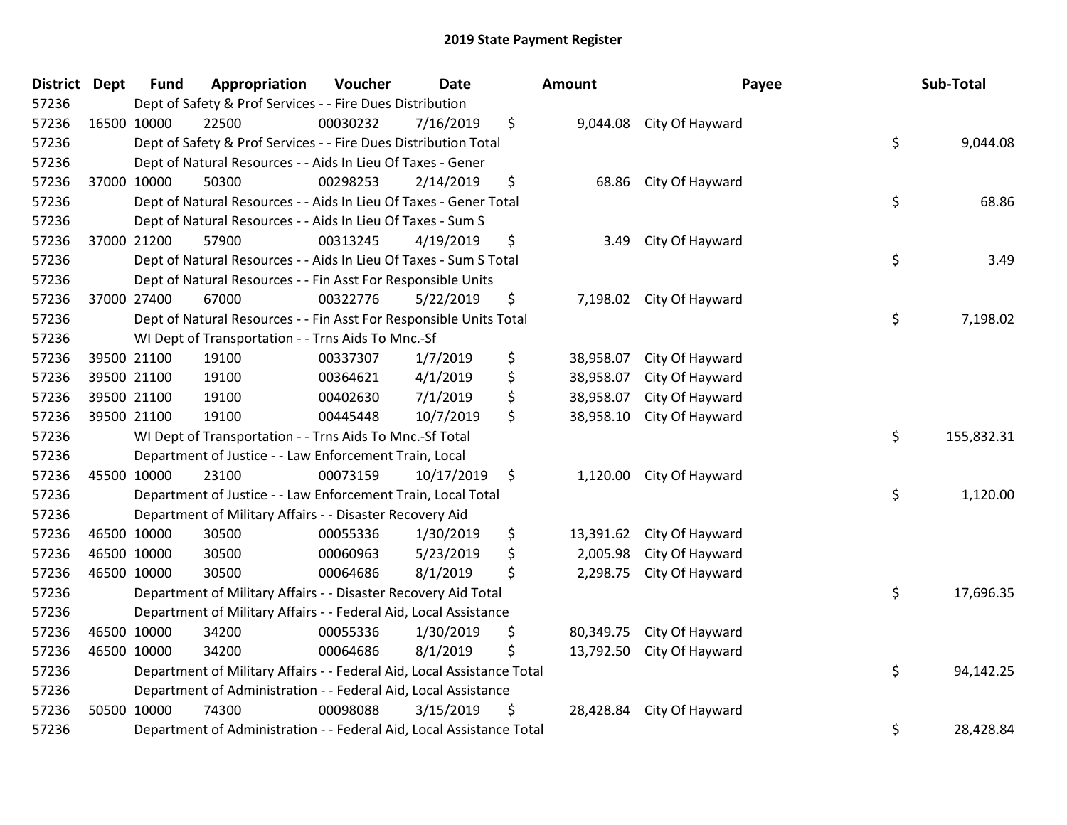# 2019 State Payment Register

| District | Dept | Fund | Appropriation | Voucher | Date | Amount | Payee | Sub-Total |
|---|---|---|---|---|---|---|---|---|
| 57236 | Dept of Safety & Prof Services - - Fire Dues Distribution | | | | | | | |
| 57236 | 16500 | 10000 | 22500 | 00030232 | 7/16/2019 | $ 9,044.08 | City Of Hayward | |
| 57236 | Dept of Safety & Prof Services - - Fire Dues Distribution Total | | | | | | | $ 9,044.08 |
| 57236 | Dept of Natural Resources - - Aids In Lieu Of Taxes - Gener | | | | | | | |
| 57236 | 37000 | 10000 | 50300 | 00298253 | 2/14/2019 | $ 68.86 | City Of Hayward | |
| 57236 | Dept of Natural Resources - - Aids In Lieu Of Taxes - Gener Total | | | | | | | $ 68.86 |
| 57236 | Dept of Natural Resources - - Aids In Lieu Of Taxes - Sum S | | | | | | | |
| 57236 | 37000 | 21200 | 57900 | 00313245 | 4/19/2019 | $ 3.49 | City Of Hayward | |
| 57236 | Dept of Natural Resources - - Aids In Lieu Of Taxes - Sum S Total | | | | | | | $ 3.49 |
| 57236 | Dept of Natural Resources - - Fin Asst For Responsible Units | | | | | | | |
| 57236 | 37000 | 27400 | 67000 | 00322776 | 5/22/2019 | $ 7,198.02 | City Of Hayward | |
| 57236 | Dept of Natural Resources - - Fin Asst For Responsible Units Total | | | | | | | $ 7,198.02 |
| 57236 | WI Dept of Transportation - - Trns Aids To Mnc.-Sf | | | | | | | |
| 57236 | 39500 | 21100 | 19100 | 00337307 | 1/7/2019 | $ 38,958.07 | City Of Hayward | |
| 57236 | 39500 | 21100 | 19100 | 00364621 | 4/1/2019 | $ 38,958.07 | City Of Hayward | |
| 57236 | 39500 | 21100 | 19100 | 00402630 | 7/1/2019 | $ 38,958.07 | City Of Hayward | |
| 57236 | 39500 | 21100 | 19100 | 00445448 | 10/7/2019 | $ 38,958.10 | City Of Hayward | |
| 57236 | WI Dept of Transportation - - Trns Aids To Mnc.-Sf Total | | | | | | | $ 155,832.31 |
| 57236 | Department of Justice - - Law Enforcement Train, Local | | | | | | | |
| 57236 | 45500 | 10000 | 23100 | 00073159 | 10/17/2019 | $ 1,120.00 | City Of Hayward | |
| 57236 | Department of Justice - - Law Enforcement Train, Local Total | | | | | | | $ 1,120.00 |
| 57236 | Department of Military Affairs - - Disaster Recovery Aid | | | | | | | |
| 57236 | 46500 | 10000 | 30500 | 00055336 | 1/30/2019 | $ 13,391.62 | City Of Hayward | |
| 57236 | 46500 | 10000 | 30500 | 00060963 | 5/23/2019 | $ 2,005.98 | City Of Hayward | |
| 57236 | 46500 | 10000 | 30500 | 00064686 | 8/1/2019 | $ 2,298.75 | City Of Hayward | |
| 57236 | Department of Military Affairs - - Disaster Recovery Aid Total | | | | | | | $ 17,696.35 |
| 57236 | Department of Military Affairs - - Federal Aid, Local Assistance | | | | | | | |
| 57236 | 46500 | 10000 | 34200 | 00055336 | 1/30/2019 | $ 80,349.75 | City Of Hayward | |
| 57236 | 46500 | 10000 | 34200 | 00064686 | 8/1/2019 | $ 13,792.50 | City Of Hayward | |
| 57236 | Department of Military Affairs - - Federal Aid, Local Assistance Total | | | | | | | $ 94,142.25 |
| 57236 | Department of Administration - - Federal Aid, Local Assistance | | | | | | | |
| 57236 | 50500 | 10000 | 74300 | 00098088 | 3/15/2019 | $ 28,428.84 | City Of Hayward | |
| 57236 | Department of Administration - - Federal Aid, Local Assistance Total | | | | | | | $ 28,428.84 |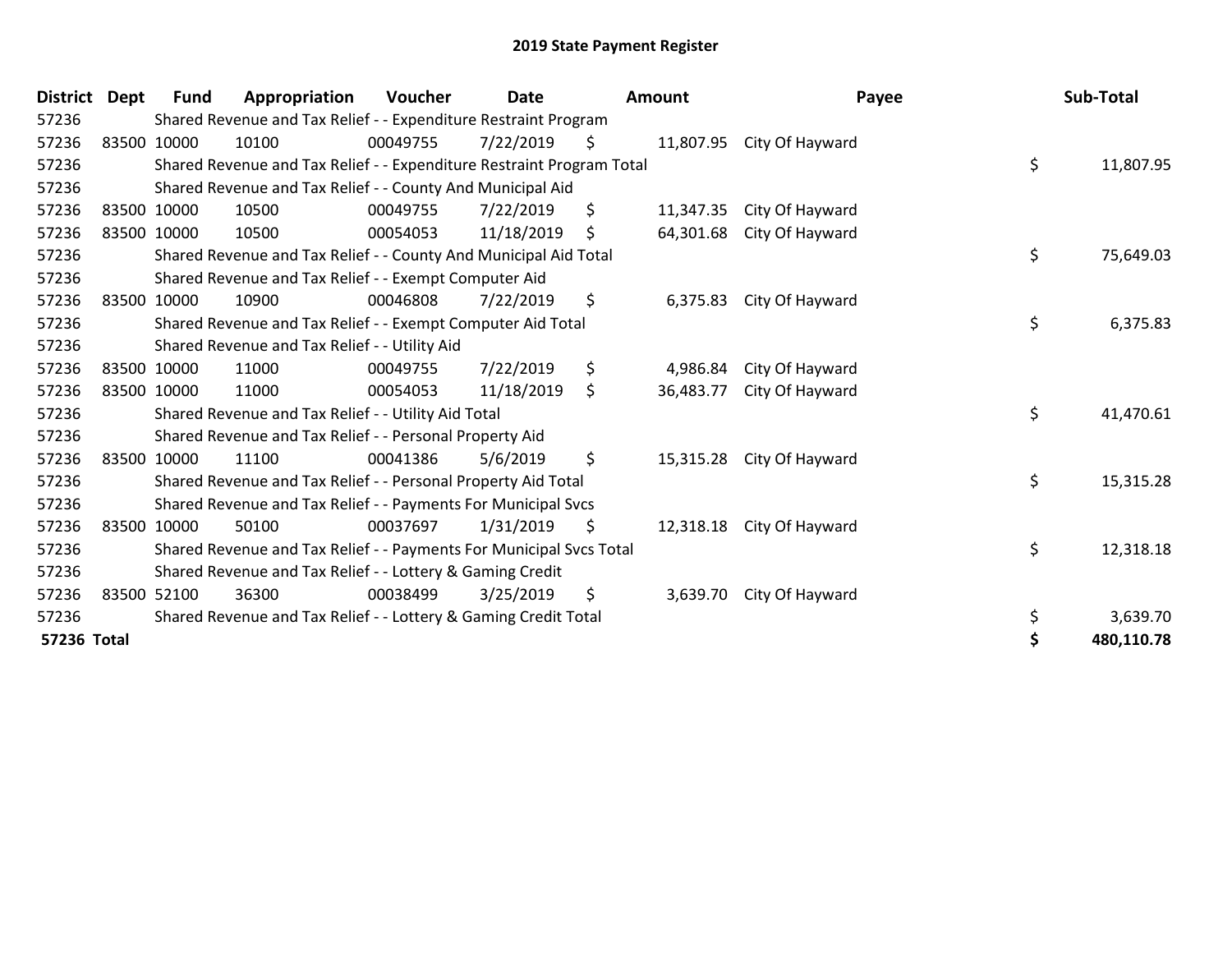# 2019 State Payment Register

| District | Dept | Fund | Appropriation | Voucher | Date | Amount | Payee | Sub-Total |
|---|---|---|---|---|---|---|---|---|
| 57236 | | Shared Revenue and Tax Relief - - Expenditure Restraint Program | | | | | | |
| 57236 | 83500 | 10000 | 10100 | 00049755 | 7/22/2019 | $ 11,807.95 | City Of Hayward | |
| 57236 | | Shared Revenue and Tax Relief - - Expenditure Restraint Program Total | | | | | | $ 11,807.95 |
| 57236 | | Shared Revenue and Tax Relief - - County And Municipal Aid | | | | | | |
| 57236 | 83500 | 10000 | 10500 | 00049755 | 7/22/2019 | $ 11,347.35 | City Of Hayward | |
| 57236 | 83500 | 10000 | 10500 | 00054053 | 11/18/2019 | $ 64,301.68 | City Of Hayward | |
| 57236 | | Shared Revenue and Tax Relief - - County And Municipal Aid Total | | | | | | $ 75,649.03 |
| 57236 | | Shared Revenue and Tax Relief - - Exempt Computer Aid | | | | | | |
| 57236 | 83500 | 10000 | 10900 | 00046808 | 7/22/2019 | $ 6,375.83 | City Of Hayward | |
| 57236 | | Shared Revenue and Tax Relief - - Exempt Computer Aid Total | | | | | | $ 6,375.83 |
| 57236 | | Shared Revenue and Tax Relief - - Utility Aid | | | | | | |
| 57236 | 83500 | 10000 | 11000 | 00049755 | 7/22/2019 | $ 4,986.84 | City Of Hayward | |
| 57236 | 83500 | 10000 | 11000 | 00054053 | 11/18/2019 | $ 36,483.77 | City Of Hayward | |
| 57236 | | Shared Revenue and Tax Relief - - Utility Aid Total | | | | | | $ 41,470.61 |
| 57236 | | Shared Revenue and Tax Relief - - Personal Property Aid | | | | | | |
| 57236 | 83500 | 10000 | 11100 | 00041386 | 5/6/2019 | $ 15,315.28 | City Of Hayward | |
| 57236 | | Shared Revenue and Tax Relief - - Personal Property Aid Total | | | | | | $ 15,315.28 |
| 57236 | | Shared Revenue and Tax Relief - - Payments For Municipal Svcs | | | | | | |
| 57236 | 83500 | 10000 | 50100 | 00037697 | 1/31/2019 | $ 12,318.18 | City Of Hayward | |
| 57236 | | Shared Revenue and Tax Relief - - Payments For Municipal Svcs Total | | | | | | $ 12,318.18 |
| 57236 | | Shared Revenue and Tax Relief - - Lottery & Gaming Credit | | | | | | |
| 57236 | 83500 | 52100 | 36300 | 00038499 | 3/25/2019 | $ 3,639.70 | City Of Hayward | |
| 57236 | | Shared Revenue and Tax Relief - - Lottery & Gaming Credit Total | | | | | | $ 3,639.70 |
| **57236 Total** | | | | | | | | **$ 480,110.78** |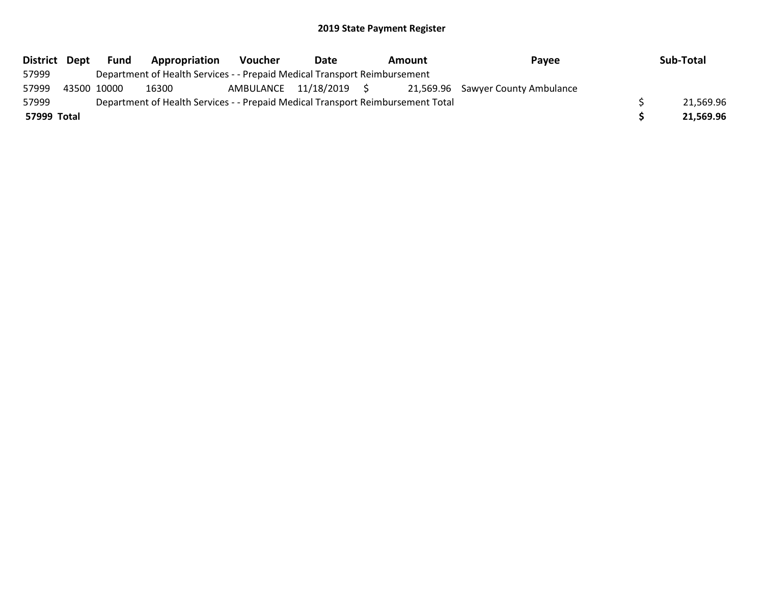# 2019 State Payment Register

| District | Dept | Fund | Appropriation | Voucher | Date | Amount | Payee | Sub-Total |
|---|---|---|---|---|---|---|---|---|
| 57999 | | Department of Health Services - - Prepaid Medical Transport Reimbursement | | | | | | |
| 57999 | 43500 | 10000 | 16300 | AMBULANCE | 11/18/2019 | $ 21,569.96 | Sawyer County Ambulance | |
| 57999 | | Department of Health Services - - Prepaid Medical Transport Reimbursement Total | | | | | | $ 21,569.96 |
| **57999 Total** | | | | | | | | **$ 21,569.96** |